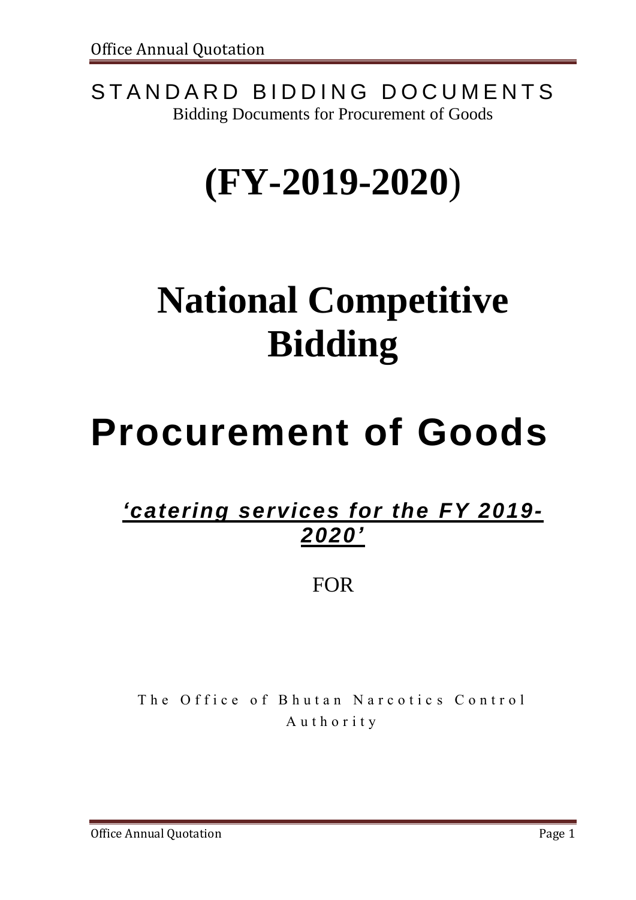STANDARD BIDDING DOCUMENTS

Bidding Documents for Procurement of Goods

# (FY-2019-2020)

# National Competitive Bidding

# Procurement of Goods

***'catering services for the FY 2019-2020'***

FOR

The Office of Bhutan Narcotics Control Authority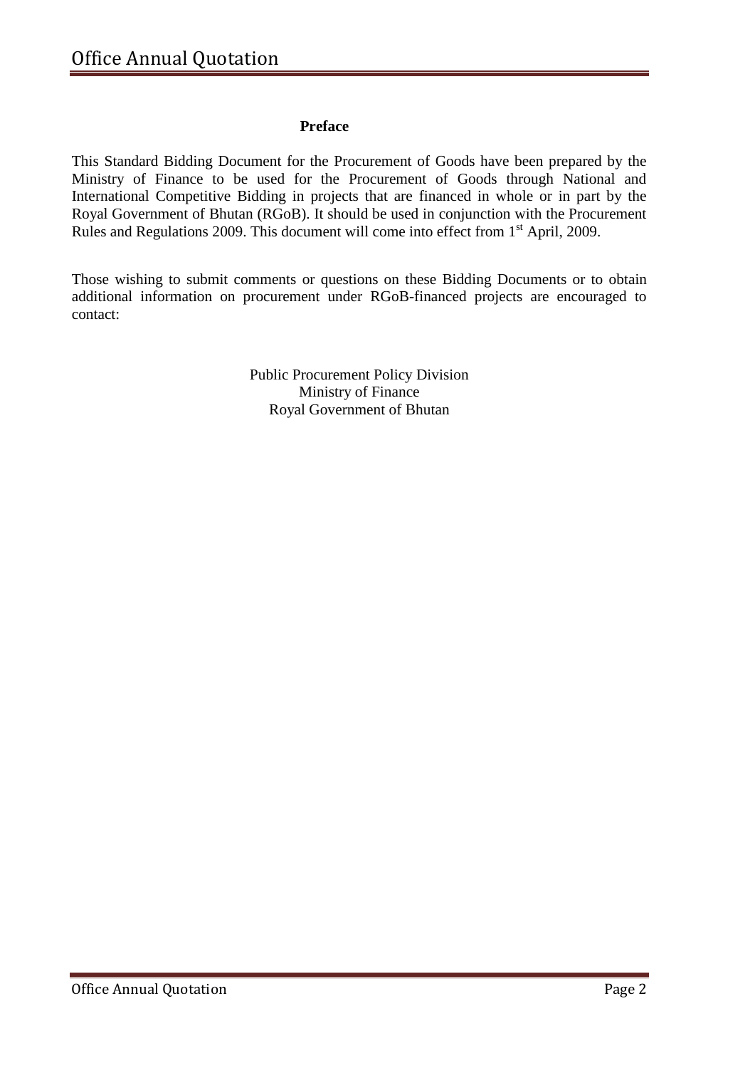## Preface

This Standard Bidding Document for the Procurement of Goods have been prepared by the Ministry of Finance to be used for the Procurement of Goods through National and International Competitive Bidding in projects that are financed in whole or in part by the Royal Government of Bhutan (RGoB). It should be used in conjunction with the Procurement Rules and Regulations 2009. This document will come into effect from 1st April, 2009.

Those wishing to submit comments or questions on these Bidding Documents or to obtain additional information on procurement under RGoB-financed projects are encouraged to contact:

Public Procurement Policy Division
Ministry of Finance
Royal Government of Bhutan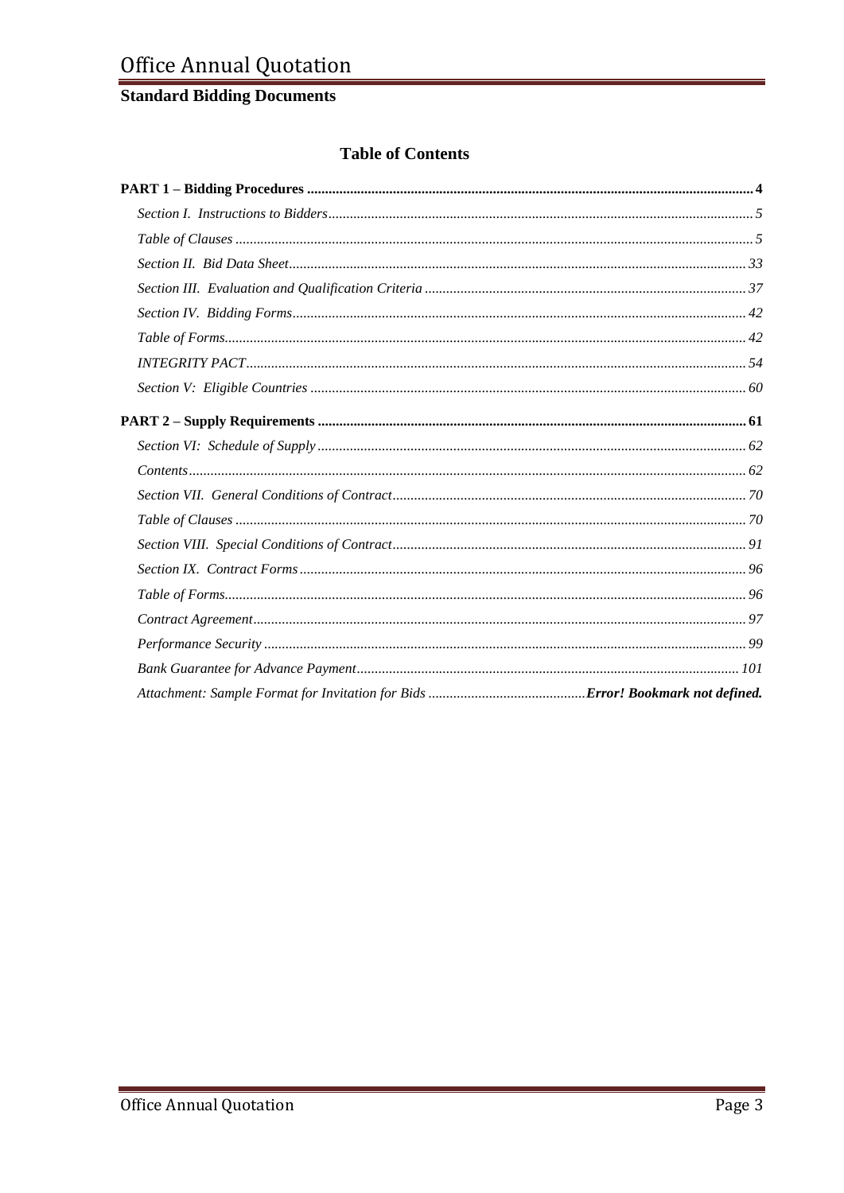**Standard Bidding Documents**

## Table of Contents

**PART 1 – Bidding Procedures** ........ **4**

*Section I. Instructions to Bidders* ........ *5*

*Table of Clauses* ........ *5*

*Section II. Bid Data Sheet* ........ *33*

*Section III. Evaluation and Qualification Criteria* ........ *37*

*Section IV. Bidding Forms* ........ *42*

*Table of Forms* ........ *42*

*INTEGRITY PACT* ........ *54*

*Section V: Eligible Countries* ........ *60*

**PART 2 – Supply Requirements** ........ **61**

*Section VI: Schedule of Supply* ........ *62*

*Contents* ........ *62*

*Section VII. General Conditions of Contract* ........ *70*

*Table of Clauses* ........ *70*

*Section VIII. Special Conditions of Contract* ........ *91*

*Section IX. Contract Forms* ........ *96*

*Table of Forms* ........ *96*

*Contract Agreement* ........ *97*

*Performance Security* ........ *99*

*Bank Guarantee for Advance Payment* ........ *101*

*Attachment: Sample Format for Invitation for Bids* ........ ***Error! Bookmark not defined.***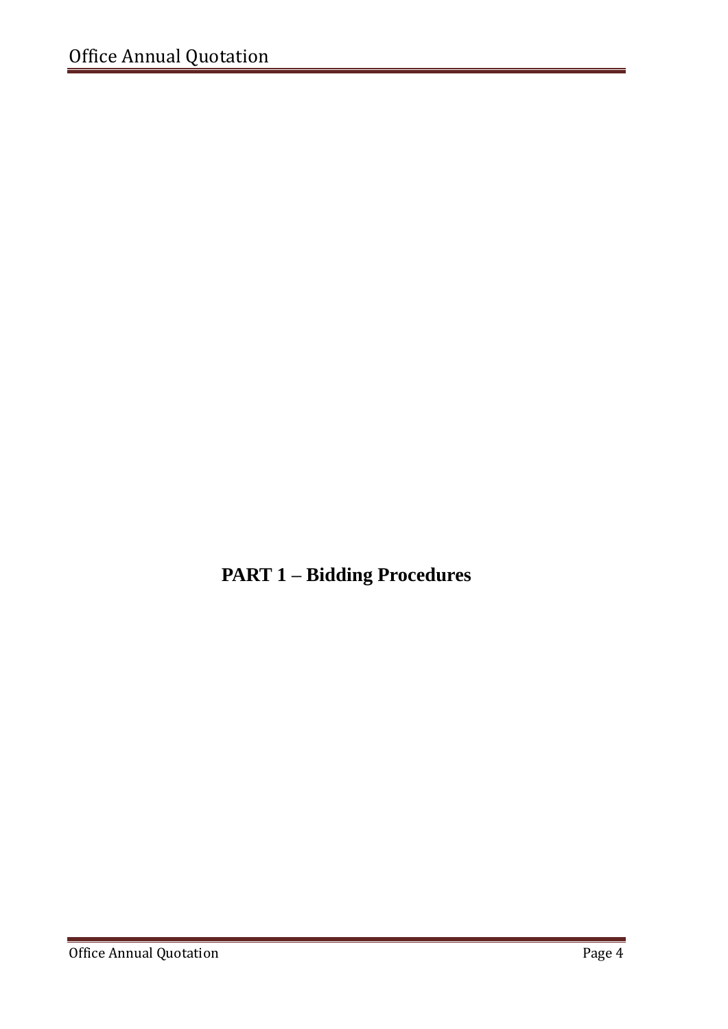# PART 1 – Bidding Procedures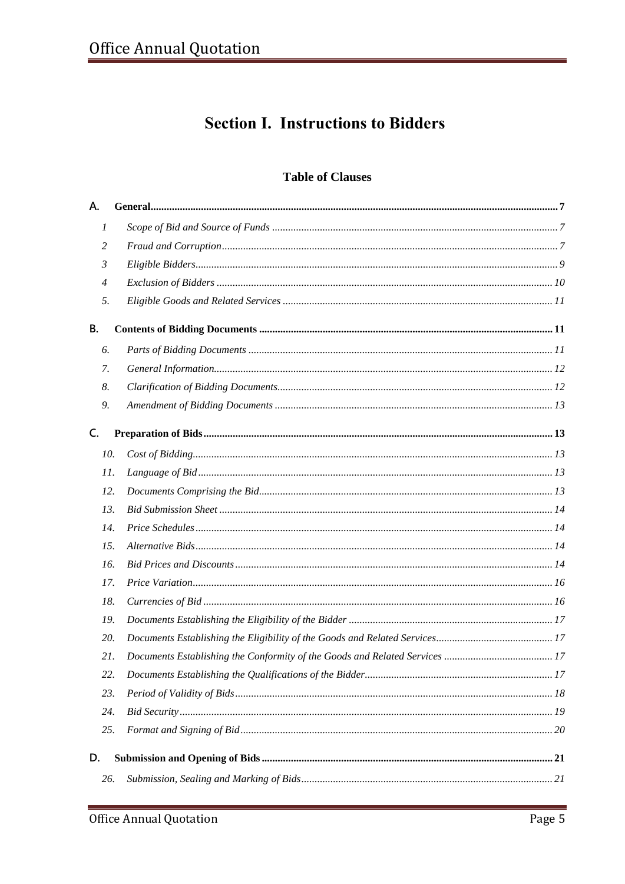# Section I. Instructions to Bidders

## Table of Clauses

**A. General** ........ 7

1. *Scope of Bid and Source of Funds* ........ 7
2. *Fraud and Corruption* ........ 7
3. *Eligible Bidders* ........ 9
4. *Exclusion of Bidders* ........ 10
5. *Eligible Goods and Related Services* ........ 11

**B. Contents of Bidding Documents** ........ 11

6. *Parts of Bidding Documents* ........ 11
7. *General Information* ........ 12
8. *Clarification of Bidding Documents* ........ 12
9. *Amendment of Bidding Documents* ........ 13

**C. Preparation of Bids** ........ 13

10. *Cost of Bidding* ........ 13
11. *Language of Bid* ........ 13
12. *Documents Comprising the Bid* ........ 13
13. *Bid Submission Sheet* ........ 14
14. *Price Schedules* ........ 14
15. *Alternative Bids* ........ 14
16. *Bid Prices and Discounts* ........ 14
17. *Price Variation* ........ 16
18. *Currencies of Bid* ........ 16
19. *Documents Establishing the Eligibility of the Bidder* ........ 17
20. *Documents Establishing the Eligibility of the Goods and Related Services* ........ 17
21. *Documents Establishing the Conformity of the Goods and Related Services* ........ 17
22. *Documents Establishing the Qualifications of the Bidder* ........ 17
23. *Period of Validity of Bids* ........ 18
24. *Bid Security* ........ 19
25. *Format and Signing of Bid* ........ 20

**D. Submission and Opening of Bids** ........ 21

26. *Submission, Sealing and Marking of Bids* ........ 21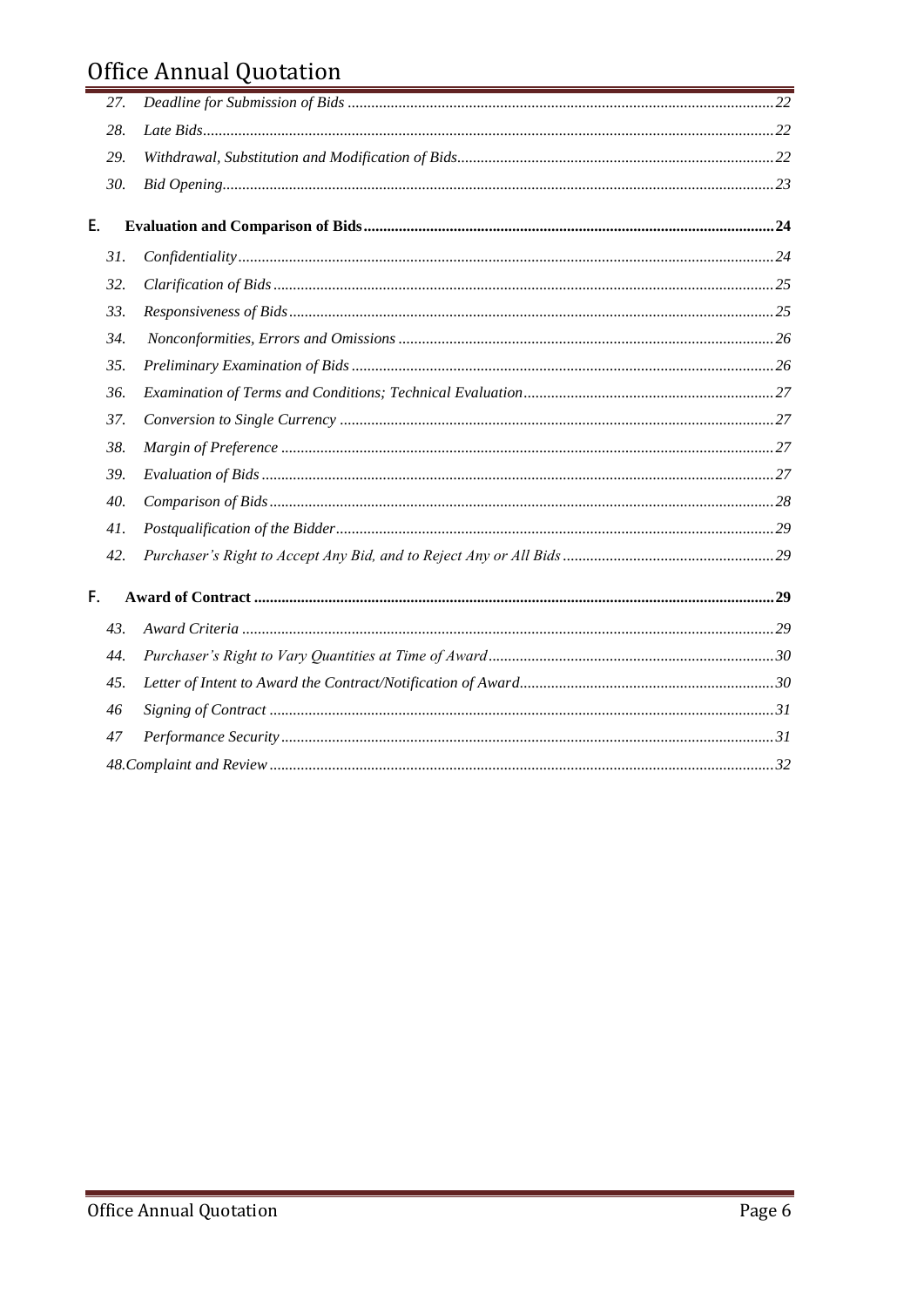| | | |
|---|---|---|
| 27. | *Deadline for Submission of Bids* | *22* |
| 28. | *Late Bids* | *22* |
| 29. | *Withdrawal, Substitution and Modification of Bids* | *22* |
| 30. | *Bid Opening* | *23* |

**E. Evaluation and Comparison of Bids** ........ **24**

| | | |
|---|---|---|
| 31. | *Confidentiality* | *24* |
| 32. | *Clarification of Bids* | *25* |
| 33. | *Responsiveness of Bids* | *25* |
| 34. | *Nonconformities, Errors and Omissions* | *26* |
| 35. | *Preliminary Examination of Bids* | *26* |
| 36. | *Examination of Terms and Conditions; Technical Evaluation* | *27* |
| 37. | *Conversion to Single Currency* | *27* |
| 38. | *Margin of Preference* | *27* |
| 39. | *Evaluation of Bids* | *27* |
| 40. | *Comparison of Bids* | *28* |
| 41. | *Postqualification of the Bidder* | *29* |
| 42. | *Purchaser's Right to Accept Any Bid, and to Reject Any or All Bids* | *29* |

**F. Award of Contract** ........ **29**

| | | |
|---|---|---|
| 43. | *Award Criteria* | *29* |
| 44. | *Purchaser's Right to Vary Quantities at Time of Award* | *30* |
| 45. | *Letter of Intent to Award the Contract/Notification of Award* | *30* |
| 46 | *Signing of Contract* | *31* |
| 47 | *Performance Security* | *31* |
| | *48.Complaint and Review* | *32* |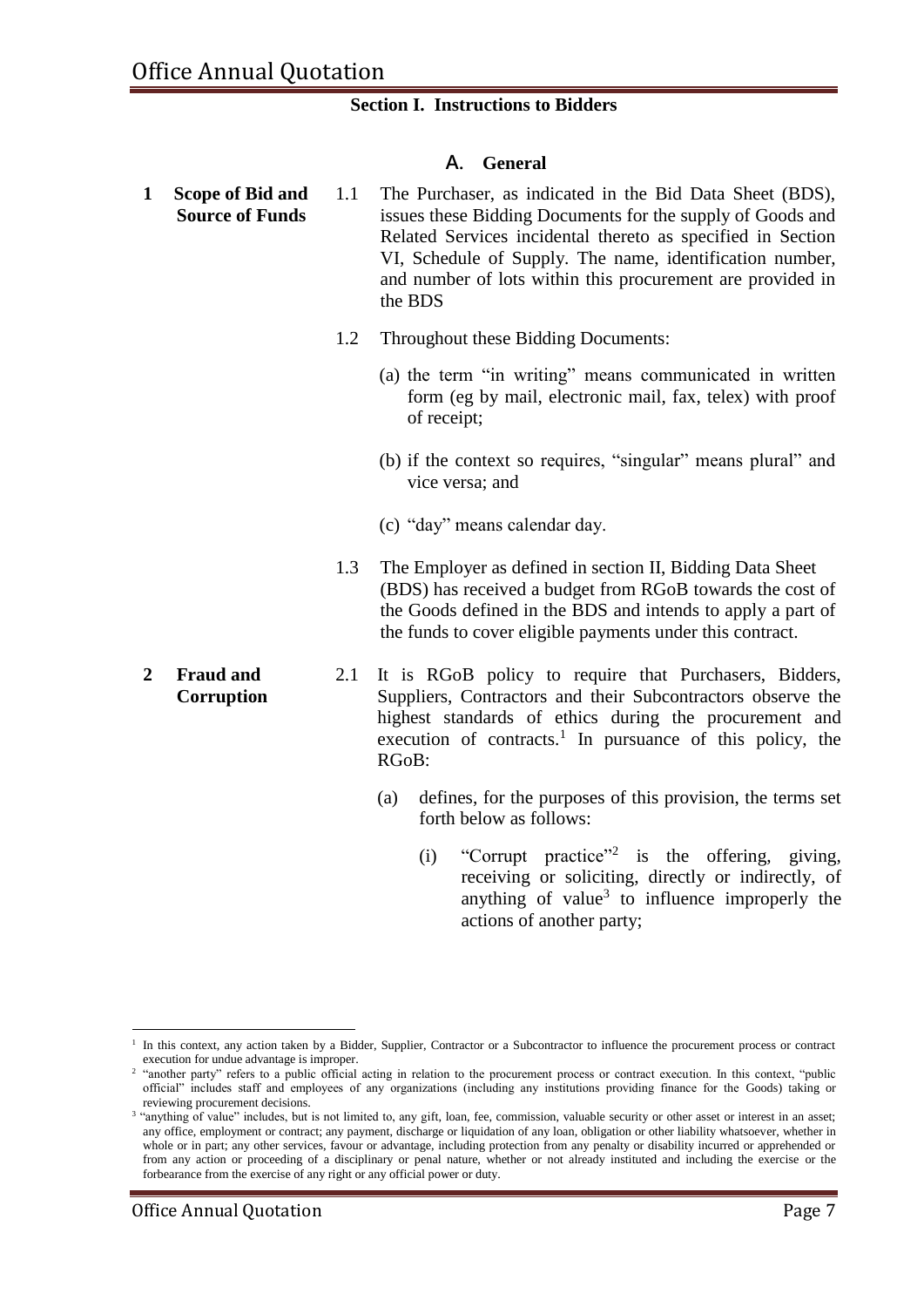## Section I. Instructions to Bidders

### A. General

**1 Scope of Bid and Source of Funds**

1.1 The Purchaser, as indicated in the Bid Data Sheet (BDS), issues these Bidding Documents for the supply of Goods and Related Services incidental thereto as specified in Section VI, Schedule of Supply. The name, identification number, and number of lots within this procurement are provided in the BDS

1.2 Throughout these Bidding Documents:

(a) the term "in writing" means communicated in written form (eg by mail, electronic mail, fax, telex) with proof of receipt;

(b) if the context so requires, "singular" means plural" and vice versa; and

(c) "day" means calendar day.

1.3 The Employer as defined in section II, Bidding Data Sheet (BDS) has received a budget from RGoB towards the cost of the Goods defined in the BDS and intends to apply a part of the funds to cover eligible payments under this contract.

**2 Fraud and Corruption**

2.1 It is RGoB policy to require that Purchasers, Bidders, Suppliers, Contractors and their Subcontractors observe the highest standards of ethics during the procurement and execution of contracts.[1] In pursuance of this policy, the RGoB:

(a) defines, for the purposes of this provision, the terms set forth below as follows:

(i) "Corrupt practice"[2] is the offering, giving, receiving or soliciting, directly or indirectly, of anything of value[3] to influence improperly the actions of another party;

---

[1] In this context, any action taken by a Bidder, Supplier, Contractor or a Subcontractor to influence the procurement process or contract execution for undue advantage is improper.

[2] "another party" refers to a public official acting in relation to the procurement process or contract execution. In this context, "public official" includes staff and employees of any organizations (including any institutions providing finance for the Goods) taking or reviewing procurement decisions.

[3] "anything of value" includes, but is not limited to, any gift, loan, fee, commission, valuable security or other asset or interest in an asset; any office, employment or contract; any payment, discharge or liquidation of any loan, obligation or other liability whatsoever, whether in whole or in part; any other services, favour or advantage, including protection from any penalty or disability incurred or apprehended or from any action or proceeding of a disciplinary or penal nature, whether or not already instituted and including the exercise or the forbearance from the exercise of any right or any official power or duty.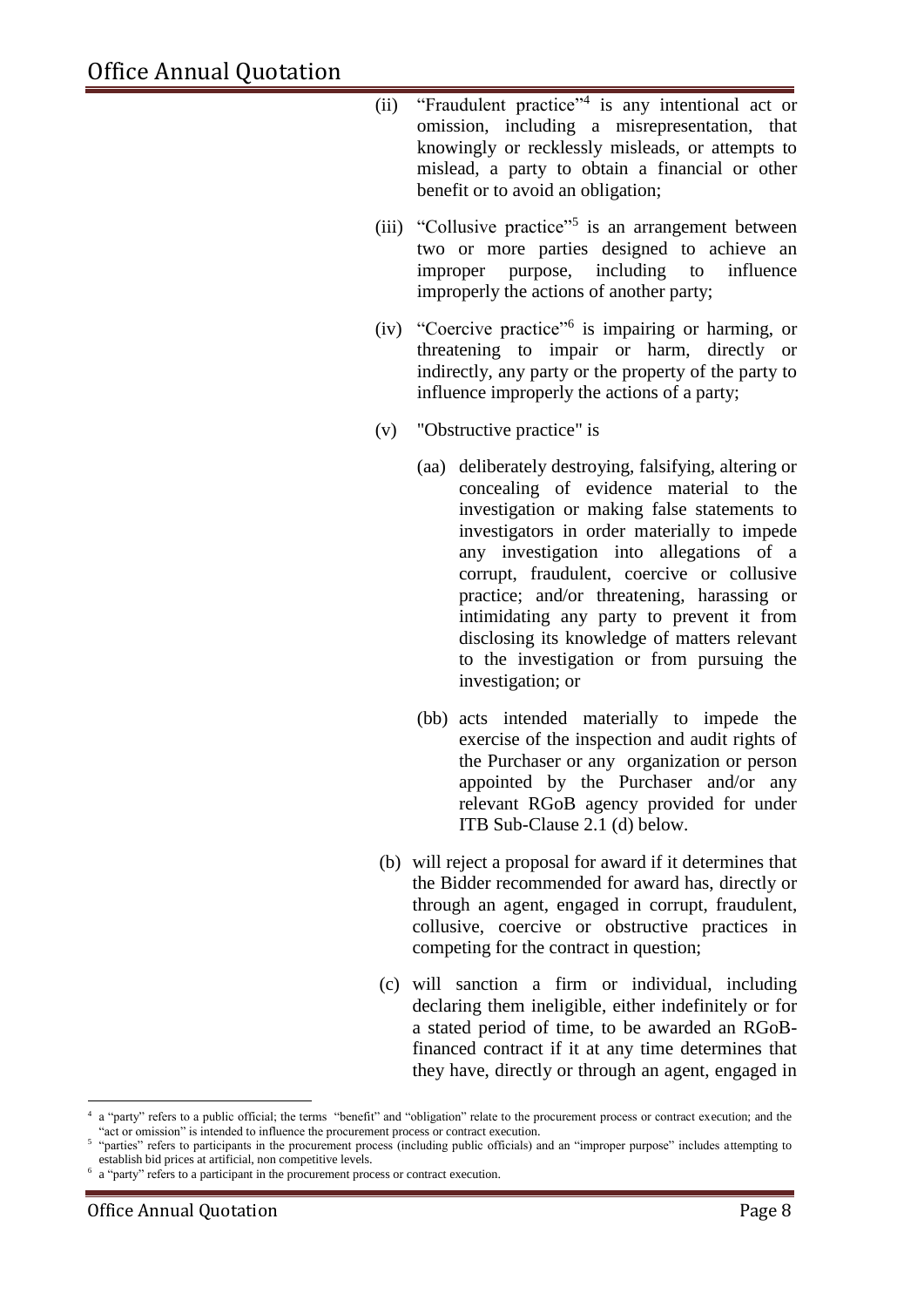(ii) "Fraudulent practice"[4] is any intentional act or omission, including a misrepresentation, that knowingly or recklessly misleads, or attempts to mislead, a party to obtain a financial or other benefit or to avoid an obligation;

(iii) "Collusive practice"[5] is an arrangement between two or more parties designed to achieve an improper purpose, including to influence improperly the actions of another party;

(iv) "Coercive practice"[6] is impairing or harming, or threatening to impair or harm, directly or indirectly, any party or the property of the party to influence improperly the actions of a party;

(v) "Obstructive practice" is

(aa) deliberately destroying, falsifying, altering or concealing of evidence material to the investigation or making false statements to investigators in order materially to impede any investigation into allegations of a corrupt, fraudulent, coercive or collusive practice; and/or threatening, harassing or intimidating any party to prevent it from disclosing its knowledge of matters relevant to the investigation or from pursuing the investigation; or

(bb) acts intended materially to impede the exercise of the inspection and audit rights of the Purchaser or any organization or person appointed by the Purchaser and/or any relevant RGoB agency provided for under ITB Sub-Clause 2.1 (d) below.

(b) will reject a proposal for award if it determines that the Bidder recommended for award has, directly or through an agent, engaged in corrupt, fraudulent, collusive, coercive or obstructive practices in competing for the contract in question;

(c) will sanction a firm or individual, including declaring them ineligible, either indefinitely or for a stated period of time, to be awarded an RGoB-financed contract if it at any time determines that they have, directly or through an agent, engaged in

---

[4] a "party" refers to a public official; the terms "benefit" and "obligation" relate to the procurement process or contract execution; and the "act or omission" is intended to influence the procurement process or contract execution.

[5] "parties" refers to participants in the procurement process (including public officials) and an "improper purpose" includes attempting to establish bid prices at artificial, non competitive levels.

[6] a "party" refers to a participant in the procurement process or contract execution.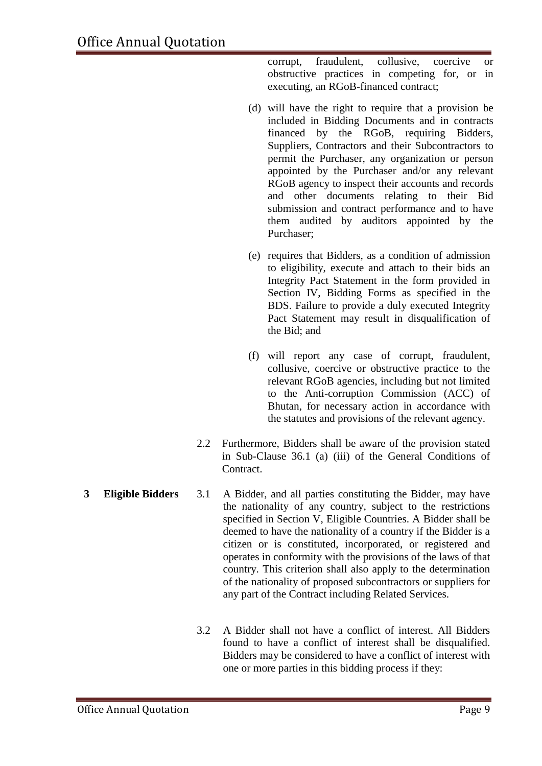corrupt, fraudulent, collusive, coercive or obstructive practices in competing for, or in executing, an RGoB-financed contract;

(d) will have the right to require that a provision be included in Bidding Documents and in contracts financed by the RGoB, requiring Bidders, Suppliers, Contractors and their Subcontractors to permit the Purchaser, any organization or person appointed by the Purchaser and/or any relevant RGoB agency to inspect their accounts and records and other documents relating to their Bid submission and contract performance and to have them audited by auditors appointed by the Purchaser;

(e) requires that Bidders, as a condition of admission to eligibility, execute and attach to their bids an Integrity Pact Statement in the form provided in Section IV, Bidding Forms as specified in the BDS. Failure to provide a duly executed Integrity Pact Statement may result in disqualification of the Bid; and

(f) will report any case of corrupt, fraudulent, collusive, coercive or obstructive practice to the relevant RGoB agencies, including but not limited to the Anti-corruption Commission (ACC) of Bhutan, for necessary action in accordance with the statutes and provisions of the relevant agency.

2.2 Furthermore, Bidders shall be aware of the provision stated in Sub-Clause 36.1 (a) (iii) of the General Conditions of Contract.

**3 Eligible Bidders**

3.1 A Bidder, and all parties constituting the Bidder, may have the nationality of any country, subject to the restrictions specified in Section V, Eligible Countries. A Bidder shall be deemed to have the nationality of a country if the Bidder is a citizen or is constituted, incorporated, or registered and operates in conformity with the provisions of the laws of that country. This criterion shall also apply to the determination of the nationality of proposed subcontractors or suppliers for any part of the Contract including Related Services.

3.2 A Bidder shall not have a conflict of interest. All Bidders found to have a conflict of interest shall be disqualified. Bidders may be considered to have a conflict of interest with one or more parties in this bidding process if they: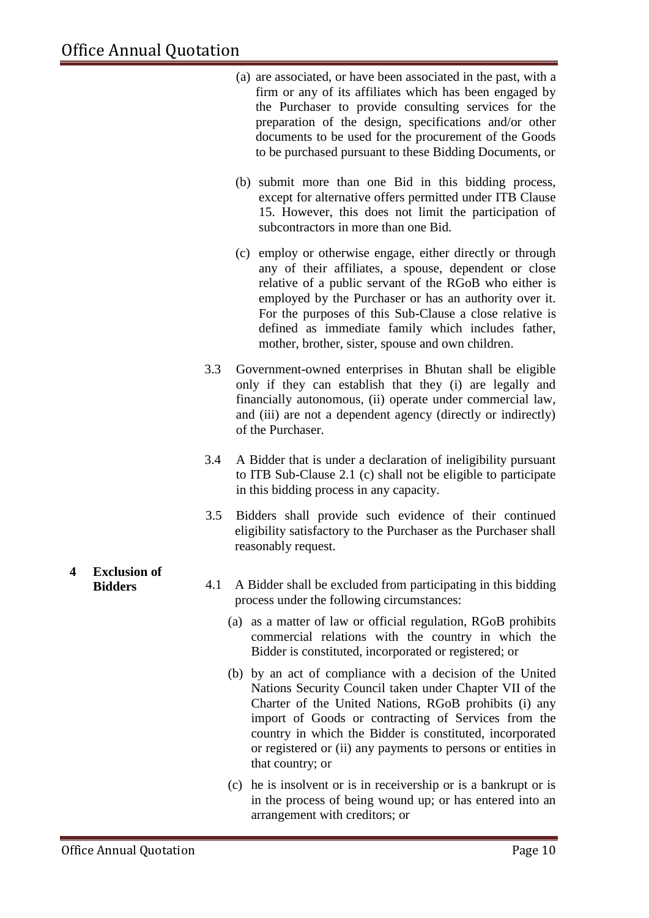(a) are associated, or have been associated in the past, with a firm or any of its affiliates which has been engaged by the Purchaser to provide consulting services for the preparation of the design, specifications and/or other documents to be used for the procurement of the Goods to be purchased pursuant to these Bidding Documents, or

(b) submit more than one Bid in this bidding process, except for alternative offers permitted under ITB Clause 15. However, this does not limit the participation of subcontractors in more than one Bid.

(c) employ or otherwise engage, either directly or through any of their affiliates, a spouse, dependent or close relative of a public servant of the RGoB who either is employed by the Purchaser or has an authority over it. For the purposes of this Sub-Clause a close relative is defined as immediate family which includes father, mother, brother, sister, spouse and own children.

3.3 Government-owned enterprises in Bhutan shall be eligible only if they can establish that they (i) are legally and financially autonomous, (ii) operate under commercial law, and (iii) are not a dependent agency (directly or indirectly) of the Purchaser.

3.4 A Bidder that is under a declaration of ineligibility pursuant to ITB Sub-Clause 2.1 (c) shall not be eligible to participate in this bidding process in any capacity.

3.5 Bidders shall provide such evidence of their continued eligibility satisfactory to the Purchaser as the Purchaser shall reasonably request.

**4 Exclusion of Bidders**

4.1 A Bidder shall be excluded from participating in this bidding process under the following circumstances:

(a) as a matter of law or official regulation, RGoB prohibits commercial relations with the country in which the Bidder is constituted, incorporated or registered; or

(b) by an act of compliance with a decision of the United Nations Security Council taken under Chapter VII of the Charter of the United Nations, RGoB prohibits (i) any import of Goods or contracting of Services from the country in which the Bidder is constituted, incorporated or registered or (ii) any payments to persons or entities in that country; or

(c) he is insolvent or is in receivership or is a bankrupt or is in the process of being wound up; or has entered into an arrangement with creditors; or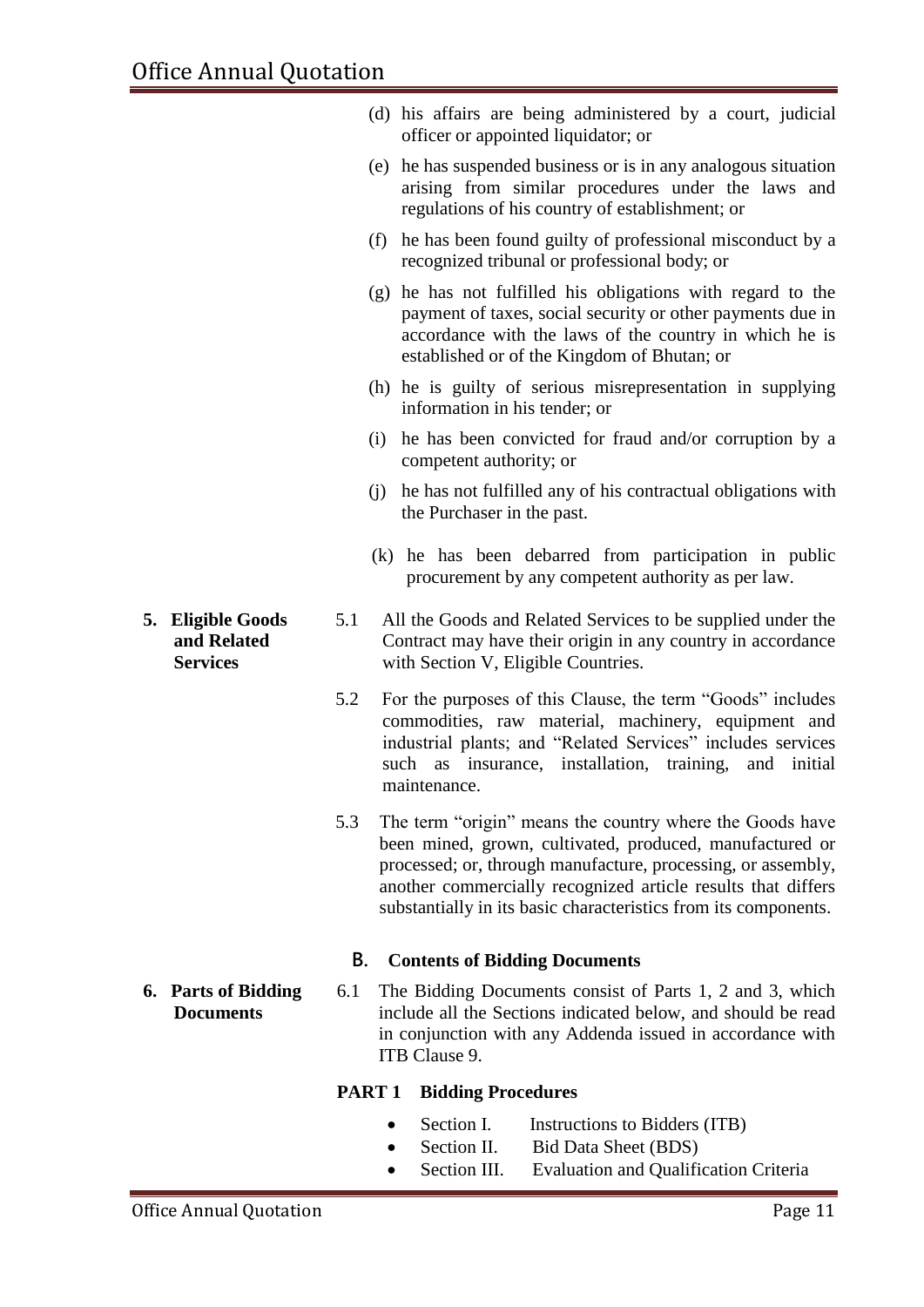(d) his affairs are being administered by a court, judicial officer or appointed liquidator; or

(e) he has suspended business or is in any analogous situation arising from similar procedures under the laws and regulations of his country of establishment; or

(f) he has been found guilty of professional misconduct by a recognized tribunal or professional body; or

(g) he has not fulfilled his obligations with regard to the payment of taxes, social security or other payments due in accordance with the laws of the country in which he is established or of the Kingdom of Bhutan; or

(h) he is guilty of serious misrepresentation in supplying information in his tender; or

(i) he has been convicted for fraud and/or corruption by a competent authority; or

(j) he has not fulfilled any of his contractual obligations with the Purchaser in the past.

(k) he has been debarred from participation in public procurement by any competent authority as per law.

**5. Eligible Goods and Related Services**

5.1 All the Goods and Related Services to be supplied under the Contract may have their origin in any country in accordance with Section V, Eligible Countries.

5.2 For the purposes of this Clause, the term "Goods" includes commodities, raw material, machinery, equipment and industrial plants; and "Related Services" includes services such as insurance, installation, training, and initial maintenance.

5.3 The term "origin" means the country where the Goods have been mined, grown, cultivated, produced, manufactured or processed; or, through manufacture, processing, or assembly, another commercially recognized article results that differs substantially in its basic characteristics from its components.

## B. Contents of Bidding Documents

**6. Parts of Bidding Documents**

6.1 The Bidding Documents consist of Parts 1, 2 and 3, which include all the Sections indicated below, and should be read in conjunction with any Addenda issued in accordance with ITB Clause 9.

**PART 1 Bidding Procedures**

- Section I. Instructions to Bidders (ITB)
- Section II. Bid Data Sheet (BDS)
- Section III. Evaluation and Qualification Criteria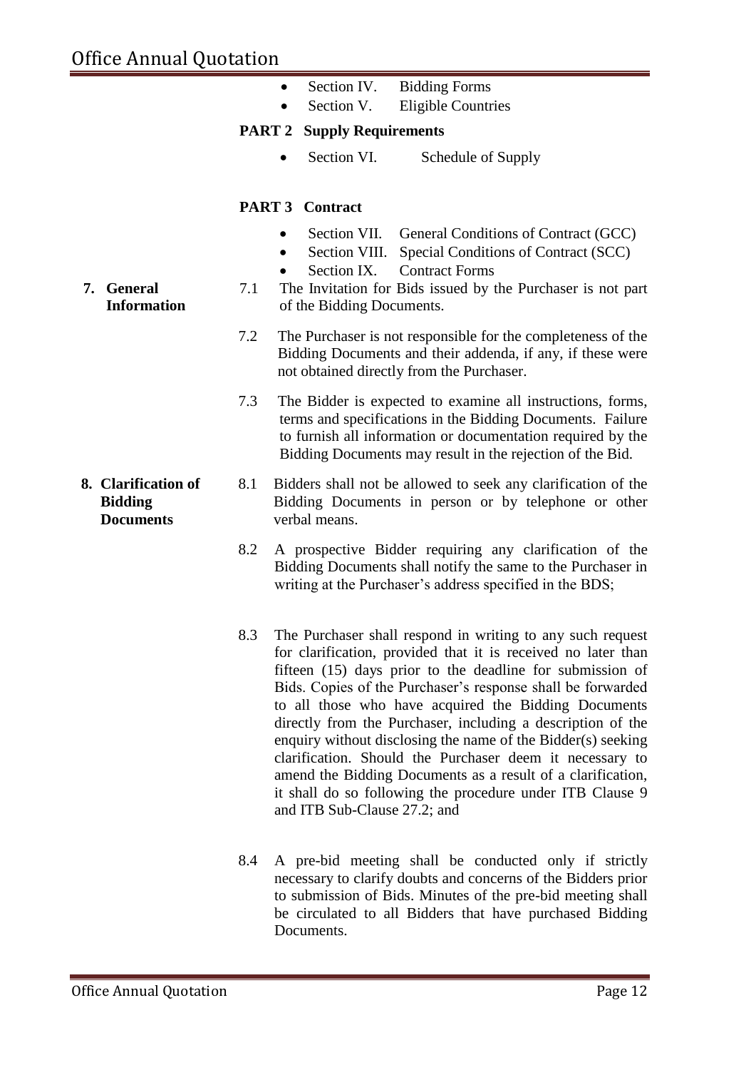- Section IV. Bidding Forms
- Section V. Eligible Countries

**PART 2 Supply Requirements**

- Section VI. Schedule of Supply

**PART 3 Contract**

- Section VII. General Conditions of Contract (GCC)
- Section VIII. Special Conditions of Contract (SCC)
- Section IX. Contract Forms

**7. General Information**

7.1 The Invitation for Bids issued by the Purchaser is not part of the Bidding Documents.

7.2 The Purchaser is not responsible for the completeness of the Bidding Documents and their addenda, if any, if these were not obtained directly from the Purchaser.

7.3 The Bidder is expected to examine all instructions, forms, terms and specifications in the Bidding Documents. Failure to furnish all information or documentation required by the Bidding Documents may result in the rejection of the Bid.

**8. Clarification of Bidding Documents**

8.1 Bidders shall not be allowed to seek any clarification of the Bidding Documents in person or by telephone or other verbal means.

8.2 A prospective Bidder requiring any clarification of the Bidding Documents shall notify the same to the Purchaser in writing at the Purchaser's address specified in the BDS;

8.3 The Purchaser shall respond in writing to any such request for clarification, provided that it is received no later than fifteen (15) days prior to the deadline for submission of Bids. Copies of the Purchaser's response shall be forwarded to all those who have acquired the Bidding Documents directly from the Purchaser, including a description of the enquiry without disclosing the name of the Bidder(s) seeking clarification. Should the Purchaser deem it necessary to amend the Bidding Documents as a result of a clarification, it shall do so following the procedure under ITB Clause 9 and ITB Sub-Clause 27.2; and

8.4 A pre-bid meeting shall be conducted only if strictly necessary to clarify doubts and concerns of the Bidders prior to submission of Bids. Minutes of the pre-bid meeting shall be circulated to all Bidders that have purchased Bidding Documents.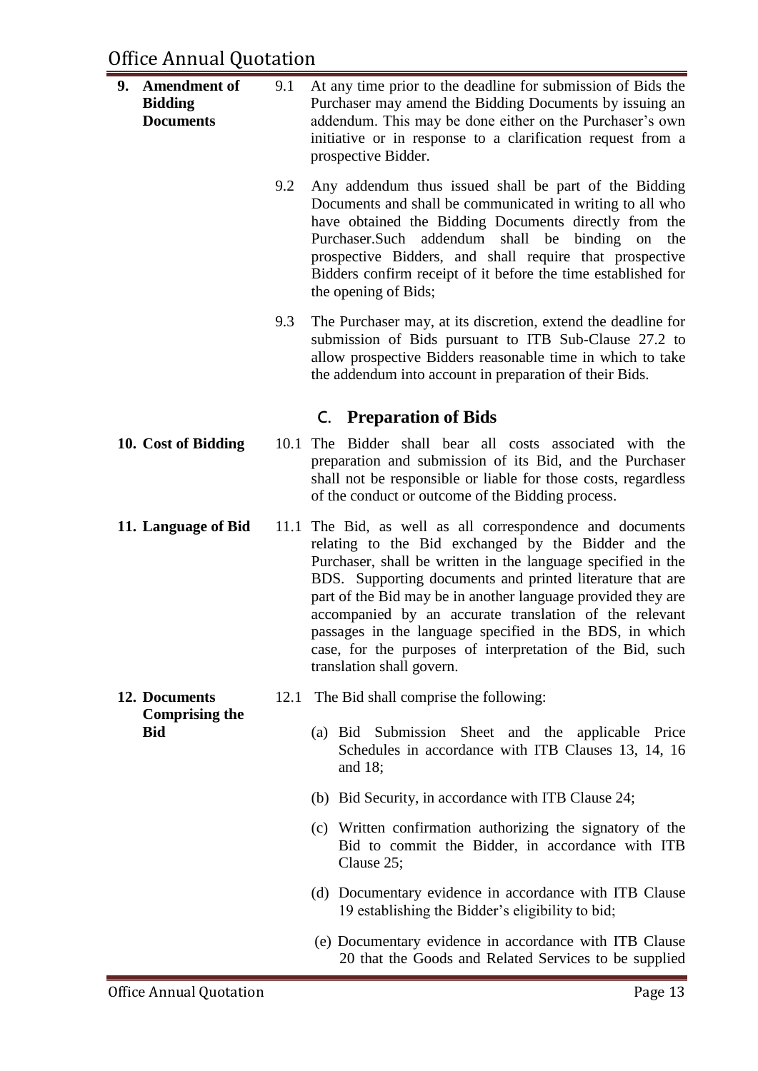**9. Amendment of Bidding Documents**

9.1 At any time prior to the deadline for submission of Bids the Purchaser may amend the Bidding Documents by issuing an addendum. This may be done either on the Purchaser's own initiative or in response to a clarification request from a prospective Bidder.

9.2 Any addendum thus issued shall be part of the Bidding Documents and shall be communicated in writing to all who have obtained the Bidding Documents directly from the Purchaser.Such addendum shall be binding on the prospective Bidders, and shall require that prospective Bidders confirm receipt of it before the time established for the opening of Bids;

9.3 The Purchaser may, at its discretion, extend the deadline for submission of Bids pursuant to ITB Sub-Clause 27.2 to allow prospective Bidders reasonable time in which to take the addendum into account in preparation of their Bids.

## C. Preparation of Bids

**10. Cost of Bidding**

10.1 The Bidder shall bear all costs associated with the preparation and submission of its Bid, and the Purchaser shall not be responsible or liable for those costs, regardless of the conduct or outcome of the Bidding process.

**11. Language of Bid**

11.1 The Bid, as well as all correspondence and documents relating to the Bid exchanged by the Bidder and the Purchaser, shall be written in the language specified in the BDS. Supporting documents and printed literature that are part of the Bid may be in another language provided they are accompanied by an accurate translation of the relevant passages in the language specified in the BDS, in which case, for the purposes of interpretation of the Bid, such translation shall govern.

**12. Documents Comprising the Bid**

12.1 The Bid shall comprise the following:

(a) Bid Submission Sheet and the applicable Price Schedules in accordance with ITB Clauses 13, 14, 16 and 18;

(b) Bid Security, in accordance with ITB Clause 24;

(c) Written confirmation authorizing the signatory of the Bid to commit the Bidder, in accordance with ITB Clause 25;

(d) Documentary evidence in accordance with ITB Clause 19 establishing the Bidder's eligibility to bid;

(e) Documentary evidence in accordance with ITB Clause 20 that the Goods and Related Services to be supplied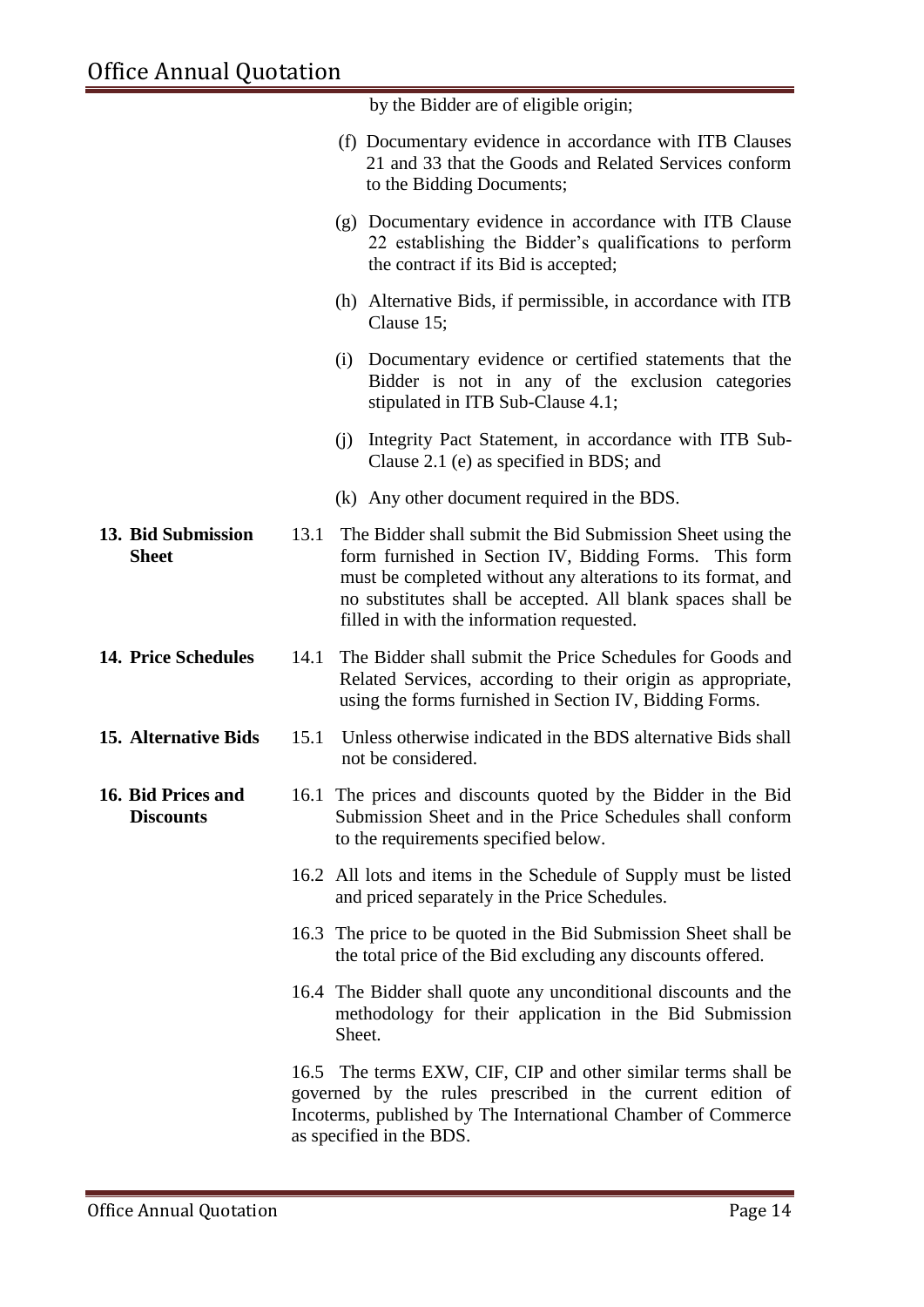by the Bidder are of eligible origin;

(f) Documentary evidence in accordance with ITB Clauses 21 and 33 that the Goods and Related Services conform to the Bidding Documents;

(g) Documentary evidence in accordance with ITB Clause 22 establishing the Bidder's qualifications to perform the contract if its Bid is accepted;

(h) Alternative Bids, if permissible, in accordance with ITB Clause 15;

(i) Documentary evidence or certified statements that the Bidder is not in any of the exclusion categories stipulated in ITB Sub-Clause 4.1;

(j) Integrity Pact Statement, in accordance with ITB Sub-Clause 2.1 (e) as specified in BDS; and

(k) Any other document required in the BDS.

**13. Bid Submission Sheet**

13.1 The Bidder shall submit the Bid Submission Sheet using the form furnished in Section IV, Bidding Forms. This form must be completed without any alterations to its format, and no substitutes shall be accepted. All blank spaces shall be filled in with the information requested.

**14. Price Schedules**

14.1 The Bidder shall submit the Price Schedules for Goods and Related Services, according to their origin as appropriate, using the forms furnished in Section IV, Bidding Forms.

**15. Alternative Bids**

15.1 Unless otherwise indicated in the BDS alternative Bids shall not be considered.

**16. Bid Prices and Discounts**

16.1 The prices and discounts quoted by the Bidder in the Bid Submission Sheet and in the Price Schedules shall conform to the requirements specified below.

16.2 All lots and items in the Schedule of Supply must be listed and priced separately in the Price Schedules.

16.3 The price to be quoted in the Bid Submission Sheet shall be the total price of the Bid excluding any discounts offered.

16.4 The Bidder shall quote any unconditional discounts and the methodology for their application in the Bid Submission Sheet.

16.5 The terms EXW, CIF, CIP and other similar terms shall be governed by the rules prescribed in the current edition of Incoterms, published by The International Chamber of Commerce as specified in the BDS.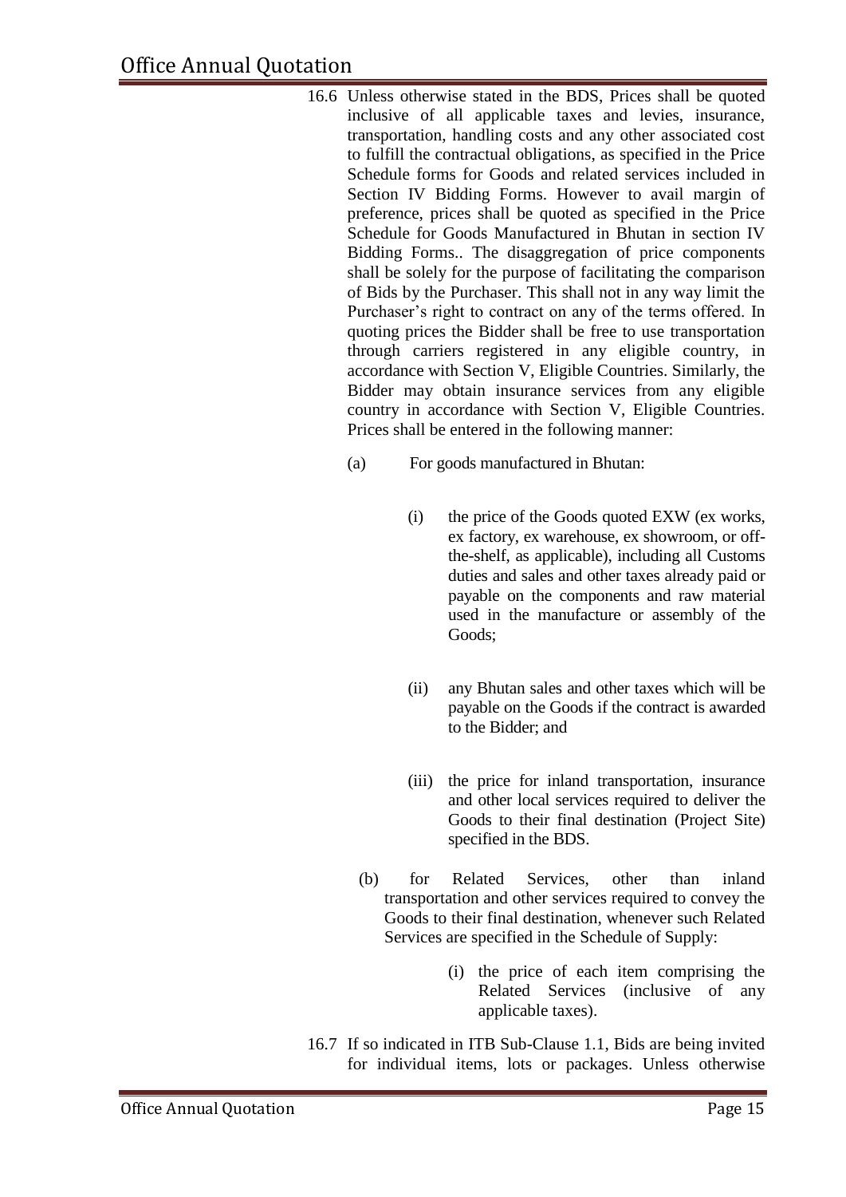16.6 Unless otherwise stated in the BDS, Prices shall be quoted inclusive of all applicable taxes and levies, insurance, transportation, handling costs and any other associated cost to fulfill the contractual obligations, as specified in the Price Schedule forms for Goods and related services included in Section IV Bidding Forms. However to avail margin of preference, prices shall be quoted as specified in the Price Schedule for Goods Manufactured in Bhutan in section IV Bidding Forms.. The disaggregation of price components shall be solely for the purpose of facilitating the comparison of Bids by the Purchaser. This shall not in any way limit the Purchaser's right to contract on any of the terms offered. In quoting prices the Bidder shall be free to use transportation through carriers registered in any eligible country, in accordance with Section V, Eligible Countries. Similarly, the Bidder may obtain insurance services from any eligible country in accordance with Section V, Eligible Countries. Prices shall be entered in the following manner:

(a) For goods manufactured in Bhutan:

(i) the price of the Goods quoted EXW (ex works, ex factory, ex warehouse, ex showroom, or off-the-shelf, as applicable), including all Customs duties and sales and other taxes already paid or payable on the components and raw material used in the manufacture or assembly of the Goods;

(ii) any Bhutan sales and other taxes which will be payable on the Goods if the contract is awarded to the Bidder; and

(iii) the price for inland transportation, insurance and other local services required to deliver the Goods to their final destination (Project Site) specified in the BDS.

(b) for Related Services, other than inland transportation and other services required to convey the Goods to their final destination, whenever such Related Services are specified in the Schedule of Supply:

(i) the price of each item comprising the Related Services (inclusive of any applicable taxes).

16.7 If so indicated in ITB Sub-Clause 1.1, Bids are being invited for individual items, lots or packages. Unless otherwise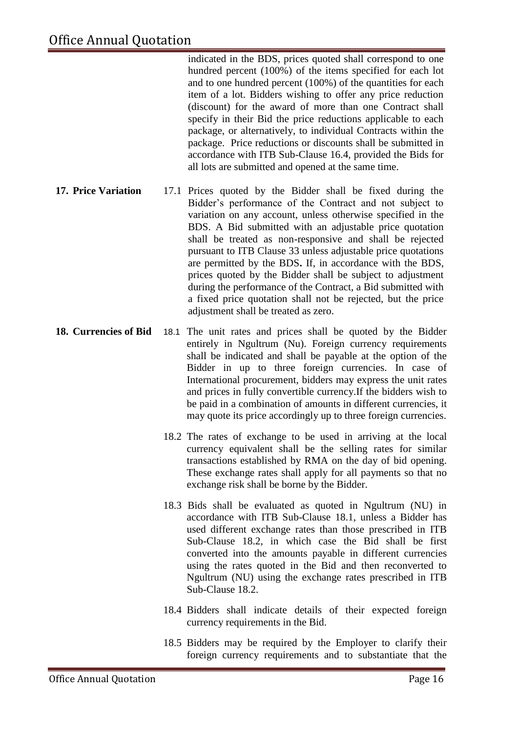indicated in the BDS, prices quoted shall correspond to one hundred percent (100%) of the items specified for each lot and to one hundred percent (100%) of the quantities for each item of a lot. Bidders wishing to offer any price reduction (discount) for the award of more than one Contract shall specify in their Bid the price reductions applicable to each package, or alternatively, to individual Contracts within the package. Price reductions or discounts shall be submitted in accordance with ITB Sub-Clause 16.4, provided the Bids for all lots are submitted and opened at the same time.

**17. Price Variation**

17.1 Prices quoted by the Bidder shall be fixed during the Bidder's performance of the Contract and not subject to variation on any account, unless otherwise specified in the BDS. A Bid submitted with an adjustable price quotation shall be treated as non-responsive and shall be rejected pursuant to ITB Clause 33 unless adjustable price quotations are permitted by the BDS**.** If, in accordance with the BDS, prices quoted by the Bidder shall be subject to adjustment during the performance of the Contract, a Bid submitted with a fixed price quotation shall not be rejected, but the price adjustment shall be treated as zero.

**18. Currencies of Bid**

18.1 The unit rates and prices shall be quoted by the Bidder entirely in Ngultrum (Nu). Foreign currency requirements shall be indicated and shall be payable at the option of the Bidder in up to three foreign currencies. In case of International procurement, bidders may express the unit rates and prices in fully convertible currency.If the bidders wish to be paid in a combination of amounts in different currencies, it may quote its price accordingly up to three foreign currencies.

18.2 The rates of exchange to be used in arriving at the local currency equivalent shall be the selling rates for similar transactions established by RMA on the day of bid opening. These exchange rates shall apply for all payments so that no exchange risk shall be borne by the Bidder.

18.3 Bids shall be evaluated as quoted in Ngultrum (NU) in accordance with ITB Sub-Clause 18.1, unless a Bidder has used different exchange rates than those prescribed in ITB Sub-Clause 18.2, in which case the Bid shall be first converted into the amounts payable in different currencies using the rates quoted in the Bid and then reconverted to Ngultrum (NU) using the exchange rates prescribed in ITB Sub-Clause 18.2.

18.4 Bidders shall indicate details of their expected foreign currency requirements in the Bid.

18.5 Bidders may be required by the Employer to clarify their foreign currency requirements and to substantiate that the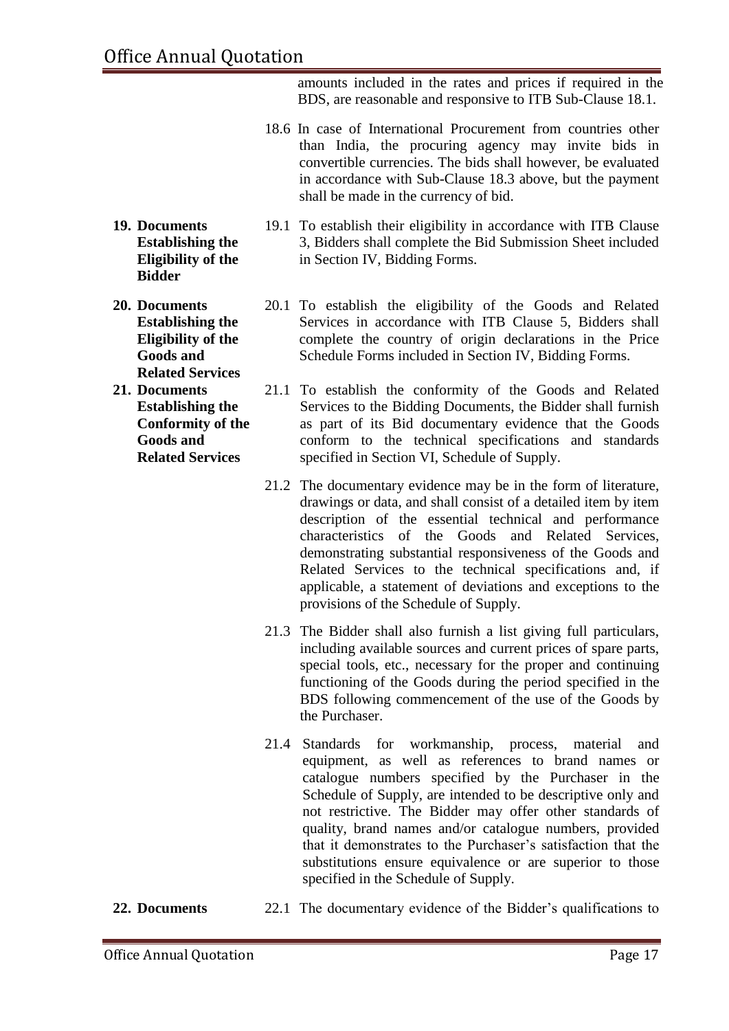amounts included in the rates and prices if required in the BDS, are reasonable and responsive to ITB Sub-Clause 18.1.

18.6 In case of International Procurement from countries other than India, the procuring agency may invite bids in convertible currencies. The bids shall however, be evaluated in accordance with Sub-Clause 18.3 above, but the payment shall be made in the currency of bid.

**19. Documents Establishing the Eligibility of the Bidder**

19.1 To establish their eligibility in accordance with ITB Clause 3, Bidders shall complete the Bid Submission Sheet included in Section IV, Bidding Forms.

**20. Documents Establishing the Eligibility of the Goods and Related Services**

20.1 To establish the eligibility of the Goods and Related Services in accordance with ITB Clause 5, Bidders shall complete the country of origin declarations in the Price Schedule Forms included in Section IV, Bidding Forms.

**21. Documents Establishing the Conformity of the Goods and Related Services**

21.1 To establish the conformity of the Goods and Related Services to the Bidding Documents, the Bidder shall furnish as part of its Bid documentary evidence that the Goods conform to the technical specifications and standards specified in Section VI, Schedule of Supply.

21.2 The documentary evidence may be in the form of literature, drawings or data, and shall consist of a detailed item by item description of the essential technical and performance characteristics of the Goods and Related Services, demonstrating substantial responsiveness of the Goods and Related Services to the technical specifications and, if applicable, a statement of deviations and exceptions to the provisions of the Schedule of Supply.

21.3 The Bidder shall also furnish a list giving full particulars, including available sources and current prices of spare parts, special tools, etc., necessary for the proper and continuing functioning of the Goods during the period specified in the BDS following commencement of the use of the Goods by the Purchaser.

21.4 Standards for workmanship, process, material and equipment, as well as references to brand names or catalogue numbers specified by the Purchaser in the Schedule of Supply, are intended to be descriptive only and not restrictive. The Bidder may offer other standards of quality, brand names and/or catalogue numbers, provided that it demonstrates to the Purchaser's satisfaction that the substitutions ensure equivalence or are superior to those specified in the Schedule of Supply.

**22. Documents**

22.1 The documentary evidence of the Bidder's qualifications to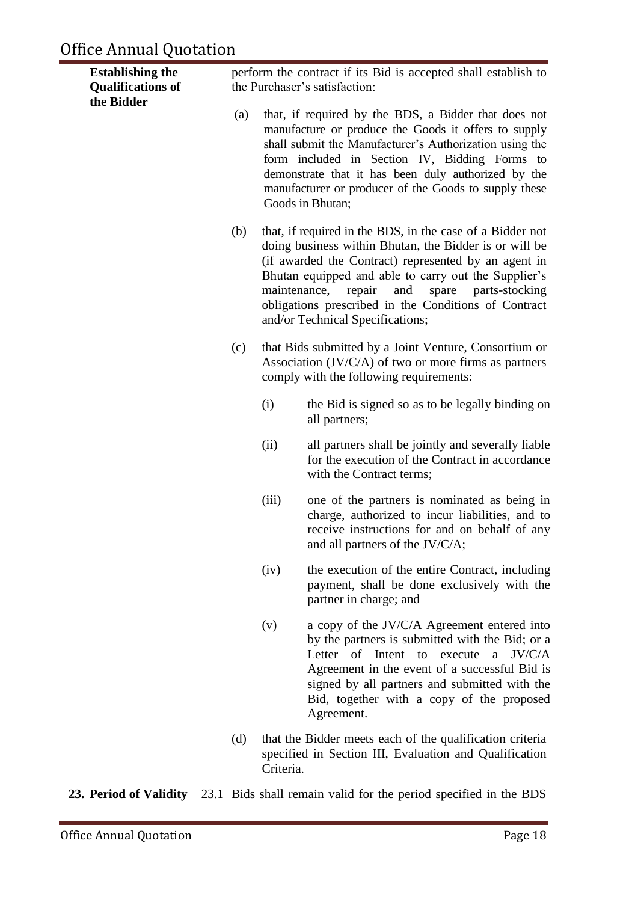**Establishing the Qualifications of the Bidder**

perform the contract if its Bid is accepted shall establish to the Purchaser's satisfaction:

(a) that, if required by the BDS, a Bidder that does not manufacture or produce the Goods it offers to supply shall submit the Manufacturer's Authorization using the form included in Section IV, Bidding Forms to demonstrate that it has been duly authorized by the manufacturer or producer of the Goods to supply these Goods in Bhutan;

(b) that, if required in the BDS, in the case of a Bidder not doing business within Bhutan, the Bidder is or will be (if awarded the Contract) represented by an agent in Bhutan equipped and able to carry out the Supplier's maintenance, repair and spare parts-stocking obligations prescribed in the Conditions of Contract and/or Technical Specifications;

(c) that Bids submitted by a Joint Venture, Consortium or Association (JV/C/A) of two or more firms as partners comply with the following requirements:

   (i) the Bid is signed so as to be legally binding on all partners;

   (ii) all partners shall be jointly and severally liable for the execution of the Contract in accordance with the Contract terms;

   (iii) one of the partners is nominated as being in charge, authorized to incur liabilities, and to receive instructions for and on behalf of any and all partners of the JV/C/A;

   (iv) the execution of the entire Contract, including payment, shall be done exclusively with the partner in charge; and

   (v) a copy of the JV/C/A Agreement entered into by the partners is submitted with the Bid; or a Letter of Intent to execute a JV/C/A Agreement in the event of a successful Bid is signed by all partners and submitted with the Bid, together with a copy of the proposed Agreement.

(d) that the Bidder meets each of the qualification criteria specified in Section III, Evaluation and Qualification Criteria.

**23. Period of Validity**

23.1 Bids shall remain valid for the period specified in the BDS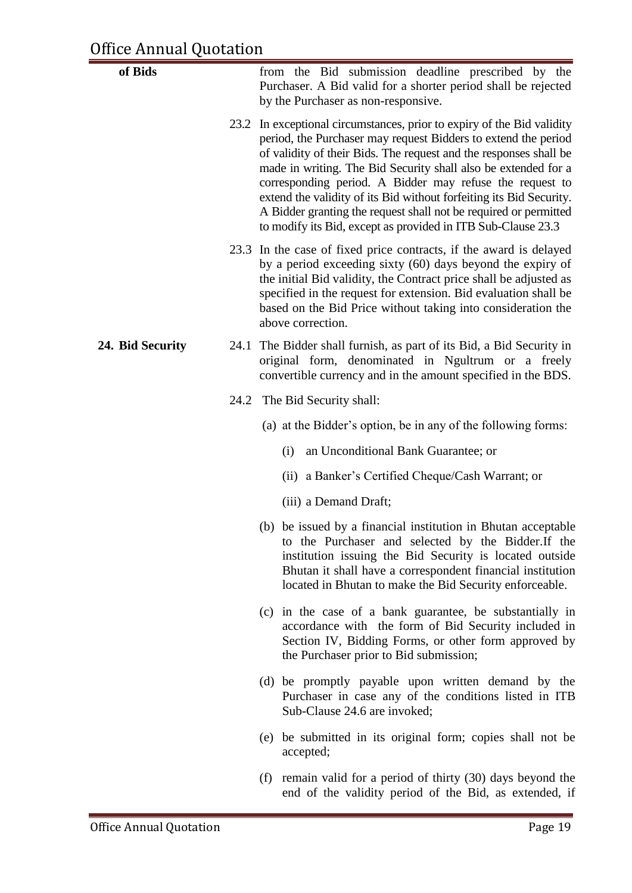**of Bids**

from the Bid submission deadline prescribed by the Purchaser. A Bid valid for a shorter period shall be rejected by the Purchaser as non-responsive.

23.2 In exceptional circumstances, prior to expiry of the Bid validity period, the Purchaser may request Bidders to extend the period of validity of their Bids. The request and the responses shall be made in writing. The Bid Security shall also be extended for a corresponding period. A Bidder may refuse the request to extend the validity of its Bid without forfeiting its Bid Security. A Bidder granting the request shall not be required or permitted to modify its Bid, except as provided in ITB Sub-Clause 23.3

23.3 In the case of fixed price contracts, if the award is delayed by a period exceeding sixty (60) days beyond the expiry of the initial Bid validity, the Contract price shall be adjusted as specified in the request for extension. Bid evaluation shall be based on the Bid Price without taking into consideration the above correction.

**24. Bid Security**

24.1 The Bidder shall furnish, as part of its Bid, a Bid Security in original form, denominated in Ngultrum or a freely convertible currency and in the amount specified in the BDS.

24.2 The Bid Security shall:

(a) at the Bidder's option, be in any of the following forms:

(i) an Unconditional Bank Guarantee; or

(ii) a Banker's Certified Cheque/Cash Warrant; or

(iii) a Demand Draft;

(b) be issued by a financial institution in Bhutan acceptable to the Purchaser and selected by the Bidder.If the institution issuing the Bid Security is located outside Bhutan it shall have a correspondent financial institution located in Bhutan to make the Bid Security enforceable.

(c) in the case of a bank guarantee, be substantially in accordance with the form of Bid Security included in Section IV, Bidding Forms, or other form approved by the Purchaser prior to Bid submission;

(d) be promptly payable upon written demand by the Purchaser in case any of the conditions listed in ITB Sub-Clause 24.6 are invoked;

(e) be submitted in its original form; copies shall not be accepted;

(f) remain valid for a period of thirty (30) days beyond the end of the validity period of the Bid, as extended, if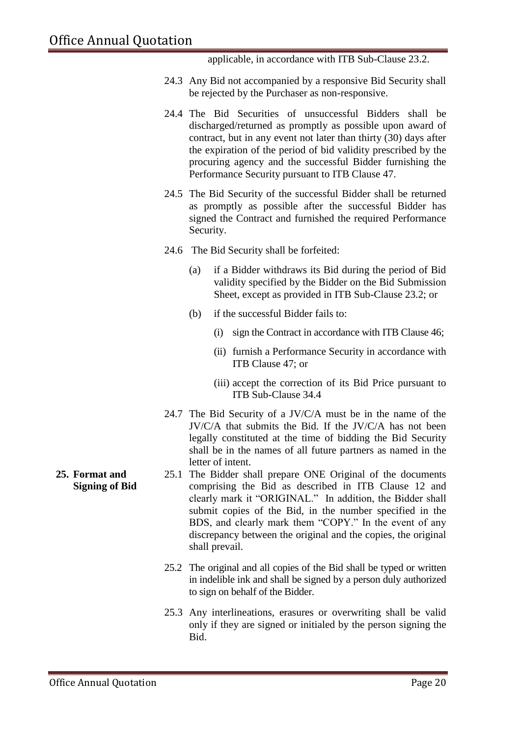applicable, in accordance with ITB Sub-Clause 23.2.

24.3 Any Bid not accompanied by a responsive Bid Security shall be rejected by the Purchaser as non-responsive.

24.4 The Bid Securities of unsuccessful Bidders shall be discharged/returned as promptly as possible upon award of contract, but in any event not later than thirty (30) days after the expiration of the period of bid validity prescribed by the procuring agency and the successful Bidder furnishing the Performance Security pursuant to ITB Clause 47.

24.5 The Bid Security of the successful Bidder shall be returned as promptly as possible after the successful Bidder has signed the Contract and furnished the required Performance Security.

24.6 The Bid Security shall be forfeited:

- (a) if a Bidder withdraws its Bid during the period of Bid validity specified by the Bidder on the Bid Submission Sheet, except as provided in ITB Sub-Clause 23.2; or
- (b) if the successful Bidder fails to:
  - (i) sign the Contract in accordance with ITB Clause 46;
  - (ii) furnish a Performance Security in accordance with ITB Clause 47; or
  - (iii) accept the correction of its Bid Price pursuant to ITB Sub-Clause 34.4

24.7 The Bid Security of a JV/C/A must be in the name of the JV/C/A that submits the Bid. If the JV/C/A has not been legally constituted at the time of bidding the Bid Security shall be in the names of all future partners as named in the letter of intent.

**25. Format and Signing of Bid**

25.1 The Bidder shall prepare ONE Original of the documents comprising the Bid as described in ITB Clause 12 and clearly mark it "ORIGINAL." In addition, the Bidder shall submit copies of the Bid, in the number specified in the BDS, and clearly mark them "COPY." In the event of any discrepancy between the original and the copies, the original shall prevail.

25.2 The original and all copies of the Bid shall be typed or written in indelible ink and shall be signed by a person duly authorized to sign on behalf of the Bidder.

25.3 Any interlineations, erasures or overwriting shall be valid only if they are signed or initialed by the person signing the Bid.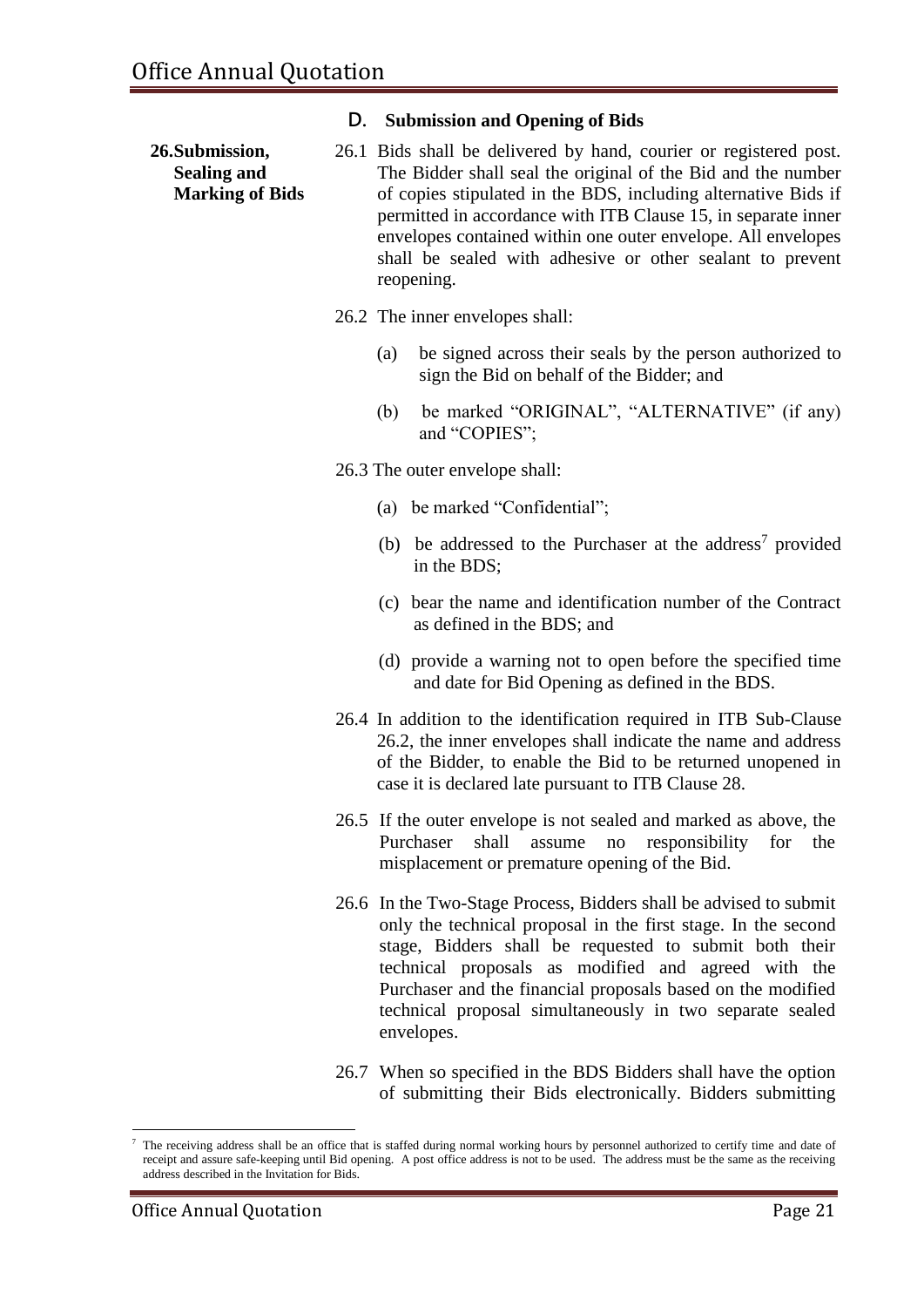## D. Submission and Opening of Bids

**26. Submission, Sealing and Marking of Bids**

26.1 Bids shall be delivered by hand, courier or registered post. The Bidder shall seal the original of the Bid and the number of copies stipulated in the BDS, including alternative Bids if permitted in accordance with ITB Clause 15, in separate inner envelopes contained within one outer envelope. All envelopes shall be sealed with adhesive or other sealant to prevent reopening.

26.2 The inner envelopes shall:

- (a) be signed across their seals by the person authorized to sign the Bid on behalf of the Bidder; and
- (b) be marked "ORIGINAL", "ALTERNATIVE" (if any) and "COPIES";

26.3 The outer envelope shall:

- (a) be marked "Confidential";
- (b) be addressed to the Purchaser at the address[7] provided in the BDS;
- (c) bear the name and identification number of the Contract as defined in the BDS; and
- (d) provide a warning not to open before the specified time and date for Bid Opening as defined in the BDS.

26.4 In addition to the identification required in ITB Sub-Clause 26.2, the inner envelopes shall indicate the name and address of the Bidder, to enable the Bid to be returned unopened in case it is declared late pursuant to ITB Clause 28.

26.5 If the outer envelope is not sealed and marked as above, the Purchaser shall assume no responsibility for the misplacement or premature opening of the Bid.

26.6 In the Two-Stage Process, Bidders shall be advised to submit only the technical proposal in the first stage. In the second stage, Bidders shall be requested to submit both their technical proposals as modified and agreed with the Purchaser and the financial proposals based on the modified technical proposal simultaneously in two separate sealed envelopes.

26.7 When so specified in the BDS Bidders shall have the option of submitting their Bids electronically. Bidders submitting

---

[7] The receiving address shall be an office that is staffed during normal working hours by personnel authorized to certify time and date of receipt and assure safe-keeping until Bid opening. A post office address is not to be used. The address must be the same as the receiving address described in the Invitation for Bids.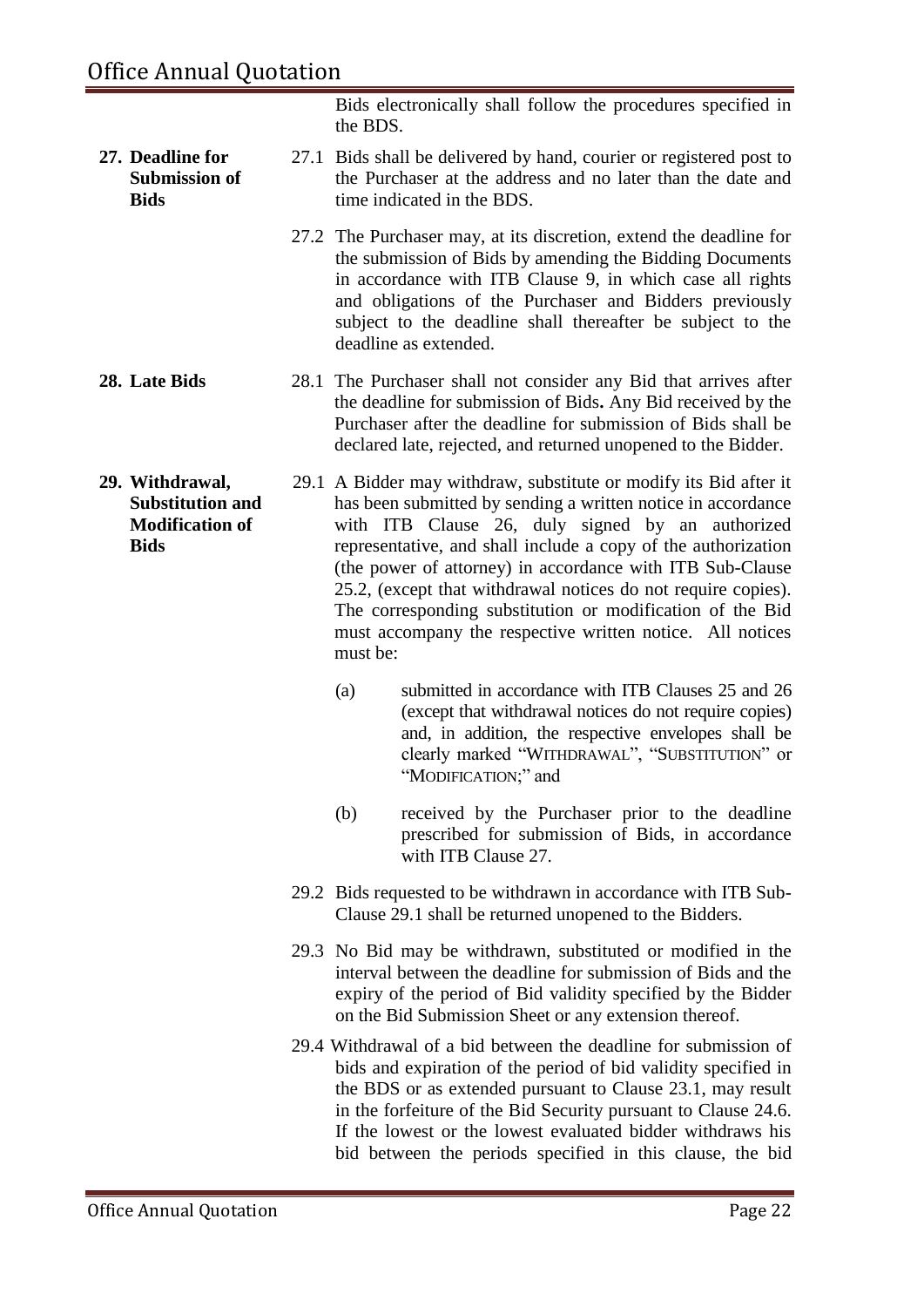Bids electronically shall follow the procedures specified in the BDS.

**27. Deadline for Submission of Bids**

27.1 Bids shall be delivered by hand, courier or registered post to the Purchaser at the address and no later than the date and time indicated in the BDS.

27.2 The Purchaser may, at its discretion, extend the deadline for the submission of Bids by amending the Bidding Documents in accordance with ITB Clause 9, in which case all rights and obligations of the Purchaser and Bidders previously subject to the deadline shall thereafter be subject to the deadline as extended.

**28. Late Bids**

28.1 The Purchaser shall not consider any Bid that arrives after the deadline for submission of Bids**.** Any Bid received by the Purchaser after the deadline for submission of Bids shall be declared late, rejected, and returned unopened to the Bidder.

**29. Withdrawal, Substitution and Modification of Bids**

29.1 A Bidder may withdraw, substitute or modify its Bid after it has been submitted by sending a written notice in accordance with ITB Clause 26, duly signed by an authorized representative, and shall include a copy of the authorization (the power of attorney) in accordance with ITB Sub-Clause 25.2, (except that withdrawal notices do not require copies). The corresponding substitution or modification of the Bid must accompany the respective written notice. All notices must be:

(a) submitted in accordance with ITB Clauses 25 and 26 (except that withdrawal notices do not require copies) and, in addition, the respective envelopes shall be clearly marked "WITHDRAWAL", "SUBSTITUTION" or "MODIFICATION;" and

(b) received by the Purchaser prior to the deadline prescribed for submission of Bids, in accordance with ITB Clause 27.

29.2 Bids requested to be withdrawn in accordance with ITB Sub-Clause 29.1 shall be returned unopened to the Bidders.

29.3 No Bid may be withdrawn, substituted or modified in the interval between the deadline for submission of Bids and the expiry of the period of Bid validity specified by the Bidder on the Bid Submission Sheet or any extension thereof.

29.4 Withdrawal of a bid between the deadline for submission of bids and expiration of the period of bid validity specified in the BDS or as extended pursuant to Clause 23.1, may result in the forfeiture of the Bid Security pursuant to Clause 24.6. If the lowest or the lowest evaluated bidder withdraws his bid between the periods specified in this clause, the bid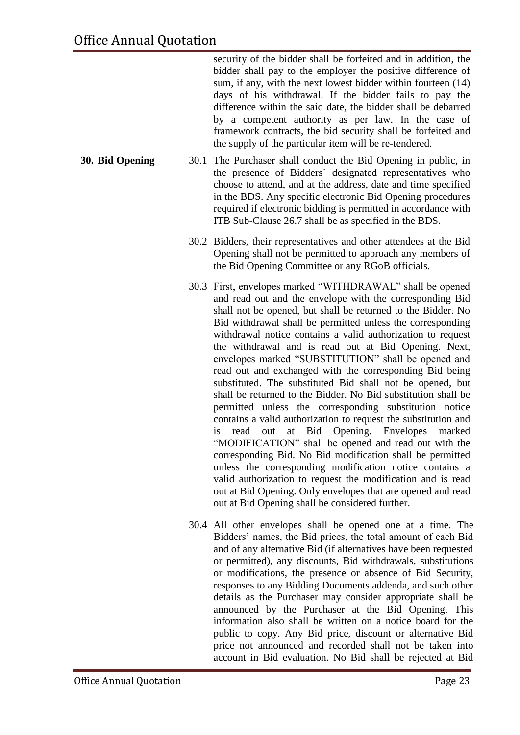security of the bidder shall be forfeited and in addition, the bidder shall pay to the employer the positive difference of sum, if any, with the next lowest bidder within fourteen (14) days of his withdrawal. If the bidder fails to pay the difference within the said date, the bidder shall be debarred by a competent authority as per law. In the case of framework contracts, the bid security shall be forfeited and the supply of the particular item will be re-tendered.

**30. Bid Opening**

30.1 The Purchaser shall conduct the Bid Opening in public, in the presence of Bidders` designated representatives who choose to attend, and at the address, date and time specified in the BDS. Any specific electronic Bid Opening procedures required if electronic bidding is permitted in accordance with ITB Sub-Clause 26.7 shall be as specified in the BDS.

30.2 Bidders, their representatives and other attendees at the Bid Opening shall not be permitted to approach any members of the Bid Opening Committee or any RGoB officials.

30.3 First, envelopes marked "WITHDRAWAL" shall be opened and read out and the envelope with the corresponding Bid shall not be opened, but shall be returned to the Bidder. No Bid withdrawal shall be permitted unless the corresponding withdrawal notice contains a valid authorization to request the withdrawal and is read out at Bid Opening. Next, envelopes marked "SUBSTITUTION" shall be opened and read out and exchanged with the corresponding Bid being substituted. The substituted Bid shall not be opened, but shall be returned to the Bidder. No Bid substitution shall be permitted unless the corresponding substitution notice contains a valid authorization to request the substitution and is read out at Bid Opening. Envelopes marked "MODIFICATION" shall be opened and read out with the corresponding Bid. No Bid modification shall be permitted unless the corresponding modification notice contains a valid authorization to request the modification and is read out at Bid Opening. Only envelopes that are opened and read out at Bid Opening shall be considered further.

30.4 All other envelopes shall be opened one at a time. The Bidders' names, the Bid prices, the total amount of each Bid and of any alternative Bid (if alternatives have been requested or permitted), any discounts, Bid withdrawals, substitutions or modifications, the presence or absence of Bid Security, responses to any Bidding Documents addenda, and such other details as the Purchaser may consider appropriate shall be announced by the Purchaser at the Bid Opening. This information also shall be written on a notice board for the public to copy. Any Bid price, discount or alternative Bid price not announced and recorded shall not be taken into account in Bid evaluation. No Bid shall be rejected at Bid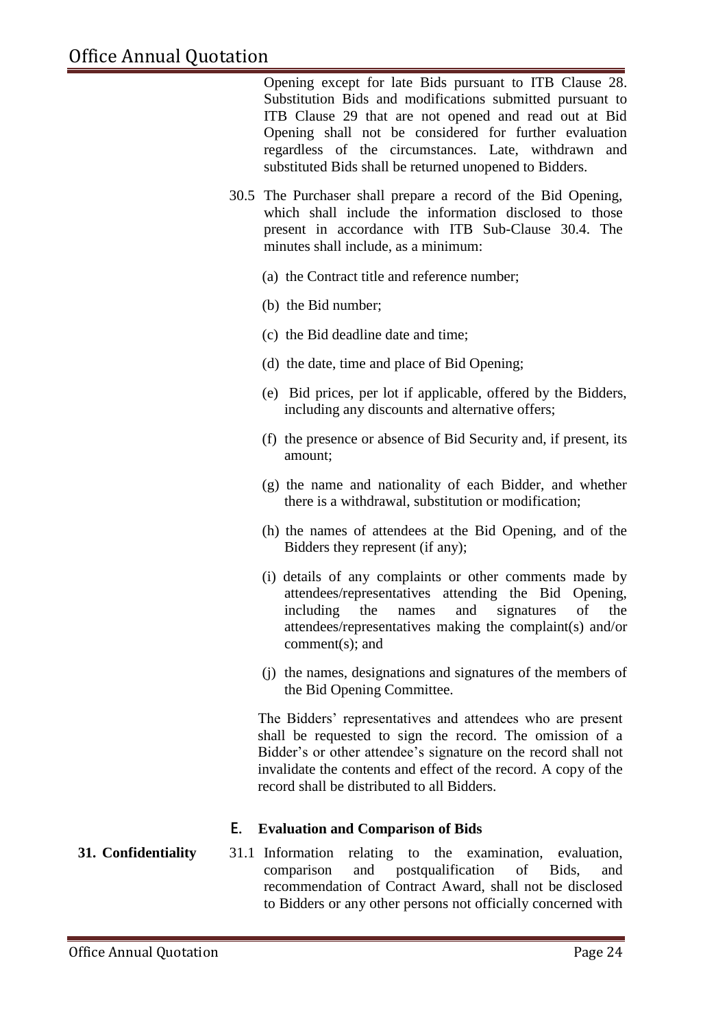Opening except for late Bids pursuant to ITB Clause 28. Substitution Bids and modifications submitted pursuant to ITB Clause 29 that are not opened and read out at Bid Opening shall not be considered for further evaluation regardless of the circumstances. Late, withdrawn and substituted Bids shall be returned unopened to Bidders.

30.5 The Purchaser shall prepare a record of the Bid Opening, which shall include the information disclosed to those present in accordance with ITB Sub-Clause 30.4. The minutes shall include, as a minimum:

(a) the Contract title and reference number;

(b) the Bid number;

(c) the Bid deadline date and time;

(d) the date, time and place of Bid Opening;

(e) Bid prices, per lot if applicable, offered by the Bidders, including any discounts and alternative offers;

(f) the presence or absence of Bid Security and, if present, its amount;

(g) the name and nationality of each Bidder, and whether there is a withdrawal, substitution or modification;

(h) the names of attendees at the Bid Opening, and of the Bidders they represent (if any);

(i) details of any complaints or other comments made by attendees/representatives attending the Bid Opening, including the names and signatures of the attendees/representatives making the complaint(s) and/or comment(s); and

(j) the names, designations and signatures of the members of the Bid Opening Committee.

The Bidders' representatives and attendees who are present shall be requested to sign the record. The omission of a Bidder's or other attendee's signature on the record shall not invalidate the contents and effect of the record. A copy of the record shall be distributed to all Bidders.

## E. Evaluation and Comparison of Bids

**31. Confidentiality**

31.1 Information relating to the examination, evaluation, comparison and postqualification of Bids, and recommendation of Contract Award, shall not be disclosed to Bidders or any other persons not officially concerned with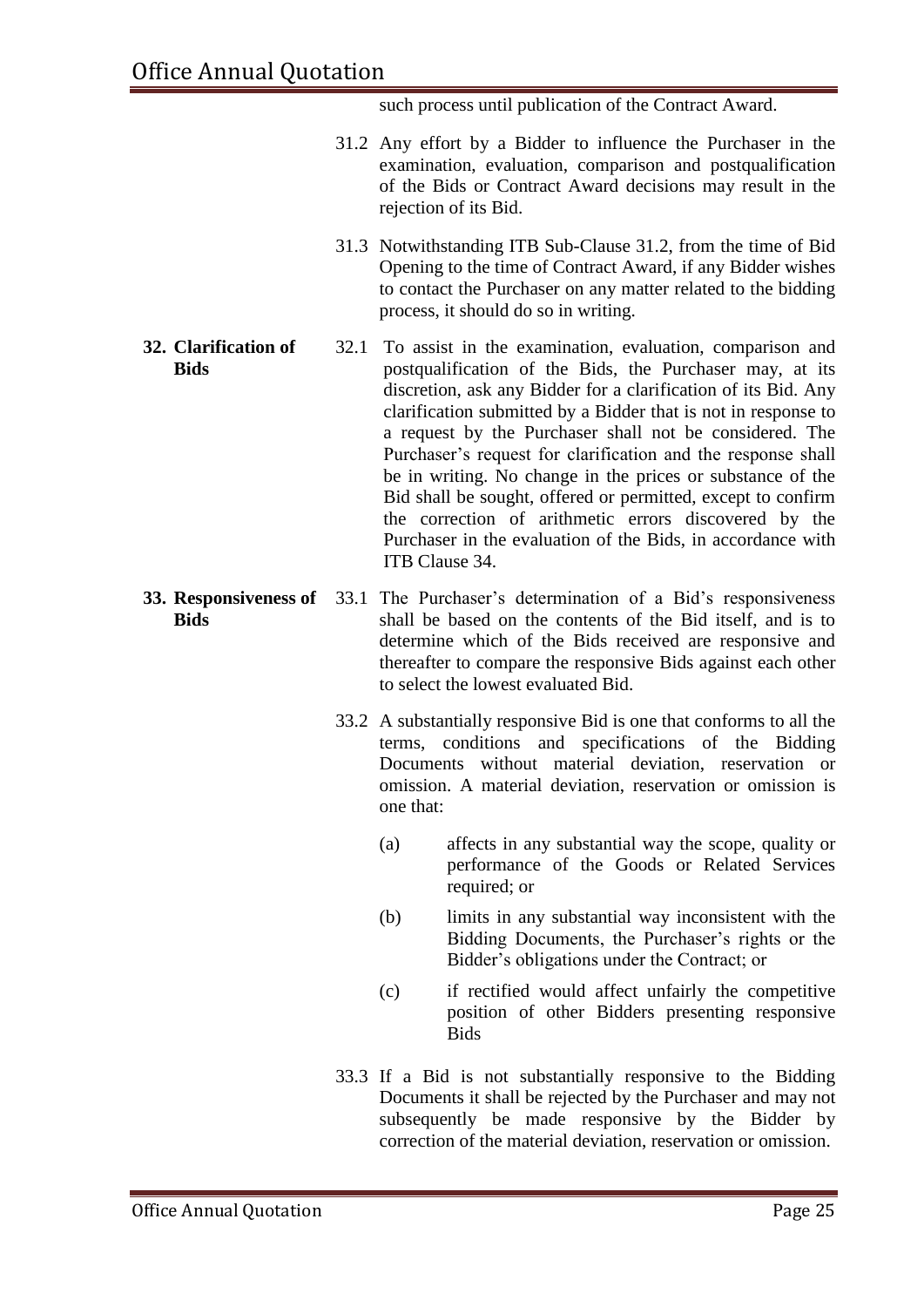such process until publication of the Contract Award.

31.2 Any effort by a Bidder to influence the Purchaser in the examination, evaluation, comparison and postqualification of the Bids or Contract Award decisions may result in the rejection of its Bid.

31.3 Notwithstanding ITB Sub-Clause 31.2, from the time of Bid Opening to the time of Contract Award, if any Bidder wishes to contact the Purchaser on any matter related to the bidding process, it should do so in writing.

**32. Clarification of Bids**

32.1 To assist in the examination, evaluation, comparison and postqualification of the Bids, the Purchaser may, at its discretion, ask any Bidder for a clarification of its Bid. Any clarification submitted by a Bidder that is not in response to a request by the Purchaser shall not be considered. The Purchaser's request for clarification and the response shall be in writing. No change in the prices or substance of the Bid shall be sought, offered or permitted, except to confirm the correction of arithmetic errors discovered by the Purchaser in the evaluation of the Bids, in accordance with ITB Clause 34.

**33. Responsiveness of Bids**

33.1 The Purchaser's determination of a Bid's responsiveness shall be based on the contents of the Bid itself, and is to determine which of the Bids received are responsive and thereafter to compare the responsive Bids against each other to select the lowest evaluated Bid.

33.2 A substantially responsive Bid is one that conforms to all the terms, conditions and specifications of the Bidding Documents without material deviation, reservation or omission. A material deviation, reservation or omission is one that:

- (a) affects in any substantial way the scope, quality or performance of the Goods or Related Services required; or
- (b) limits in any substantial way inconsistent with the Bidding Documents, the Purchaser's rights or the Bidder's obligations under the Contract; or
- (c) if rectified would affect unfairly the competitive position of other Bidders presenting responsive Bids

33.3 If a Bid is not substantially responsive to the Bidding Documents it shall be rejected by the Purchaser and may not subsequently be made responsive by the Bidder by correction of the material deviation, reservation or omission.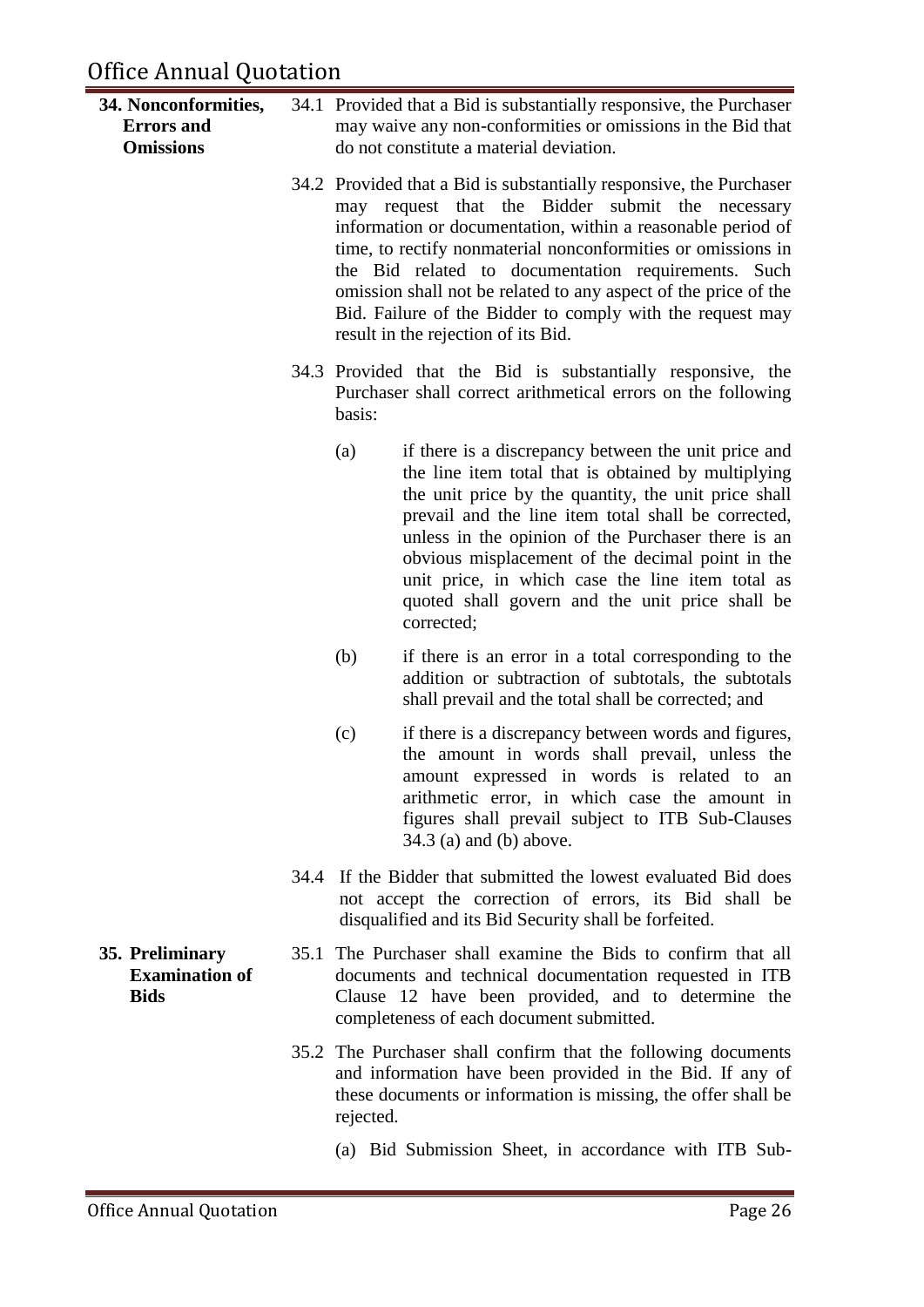### 34. Nonconformities, Errors and Omissions

34.1 Provided that a Bid is substantially responsive, the Purchaser may waive any non-conformities or omissions in the Bid that do not constitute a material deviation.

34.2 Provided that a Bid is substantially responsive, the Purchaser may request that the Bidder submit the necessary information or documentation, within a reasonable period of time, to rectify nonmaterial nonconformities or omissions in the Bid related to documentation requirements. Such omission shall not be related to any aspect of the price of the Bid. Failure of the Bidder to comply with the request may result in the rejection of its Bid.

34.3 Provided that the Bid is substantially responsive, the Purchaser shall correct arithmetical errors on the following basis:

- (a) if there is a discrepancy between the unit price and the line item total that is obtained by multiplying the unit price by the quantity, the unit price shall prevail and the line item total shall be corrected, unless in the opinion of the Purchaser there is an obvious misplacement of the decimal point in the unit price, in which case the line item total as quoted shall govern and the unit price shall be corrected;
- (b) if there is an error in a total corresponding to the addition or subtraction of subtotals, the subtotals shall prevail and the total shall be corrected; and
- (c) if there is a discrepancy between words and figures, the amount in words shall prevail, unless the amount expressed in words is related to an arithmetic error, in which case the amount in figures shall prevail subject to ITB Sub-Clauses 34.3 (a) and (b) above.

34.4 If the Bidder that submitted the lowest evaluated Bid does not accept the correction of errors, its Bid shall be disqualified and its Bid Security shall be forfeited.

### 35. Preliminary Examination of Bids

35.1 The Purchaser shall examine the Bids to confirm that all documents and technical documentation requested in ITB Clause 12 have been provided, and to determine the completeness of each document submitted.

35.2 The Purchaser shall confirm that the following documents and information have been provided in the Bid. If any of these documents or information is missing, the offer shall be rejected.

- (a) Bid Submission Sheet, in accordance with ITB Sub-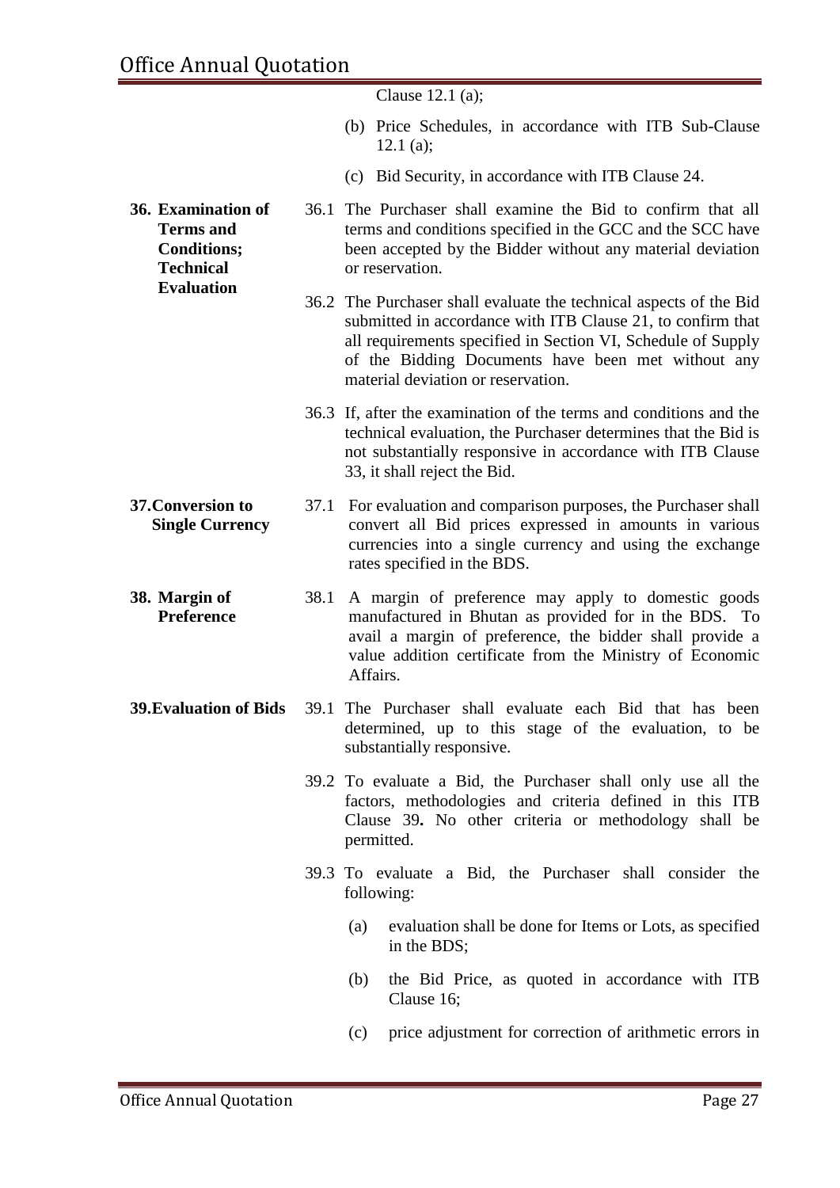Clause 12.1 (a);

(b) Price Schedules, in accordance with ITB Sub-Clause 12.1 (a);

(c) Bid Security, in accordance with ITB Clause 24.

**36. Examination of Terms and Conditions; Technical Evaluation**

36.1 The Purchaser shall examine the Bid to confirm that all terms and conditions specified in the GCC and the SCC have been accepted by the Bidder without any material deviation or reservation.

36.2 The Purchaser shall evaluate the technical aspects of the Bid submitted in accordance with ITB Clause 21, to confirm that all requirements specified in Section VI, Schedule of Supply of the Bidding Documents have been met without any material deviation or reservation.

36.3 If, after the examination of the terms and conditions and the technical evaluation, the Purchaser determines that the Bid is not substantially responsive in accordance with ITB Clause 33, it shall reject the Bid.

**37. Conversion to Single Currency**

37.1 For evaluation and comparison purposes, the Purchaser shall convert all Bid prices expressed in amounts in various currencies into a single currency and using the exchange rates specified in the BDS.

**38. Margin of Preference**

38.1 A margin of preference may apply to domestic goods manufactured in Bhutan as provided for in the BDS. To avail a margin of preference, the bidder shall provide a value addition certificate from the Ministry of Economic Affairs.

**39. Evaluation of Bids**

39.1 The Purchaser shall evaluate each Bid that has been determined, up to this stage of the evaluation, to be substantially responsive.

39.2 To evaluate a Bid, the Purchaser shall only use all the factors, methodologies and criteria defined in this ITB Clause 39**.** No other criteria or methodology shall be permitted.

39.3 To evaluate a Bid, the Purchaser shall consider the following:

(a) evaluation shall be done for Items or Lots, as specified in the BDS;

(b) the Bid Price, as quoted in accordance with ITB Clause 16;

(c) price adjustment for correction of arithmetic errors in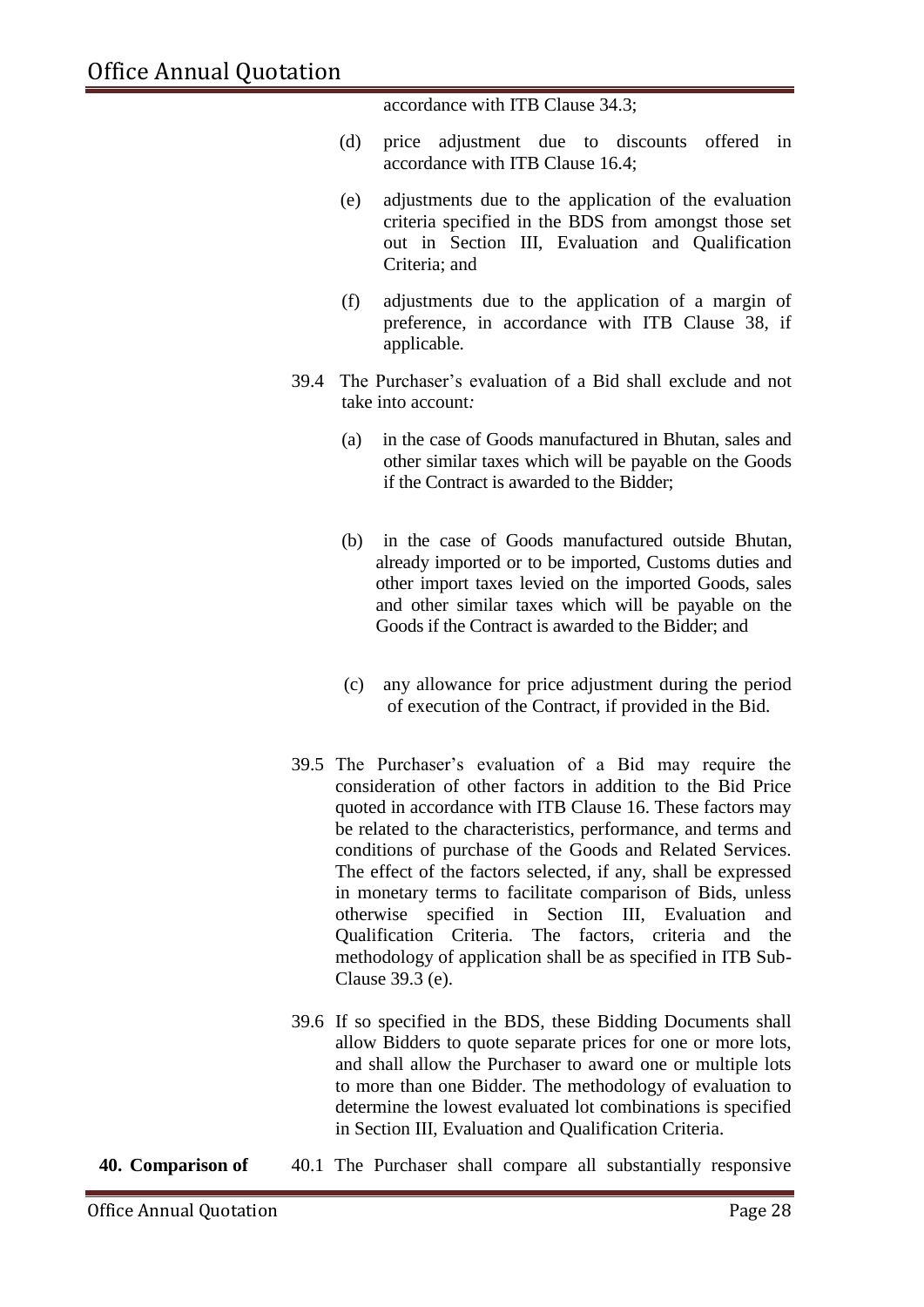accordance with ITB Clause 34.3;

(d) price adjustment due to discounts offered in accordance with ITB Clause 16.4;

(e) adjustments due to the application of the evaluation criteria specified in the BDS from amongst those set out in Section III, Evaluation and Qualification Criteria; and

(f) adjustments due to the application of a margin of preference, in accordance with ITB Clause 38, if applicable.

39.4 The Purchaser's evaluation of a Bid shall exclude and not take into account*:*

(a) in the case of Goods manufactured in Bhutan, sales and other similar taxes which will be payable on the Goods if the Contract is awarded to the Bidder;

(b) in the case of Goods manufactured outside Bhutan, already imported or to be imported, Customs duties and other import taxes levied on the imported Goods, sales and other similar taxes which will be payable on the Goods if the Contract is awarded to the Bidder; and

(c) any allowance for price adjustment during the period of execution of the Contract, if provided in the Bid.

39.5 The Purchaser's evaluation of a Bid may require the consideration of other factors in addition to the Bid Price quoted in accordance with ITB Clause 16. These factors may be related to the characteristics, performance, and terms and conditions of purchase of the Goods and Related Services. The effect of the factors selected, if any, shall be expressed in monetary terms to facilitate comparison of Bids, unless otherwise specified in Section III, Evaluation and Qualification Criteria. The factors, criteria and the methodology of application shall be as specified in ITB Sub-Clause 39.3 (e).

39.6 If so specified in the BDS, these Bidding Documents shall allow Bidders to quote separate prices for one or more lots, and shall allow the Purchaser to award one or multiple lots to more than one Bidder. The methodology of evaluation to determine the lowest evaluated lot combinations is specified in Section III, Evaluation and Qualification Criteria.

**40. Comparison of**

40.1 The Purchaser shall compare all substantially responsive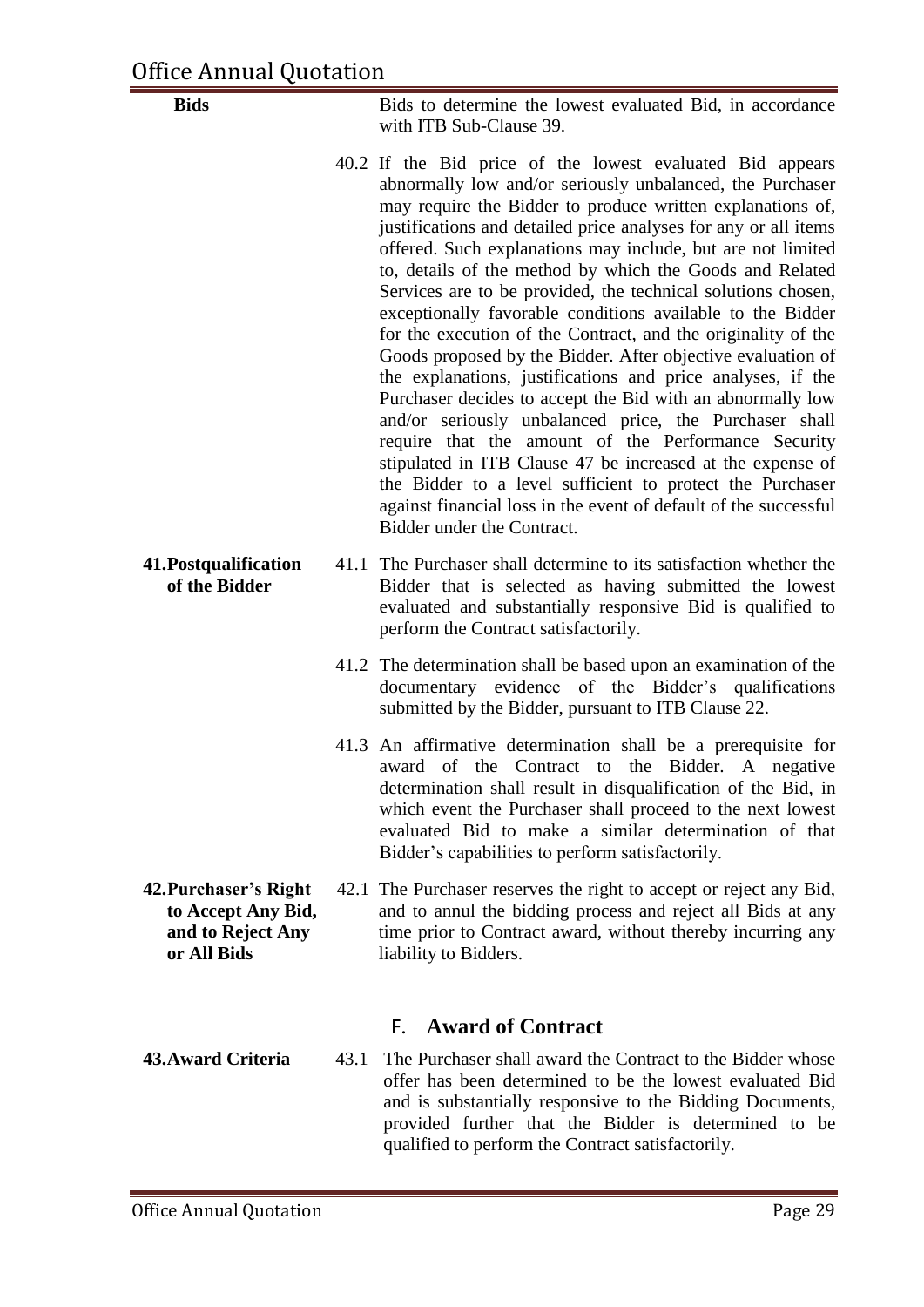**Bids** Bids to determine the lowest evaluated Bid, in accordance with ITB Sub-Clause 39.

40.2 If the Bid price of the lowest evaluated Bid appears abnormally low and/or seriously unbalanced, the Purchaser may require the Bidder to produce written explanations of, justifications and detailed price analyses for any or all items offered. Such explanations may include, but are not limited to, details of the method by which the Goods and Related Services are to be provided, the technical solutions chosen, exceptionally favorable conditions available to the Bidder for the execution of the Contract, and the originality of the Goods proposed by the Bidder. After objective evaluation of the explanations, justifications and price analyses, if the Purchaser decides to accept the Bid with an abnormally low and/or seriously unbalanced price, the Purchaser shall require that the amount of the Performance Security stipulated in ITB Clause 47 be increased at the expense of the Bidder to a level sufficient to protect the Purchaser against financial loss in the event of default of the successful Bidder under the Contract.

**41. Postqualification of the Bidder**

41.1 The Purchaser shall determine to its satisfaction whether the Bidder that is selected as having submitted the lowest evaluated and substantially responsive Bid is qualified to perform the Contract satisfactorily.

41.2 The determination shall be based upon an examination of the documentary evidence of the Bidder's qualifications submitted by the Bidder, pursuant to ITB Clause 22.

41.3 An affirmative determination shall be a prerequisite for award of the Contract to the Bidder. A negative determination shall result in disqualification of the Bid, in which event the Purchaser shall proceed to the next lowest evaluated Bid to make a similar determination of that Bidder's capabilities to perform satisfactorily.

**42. Purchaser's Right to Accept Any Bid, and to Reject Any or All Bids**

42.1 The Purchaser reserves the right to accept or reject any Bid, and to annul the bidding process and reject all Bids at any time prior to Contract award, without thereby incurring any liability to Bidders.

## F. Award of Contract

**43. Award Criteria**

43.1 The Purchaser shall award the Contract to the Bidder whose offer has been determined to be the lowest evaluated Bid and is substantially responsive to the Bidding Documents, provided further that the Bidder is determined to be qualified to perform the Contract satisfactorily.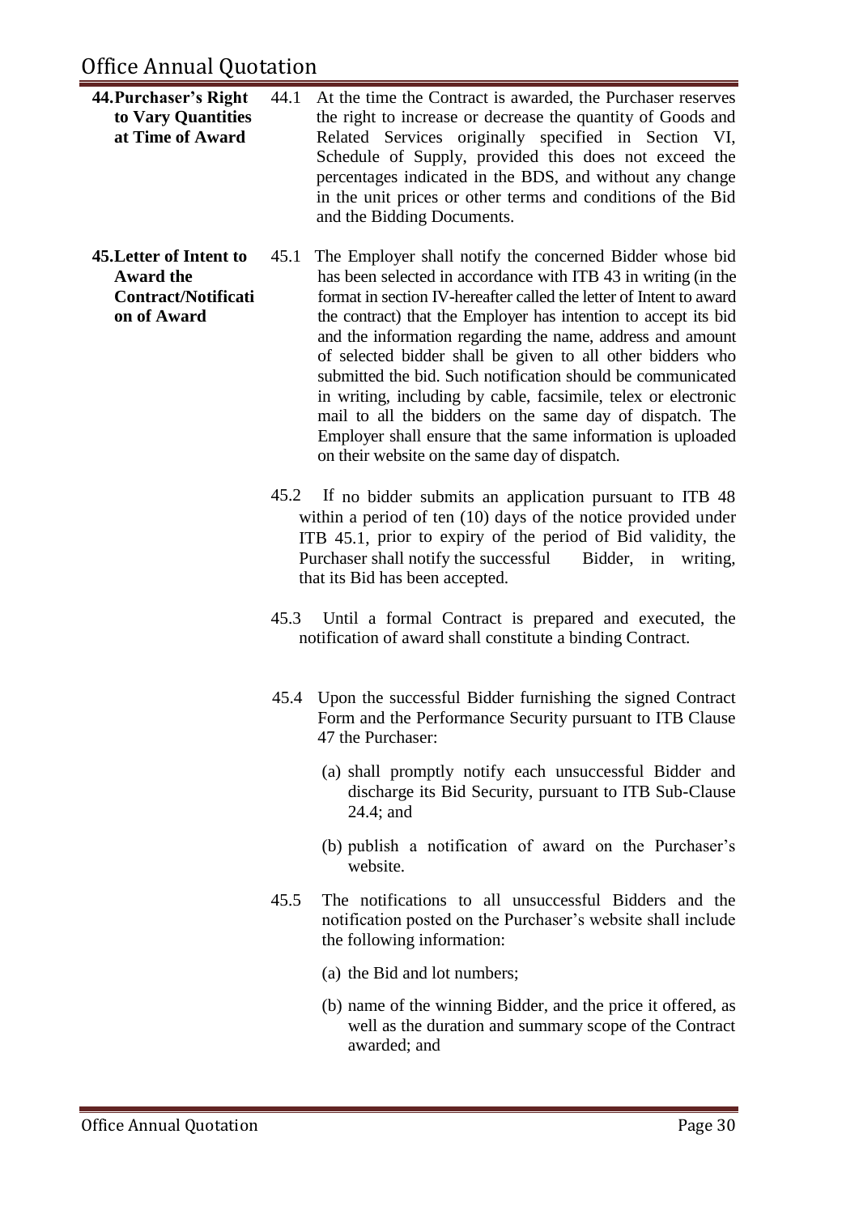**44. Purchaser's Right to Vary Quantities at Time of Award**

44.1 At the time the Contract is awarded, the Purchaser reserves the right to increase or decrease the quantity of Goods and Related Services originally specified in Section VI, Schedule of Supply, provided this does not exceed the percentages indicated in the BDS, and without any change in the unit prices or other terms and conditions of the Bid and the Bidding Documents.

**45. Letter of Intent to Award the Contract/Notification of Award**

45.1 The Employer shall notify the concerned Bidder whose bid has been selected in accordance with ITB 43 in writing (in the format in section IV-hereafter called the letter of Intent to award the contract) that the Employer has intention to accept its bid and the information regarding the name, address and amount of selected bidder shall be given to all other bidders who submitted the bid. Such notification should be communicated in writing, including by cable, facsimile, telex or electronic mail to all the bidders on the same day of dispatch. The Employer shall ensure that the same information is uploaded on their website on the same day of dispatch.

45.2 If no bidder submits an application pursuant to ITB 48 within a period of ten (10) days of the notice provided under ITB 45.1, prior to expiry of the period of Bid validity, the Purchaser shall notify the successful Bidder, in writing, that its Bid has been accepted.

45.3 Until a formal Contract is prepared and executed, the notification of award shall constitute a binding Contract.

45.4 Upon the successful Bidder furnishing the signed Contract Form and the Performance Security pursuant to ITB Clause 47 the Purchaser:

(a) shall promptly notify each unsuccessful Bidder and discharge its Bid Security, pursuant to ITB Sub-Clause 24.4; and

(b) publish a notification of award on the Purchaser's website.

45.5 The notifications to all unsuccessful Bidders and the notification posted on the Purchaser's website shall include the following information:

(a) the Bid and lot numbers;

(b) name of the winning Bidder, and the price it offered, as well as the duration and summary scope of the Contract awarded; and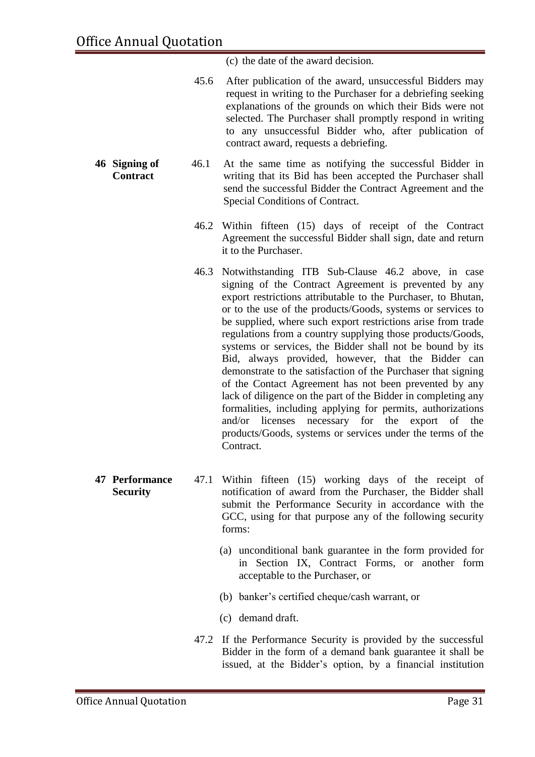(c) the date of the award decision.

45.6 After publication of the award, unsuccessful Bidders may request in writing to the Purchaser for a debriefing seeking explanations of the grounds on which their Bids were not selected. The Purchaser shall promptly respond in writing to any unsuccessful Bidder who, after publication of contract award, requests a debriefing.

**46 Signing of Contract**

46.1 At the same time as notifying the successful Bidder in writing that its Bid has been accepted the Purchaser shall send the successful Bidder the Contract Agreement and the Special Conditions of Contract.

46.2 Within fifteen (15) days of receipt of the Contract Agreement the successful Bidder shall sign, date and return it to the Purchaser.

46.3 Notwithstanding ITB Sub-Clause 46.2 above, in case signing of the Contract Agreement is prevented by any export restrictions attributable to the Purchaser, to Bhutan, or to the use of the products/Goods, systems or services to be supplied, where such export restrictions arise from trade regulations from a country supplying those products/Goods, systems or services, the Bidder shall not be bound by its Bid, always provided, however, that the Bidder can demonstrate to the satisfaction of the Purchaser that signing of the Contact Agreement has not been prevented by any lack of diligence on the part of the Bidder in completing any formalities, including applying for permits, authorizations and/or licenses necessary for the export of the products/Goods, systems or services under the terms of the Contract.

**47 Performance Security**

47.1 Within fifteen (15) working days of the receipt of notification of award from the Purchaser, the Bidder shall submit the Performance Security in accordance with the GCC, using for that purpose any of the following security forms:

(a) unconditional bank guarantee in the form provided for in Section IX, Contract Forms, or another form acceptable to the Purchaser, or

(b) banker's certified cheque/cash warrant, or

(c) demand draft.

47.2 If the Performance Security is provided by the successful Bidder in the form of a demand bank guarantee it shall be issued, at the Bidder's option, by a financial institution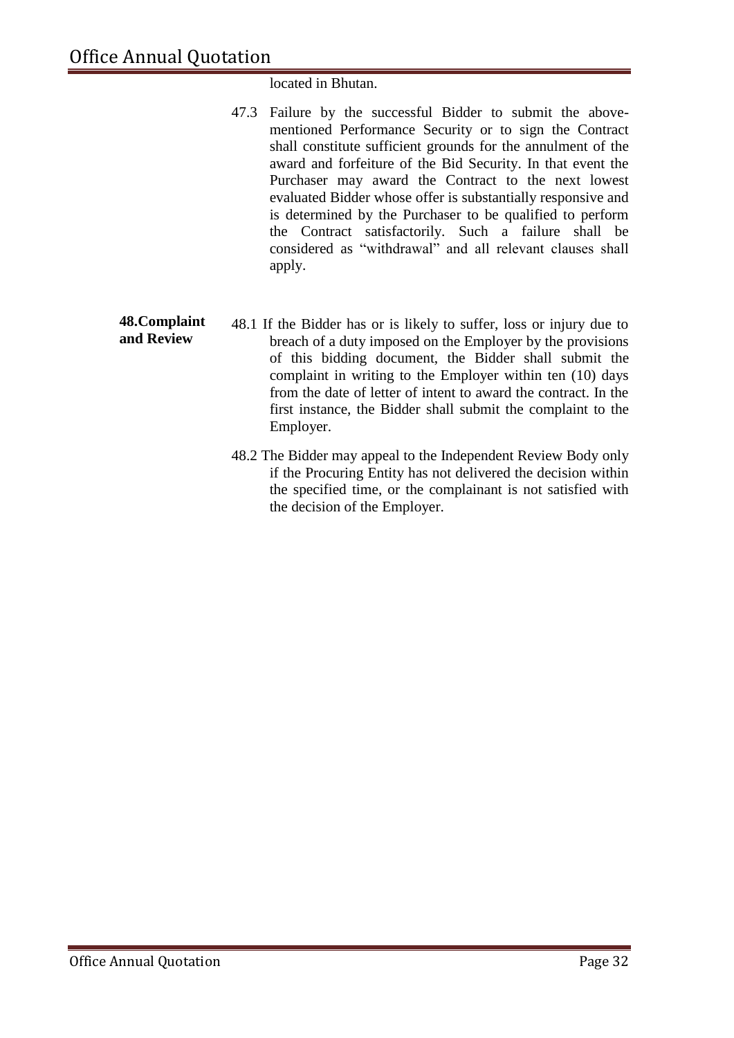located in Bhutan.

47.3 Failure by the successful Bidder to submit the above-mentioned Performance Security or to sign the Contract shall constitute sufficient grounds for the annulment of the award and forfeiture of the Bid Security. In that event the Purchaser may award the Contract to the next lowest evaluated Bidder whose offer is substantially responsive and is determined by the Purchaser to be qualified to perform the Contract satisfactorily. Such a failure shall be considered as "withdrawal" and all relevant clauses shall apply.

**48.Complaint and Review**

48.1 If the Bidder has or is likely to suffer, loss or injury due to breach of a duty imposed on the Employer by the provisions of this bidding document, the Bidder shall submit the complaint in writing to the Employer within ten (10) days from the date of letter of intent to award the contract. In the first instance, the Bidder shall submit the complaint to the Employer.

48.2 The Bidder may appeal to the Independent Review Body only if the Procuring Entity has not delivered the decision within the specified time, or the complainant is not satisfied with the decision of the Employer.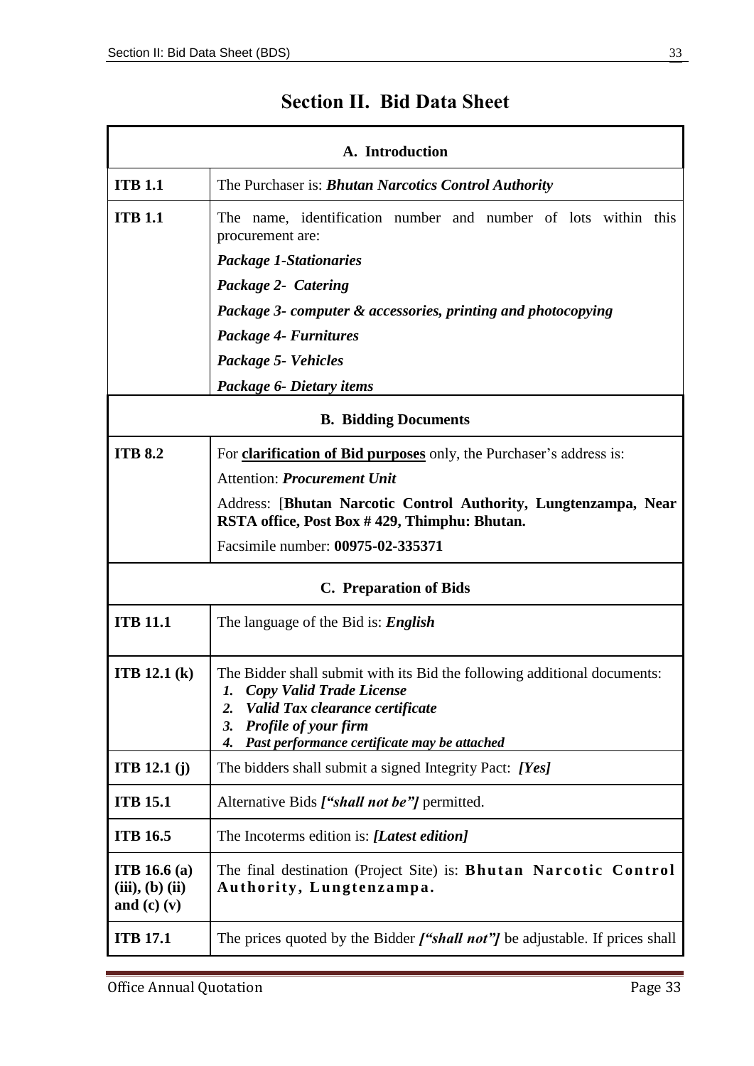# Section II. Bid Data Sheet

| A. Introduction | |
|---|---|
| **ITB 1.1** | The Purchaser is: ***Bhutan Narcotics Control Authority*** |
| **ITB 1.1** | The name, identification number and number of lots within this procurement are:<br>***Package 1-Stationaries***<br>***Package 2- Catering***<br>***Package 3- computer & accessories, printing and photocopying***<br>***Package 4- Furnitures***<br>***Package 5- Vehicles***<br>***Package 6- Dietary items*** |
| **B. Bidding Documents** | |
| **ITB 8.2** | For **clarification of Bid purposes** only, the Purchaser's address is:<br>Attention: ***Procurement Unit***<br>Address: [**Bhutan Narcotic Control Authority, Lungtenzampa, Near RSTA office, Post Box # 429, Thimphu: Bhutan.**<br>Facsimile number: **00975-02-335371** |
| **C. Preparation of Bids** | |
| **ITB 11.1** | The language of the Bid is: ***English*** |
| **ITB 12.1 (k)** | The Bidder shall submit with its Bid the following additional documents:<br>1. ***Copy Valid Trade License***<br>2. ***Valid Tax clearance certificate***<br>3. ***Profile of your firm***<br>4. ***Past performance certificate may be attached*** |
| **ITB 12.1 (j)** | The bidders shall submit a signed Integrity Pact: ***[Yes]*** |
| **ITB 15.1** | Alternative Bids ***["shall not be"]*** permitted. |
| **ITB 16.5** | The Incoterms edition is: ***[Latest edition]*** |
| **ITB 16.6 (a) (iii), (b) (ii) and (c) (v)** | The final destination (Project Site) is: **Bhutan Narcotic Control Authority, Lungtenzampa.** |
| **ITB 17.1** | The prices quoted by the Bidder ***["shall not"]*** be adjustable. If prices shall |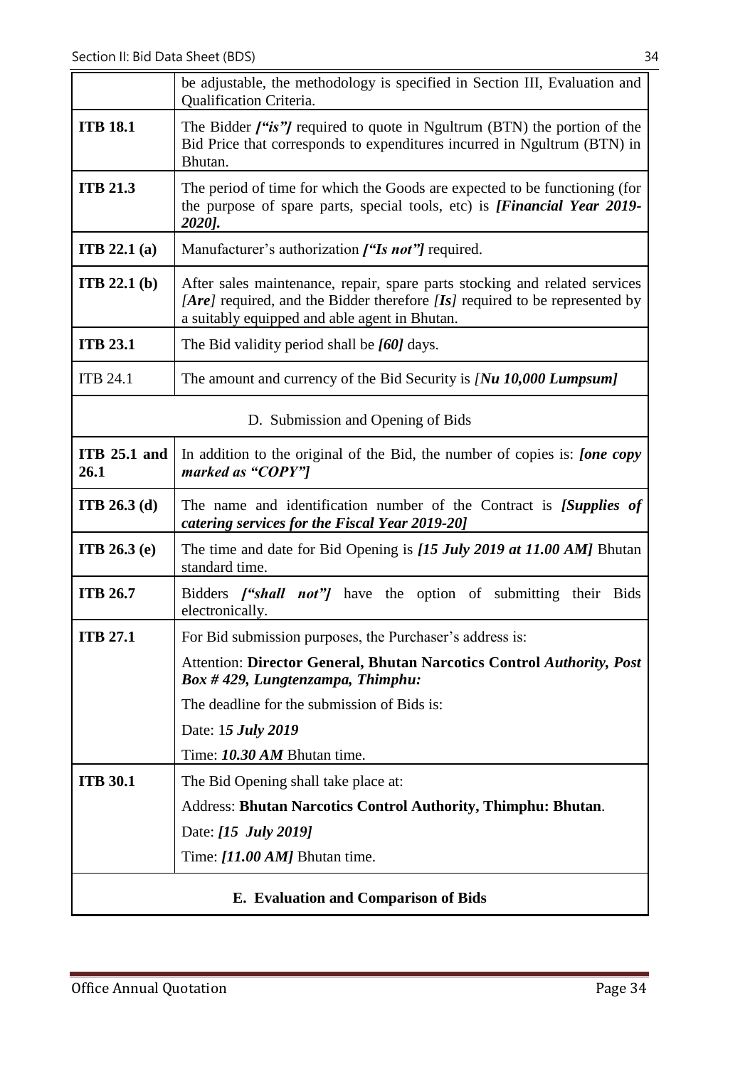| | |
|---|---|
| | be adjustable, the methodology is specified in Section III, Evaluation and Qualification Criteria. |
| **ITB 18.1** | The Bidder ***["is"]*** required to quote in Ngultrum (BTN) the portion of the Bid Price that corresponds to expenditures incurred in Ngultrum (BTN) in Bhutan. |
| **ITB 21.3** | The period of time for which the Goods are expected to be functioning (for the purpose of spare parts, special tools, etc) is ***[Financial Year 2019-2020].*** |
| **ITB 22.1 (a)** | Manufacturer's authorization ***["Is not"]*** required. |
| **ITB 22.1 (b)** | After sales maintenance, repair, spare parts stocking and related services *[**Are**]* required, and the Bidder therefore *[**Is**]* required to be represented by a suitably equipped and able agent in Bhutan. |
| **ITB 23.1** | The Bid validity period shall be ***[60]*** days. |
| ITB 24.1 | The amount and currency of the Bid Security is *[**Nu 10,000 Lumpsum**]* |
| D. Submission and Opening of Bids | |
| **ITB 25.1 and 26.1** | In addition to the original of the Bid, the number of copies is: ***[one copy marked as "COPY"]*** |
| **ITB 26.3 (d)** | The name and identification number of the Contract is ***[Supplies of catering services for the Fiscal Year 2019-20]*** |
| **ITB 26.3 (e)** | The time and date for Bid Opening is ***[15 July 2019 at 11.00 AM]*** Bhutan standard time. |
| **ITB 26.7** | Bidders ***["shall not"]*** have the option of submitting their Bids electronically. |
| **ITB 27.1** | For Bid submission purposes, the Purchaser's address is:<br>Attention: **Director General, Bhutan Narcotics Control *Authority, Post Box # 429, Lungtenzampa, Thimphu:***<br>The deadline for the submission of Bids is:<br>Date: 1***5 July 2019***<br>Time: ***10.30 AM*** Bhutan time. |
| **ITB 30.1** | The Bid Opening shall take place at:<br>Address: **Bhutan Narcotics Control Authority, Thimphu: Bhutan**.<br>Date: ***[15 July 2019]***<br>Time: ***[11.00 AM]*** Bhutan time. |
| **E. Evaluation and Comparison of Bids** | |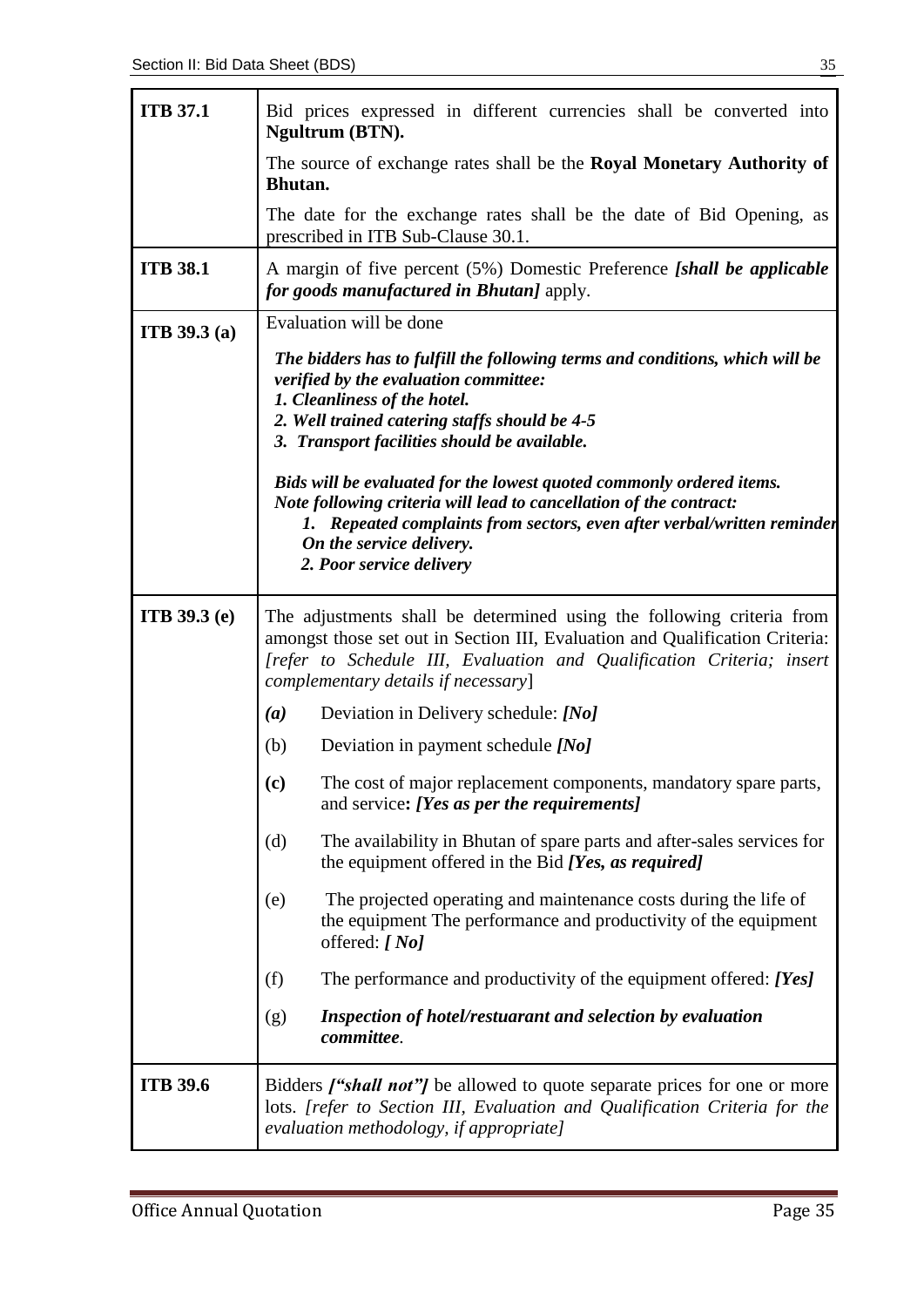| | |
|---|---|
| **ITB 37.1** | Bid prices expressed in different currencies shall be converted into **Ngultrum (BTN).**<br><br>The source of exchange rates shall be the **Royal Monetary Authority of Bhutan.**<br><br>The date for the exchange rates shall be the date of Bid Opening, as prescribed in ITB Sub-Clause 30.1. |
| **ITB 38.1** | A margin of five percent (5%) Domestic Preference ***[shall be applicable for goods manufactured in Bhutan]*** apply. |
| **ITB 39.3 (a)** | Evaluation will be done<br><br>***The bidders has to fulfill the following terms and conditions, which will be verified by the evaluation committee:***<br>***1. Cleanliness of the hotel.***<br>***2. Well trained catering staffs should be 4-5***<br>***3. Transport facilities should be available.***<br><br>***Bids will be evaluated for the lowest quoted commonly ordered items.***<br>***Note following criteria will lead to cancellation of the contract:***<br>***1. Repeated complaints from sectors, even after verbal/written reminder On the service delivery.***<br>***2. Poor service delivery*** |
| **ITB 39.3 (e)** | The adjustments shall be determined using the following criteria from amongst those set out in Section III, Evaluation and Qualification Criteria: *[refer to Schedule III, Evaluation and Qualification Criteria; insert complementary details if necessary*]<br><br>***(a)*** Deviation in Delivery schedule: ***[No]***<br><br>(b) Deviation in payment schedule ***[No]***<br><br>**(c)** The cost of major replacement components, mandatory spare parts, and service**: *[Yes as per the requirements]***<br><br>(d) The availability in Bhutan of spare parts and after-sales services for the equipment offered in the Bid ***[Yes, as required]***<br><br>(e) The projected operating and maintenance costs during the life of the equipment The performance and productivity of the equipment offered: ***[ No]***<br><br>(f) The performance and productivity of the equipment offered: ***[Yes]***<br><br>(g) ***Inspection of hotel/restuarant and selection by evaluation committee***. |
| **ITB 39.6** | Bidders ***["shall not"]*** be allowed to quote separate prices for one or more lots. *[refer to Section III, Evaluation and Qualification Criteria for the evaluation methodology, if appropriate]* |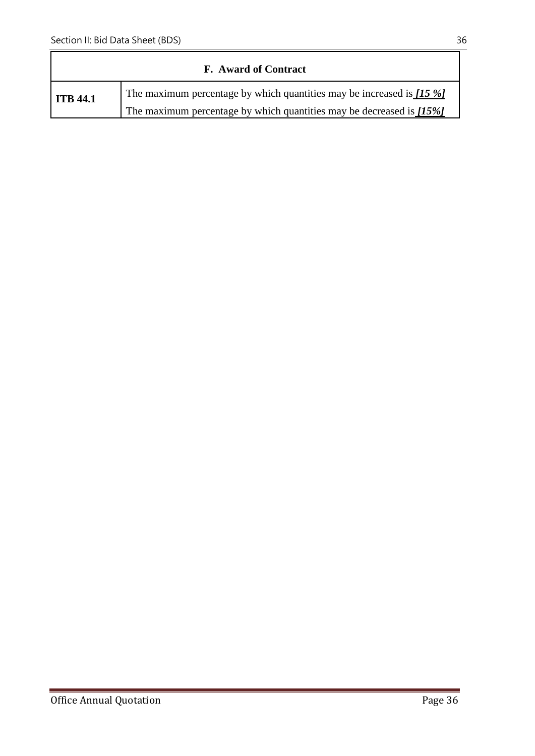| F. Award of Contract | |
|---|---|
| **ITB 44.1** | The maximum percentage by which quantities may be increased is ***[15 %]***<br>The maximum percentage by which quantities may be decreased is ***[15%]*** |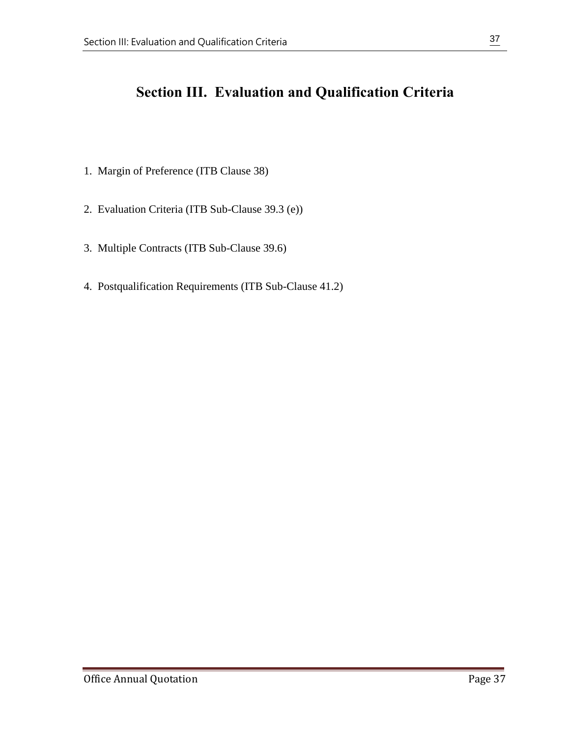# Section III. Evaluation and Qualification Criteria

1. Margin of Preference (ITB Clause 38)

2. Evaluation Criteria (ITB Sub-Clause 39.3 (e))

3. Multiple Contracts (ITB Sub-Clause 39.6)

4. Postqualification Requirements (ITB Sub-Clause 41.2)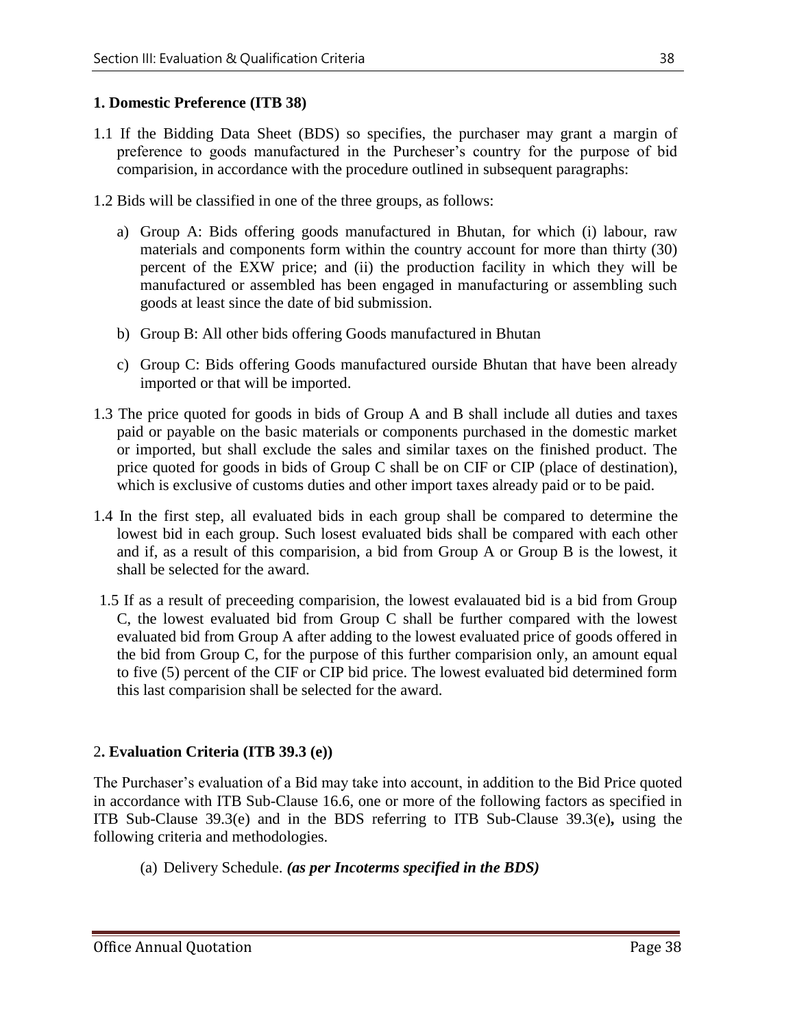## 1. Domestic Preference (ITB 38)

1.1 If the Bidding Data Sheet (BDS) so specifies, the purchaser may grant a margin of preference to goods manufactured in the Purcheser's country for the purpose of bid comparision, in accordance with the procedure outlined in subsequent paragraphs:

1.2 Bids will be classified in one of the three groups, as follows:

a) Group A: Bids offering goods manufactured in Bhutan, for which (i) labour, raw materials and components form within the country account for more than thirty (30) percent of the EXW price; and (ii) the production facility in which they will be manufactured or assembled has been engaged in manufacturing or assembling such goods at least since the date of bid submission.

b) Group B: All other bids offering Goods manufactured in Bhutan

c) Group C: Bids offering Goods manufactured ourside Bhutan that have been already imported or that will be imported.

1.3 The price quoted for goods in bids of Group A and B shall include all duties and taxes paid or payable on the basic materials or components purchased in the domestic market or imported, but shall exclude the sales and similar taxes on the finished product. The price quoted for goods in bids of Group C shall be on CIF or CIP (place of destination), which is exclusive of customs duties and other import taxes already paid or to be paid.

1.4 In the first step, all evaluated bids in each group shall be compared to determine the lowest bid in each group. Such losest evaluated bids shall be compared with each other and if, as a result of this comparision, a bid from Group A or Group B is the lowest, it shall be selected for the award.

1.5 If as a result of preceeding comparision, the lowest evalauated bid is a bid from Group C, the lowest evaluated bid from Group C shall be further compared with the lowest evaluated bid from Group A after adding to the lowest evaluated price of goods offered in the bid from Group C, for the purpose of this further comparision only, an amount equal to five (5) percent of the CIF or CIP bid price. The lowest evaluated bid determined form this last comparision shall be selected for the award.

## 2. Evaluation Criteria (ITB 39.3 (e))

The Purchaser's evaluation of a Bid may take into account, in addition to the Bid Price quoted in accordance with ITB Sub-Clause 16.6, one or more of the following factors as specified in ITB Sub-Clause 39.3(e) and in the BDS referring to ITB Sub-Clause 39.3(e)**,** using the following criteria and methodologies.

(a) Delivery Schedule. ***(as per Incoterms specified in the BDS)***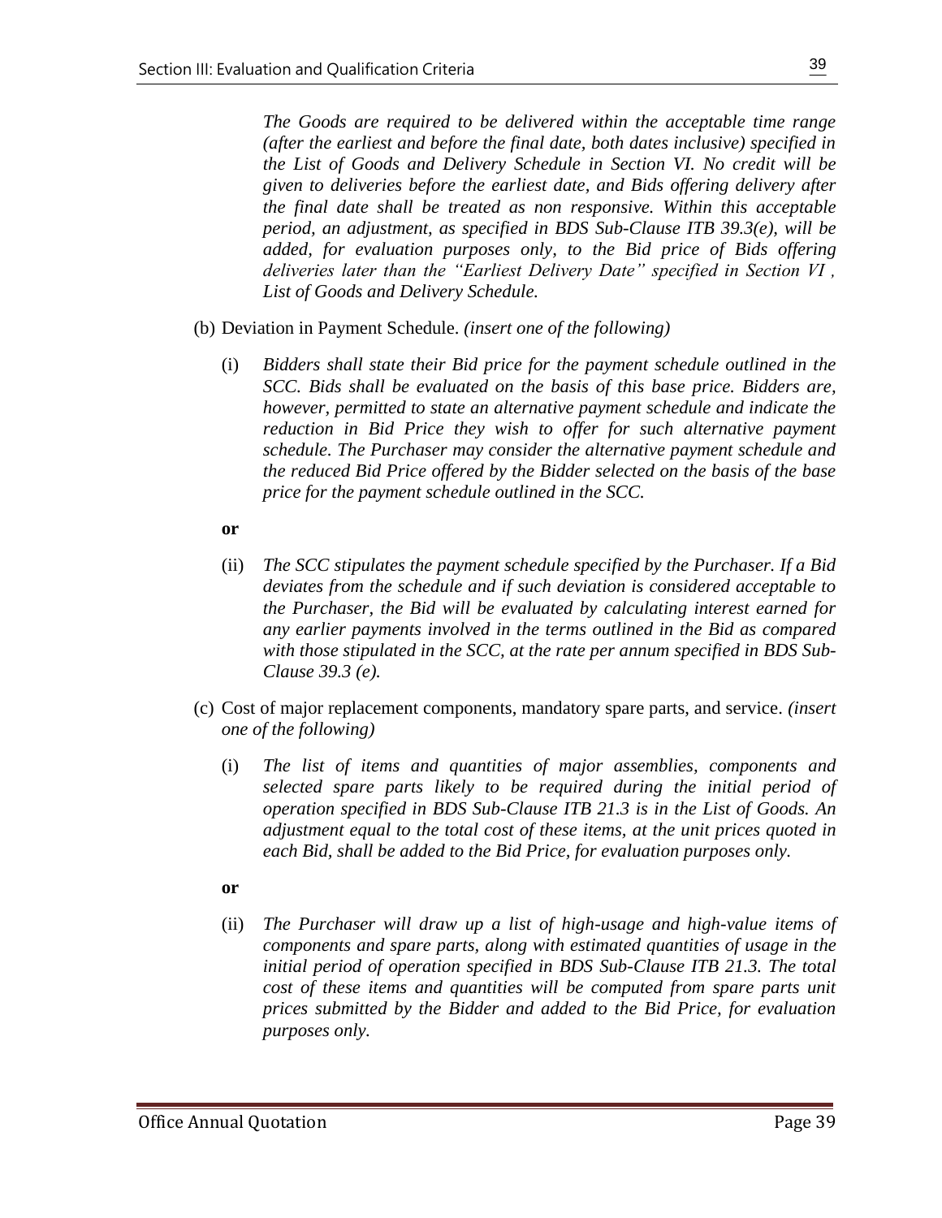*The Goods are required to be delivered within the acceptable time range (after the earliest and before the final date, both dates inclusive) specified in the List of Goods and Delivery Schedule in Section VI. No credit will be given to deliveries before the earliest date, and Bids offering delivery after the final date shall be treated as non responsive. Within this acceptable period, an adjustment, as specified in BDS Sub-Clause ITB 39.3(e), will be added, for evaluation purposes only, to the Bid price of Bids offering deliveries later than the "Earliest Delivery Date" specified in Section VI , List of Goods and Delivery Schedule.*

(b) Deviation in Payment Schedule. *(insert one of the following)*

(i) *Bidders shall state their Bid price for the payment schedule outlined in the SCC. Bids shall be evaluated on the basis of this base price. Bidders are, however, permitted to state an alternative payment schedule and indicate the reduction in Bid Price they wish to offer for such alternative payment schedule. The Purchaser may consider the alternative payment schedule and the reduced Bid Price offered by the Bidder selected on the basis of the base price for the payment schedule outlined in the SCC.*

**or**

(ii) *The SCC stipulates the payment schedule specified by the Purchaser. If a Bid deviates from the schedule and if such deviation is considered acceptable to the Purchaser, the Bid will be evaluated by calculating interest earned for any earlier payments involved in the terms outlined in the Bid as compared with those stipulated in the SCC, at the rate per annum specified in BDS Sub-Clause 39.3 (e).*

(c) Cost of major replacement components, mandatory spare parts, and service. *(insert one of the following)*

(i) *The list of items and quantities of major assemblies, components and selected spare parts likely to be required during the initial period of operation specified in BDS Sub-Clause ITB 21.3 is in the List of Goods. An adjustment equal to the total cost of these items, at the unit prices quoted in each Bid, shall be added to the Bid Price, for evaluation purposes only.*

**or**

(ii) *The Purchaser will draw up a list of high-usage and high-value items of components and spare parts, along with estimated quantities of usage in the initial period of operation specified in BDS Sub-Clause ITB 21.3. The total cost of these items and quantities will be computed from spare parts unit prices submitted by the Bidder and added to the Bid Price, for evaluation purposes only.*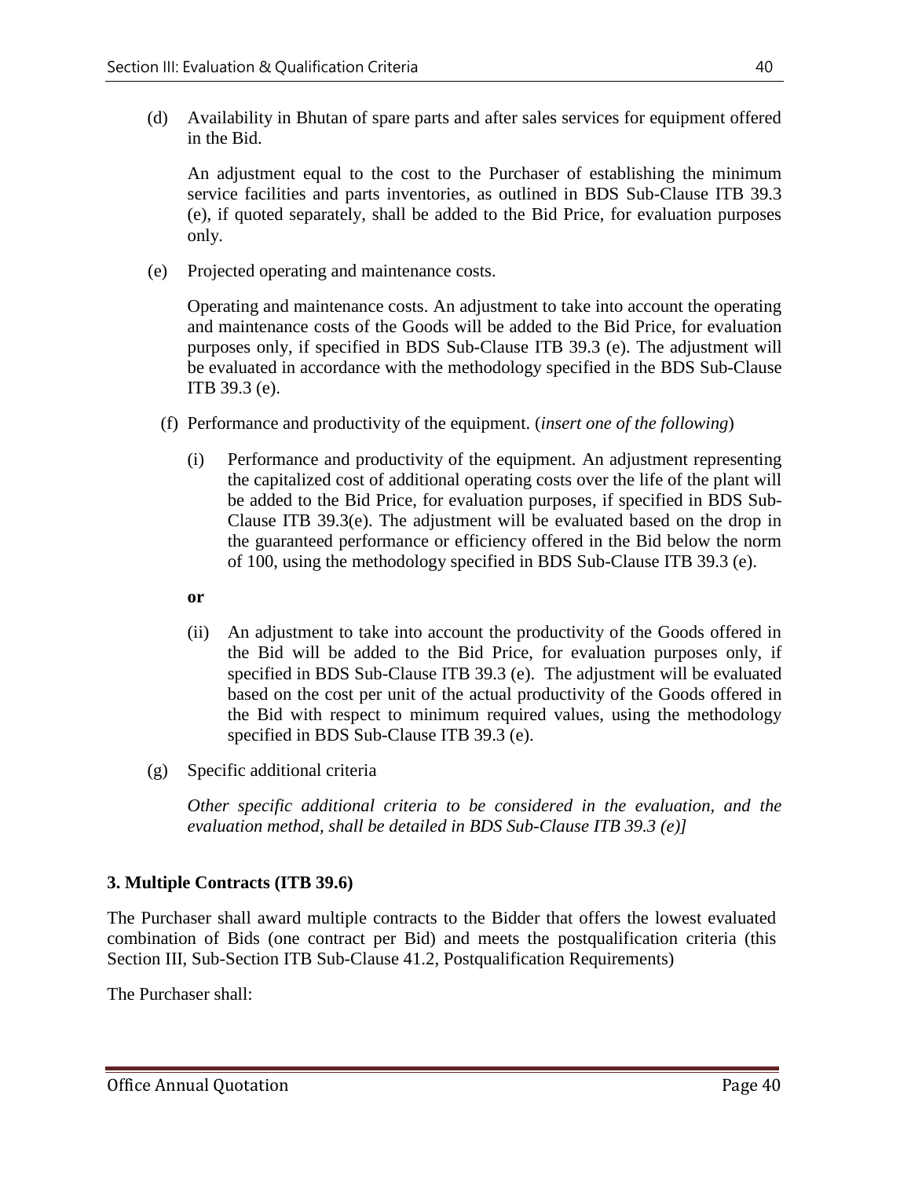(d) Availability in Bhutan of spare parts and after sales services for equipment offered in the Bid.

An adjustment equal to the cost to the Purchaser of establishing the minimum service facilities and parts inventories, as outlined in BDS Sub-Clause ITB 39.3 (e), if quoted separately, shall be added to the Bid Price, for evaluation purposes only.

(e) Projected operating and maintenance costs.

Operating and maintenance costs. An adjustment to take into account the operating and maintenance costs of the Goods will be added to the Bid Price, for evaluation purposes only, if specified in BDS Sub-Clause ITB 39.3 (e). The adjustment will be evaluated in accordance with the methodology specified in the BDS Sub-Clause ITB 39.3 (e).

(f) Performance and productivity of the equipment. (*insert one of the following*)

(i) Performance and productivity of the equipment. An adjustment representing the capitalized cost of additional operating costs over the life of the plant will be added to the Bid Price, for evaluation purposes, if specified in BDS Sub-Clause ITB 39.3(e). The adjustment will be evaluated based on the drop in the guaranteed performance or efficiency offered in the Bid below the norm of 100, using the methodology specified in BDS Sub-Clause ITB 39.3 (e).

**or**

(ii) An adjustment to take into account the productivity of the Goods offered in the Bid will be added to the Bid Price, for evaluation purposes only, if specified in BDS Sub-Clause ITB 39.3 (e). The adjustment will be evaluated based on the cost per unit of the actual productivity of the Goods offered in the Bid with respect to minimum required values, using the methodology specified in BDS Sub-Clause ITB 39.3 (e).

(g) Specific additional criteria

*Other specific additional criteria to be considered in the evaluation, and the evaluation method, shall be detailed in BDS Sub-Clause ITB 39.3 (e)]*

**3. Multiple Contracts (ITB 39.6)**

The Purchaser shall award multiple contracts to the Bidder that offers the lowest evaluated combination of Bids (one contract per Bid) and meets the postqualification criteria (this Section III, Sub-Section ITB Sub-Clause 41.2, Postqualification Requirements)

The Purchaser shall: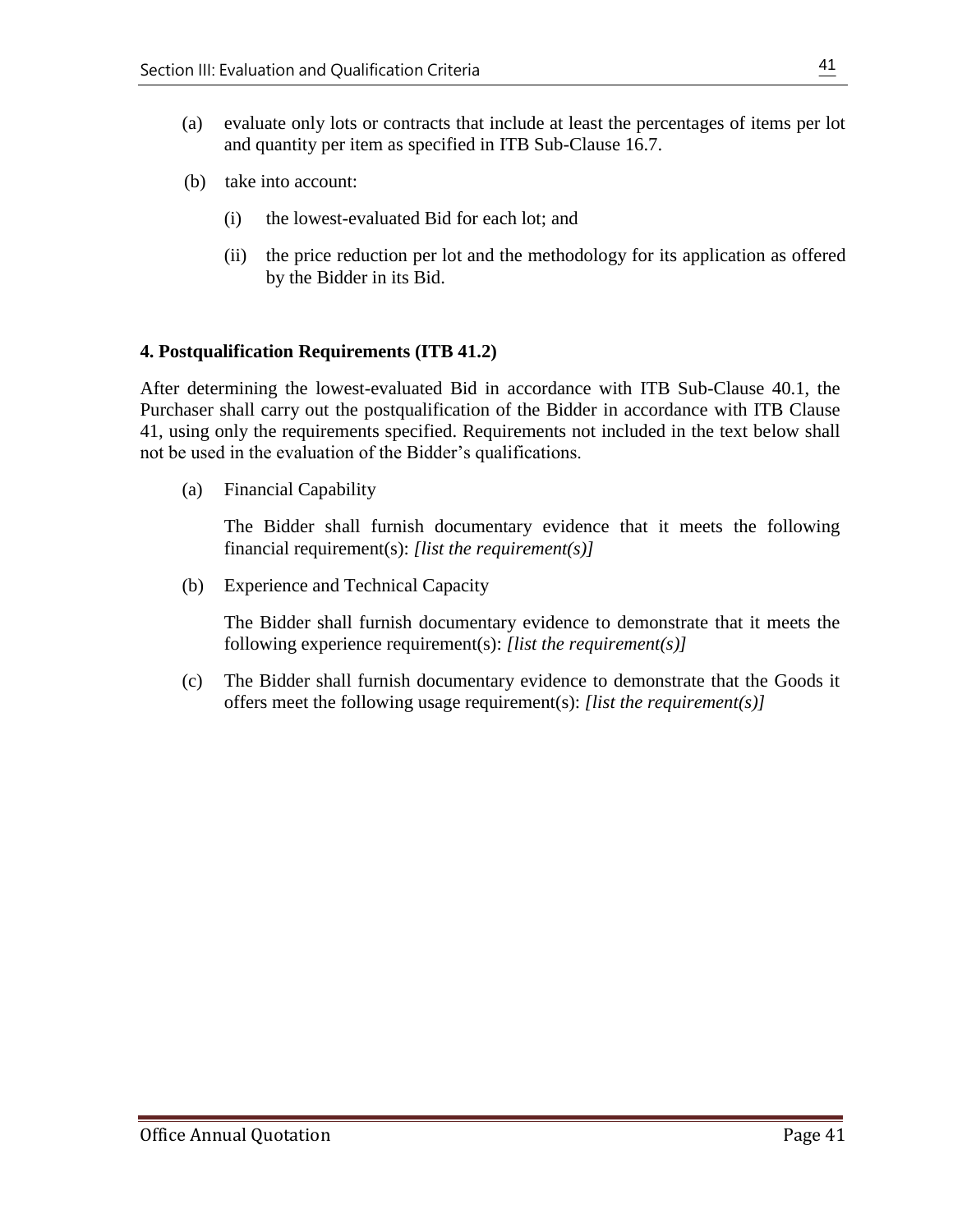(a) evaluate only lots or contracts that include at least the percentages of items per lot and quantity per item as specified in ITB Sub-Clause 16.7.

(b) take into account:

   (i) the lowest-evaluated Bid for each lot; and

   (ii) the price reduction per lot and the methodology for its application as offered by the Bidder in its Bid.

**4. Postqualification Requirements (ITB 41.2)**

After determining the lowest-evaluated Bid in accordance with ITB Sub-Clause 40.1, the Purchaser shall carry out the postqualification of the Bidder in accordance with ITB Clause 41, using only the requirements specified. Requirements not included in the text below shall not be used in the evaluation of the Bidder's qualifications.

(a) Financial Capability

The Bidder shall furnish documentary evidence that it meets the following financial requirement(s): *[list the requirement(s)]*

(b) Experience and Technical Capacity

The Bidder shall furnish documentary evidence to demonstrate that it meets the following experience requirement(s): *[list the requirement(s)]*

(c) The Bidder shall furnish documentary evidence to demonstrate that the Goods it offers meet the following usage requirement(s): *[list the requirement(s)]*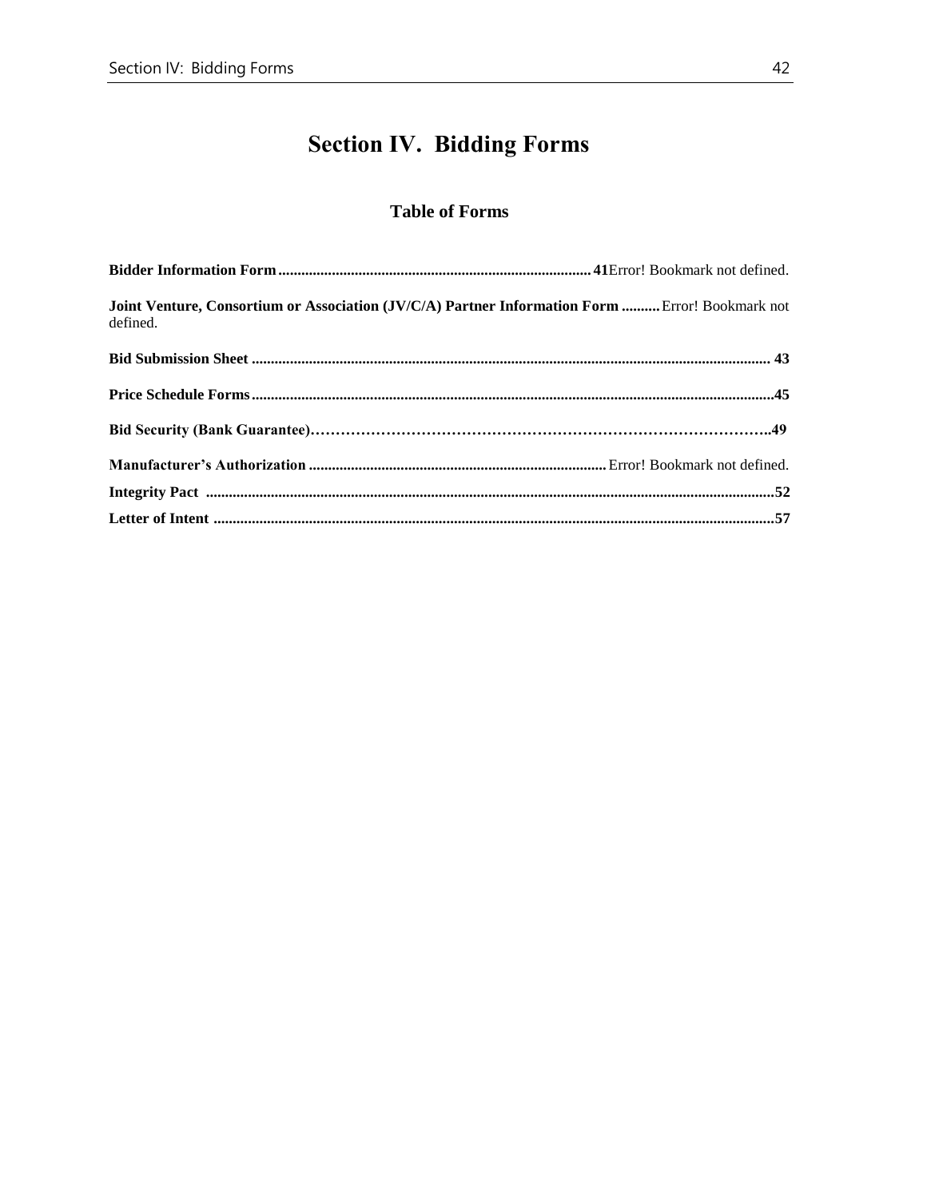# Section IV. Bidding Forms

## Table of Forms

**Bidder Information Form** ........................................................................................ **41**Error! Bookmark not defined.

**Joint Venture, Consortium or Association (JV/C/A) Partner Information Form** ..........Error! Bookmark not defined.

**Bid Submission Sheet** ........................................................................................................................ **43**

**Price Schedule Forms**........................................................................................................................**45**

**Bid Security (Bank Guarantee)**……………………………………………………………………………..**49**

**Manufacturer's Authorization** .............................................................................Error! Bookmark not defined.

**Integrity Pact** ..................................................................................................................................**52**

**Letter of Intent** ...............................................................................................................................**57**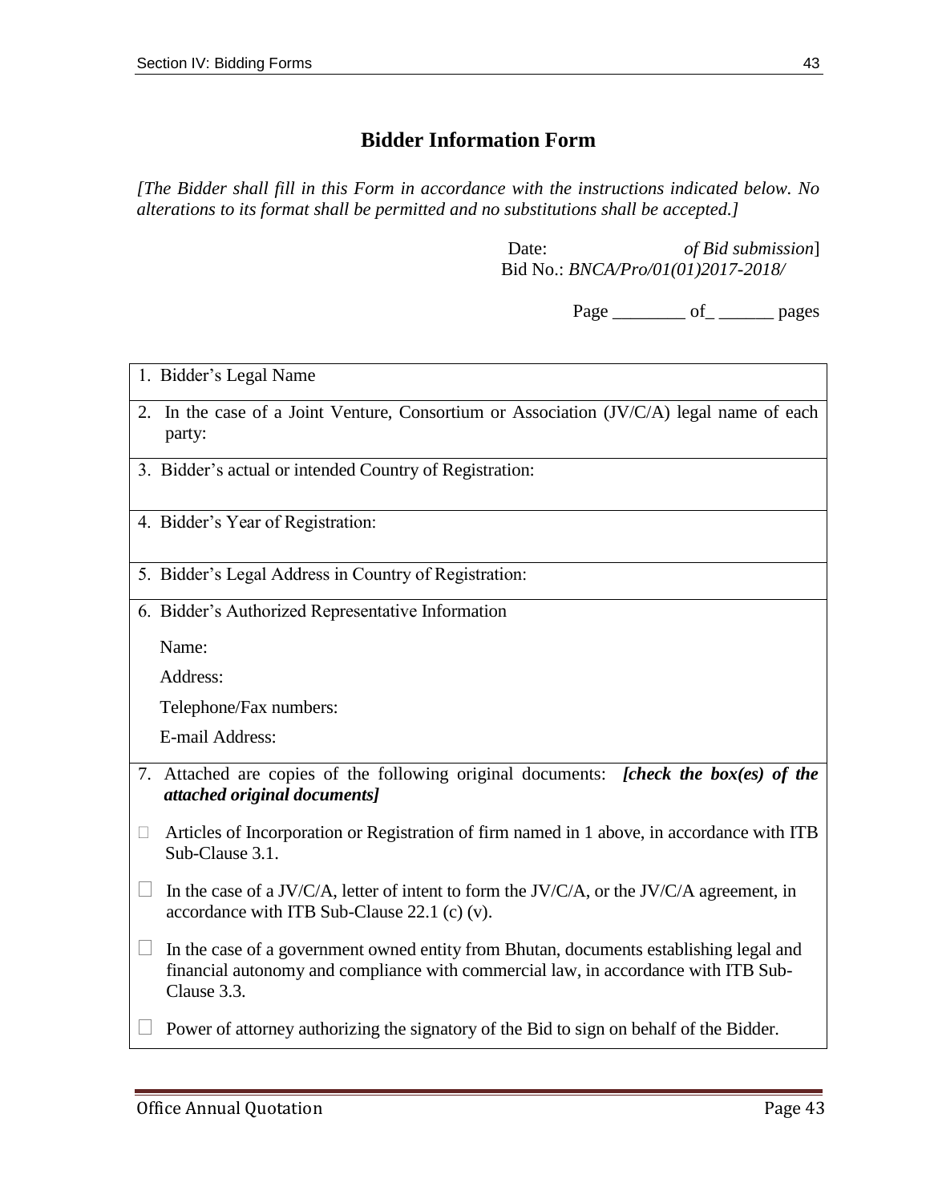# Bidder Information Form

*[The Bidder shall fill in this Form in accordance with the instructions indicated below. No alterations to its format shall be permitted and no substitutions shall be accepted.]*

Date: *of Bid submission*]
Bid No.: *BNCA/Pro/01(01)2017-2018/*

Page ________ of_ ______ pages

| 1. Bidder's Legal Name |
|---|
| 2. In the case of a Joint Venture, Consortium or Association (JV/C/A) legal name of each party: |
| 3. Bidder's actual or intended Country of Registration: |
| 4. Bidder's Year of Registration: |
| 5. Bidder's Legal Address in Country of Registration: |
| 6. Bidder's Authorized Representative Information<br><br>Name:<br><br>Address:<br><br>Telephone/Fax numbers:<br><br>E-mail Address: |
| 7. Attached are copies of the following original documents: ***[check the box(es) of the attached original documents]***<br><br>☐ Articles of Incorporation or Registration of firm named in 1 above, in accordance with ITB Sub-Clause 3.1.<br><br>☐ In the case of a JV/C/A, letter of intent to form the JV/C/A, or the JV/C/A agreement, in accordance with ITB Sub-Clause 22.1 (c) (v).<br><br>☐ In the case of a government owned entity from Bhutan, documents establishing legal and financial autonomy and compliance with commercial law, in accordance with ITB Sub-Clause 3.3.<br><br>☐ Power of attorney authorizing the signatory of the Bid to sign on behalf of the Bidder. |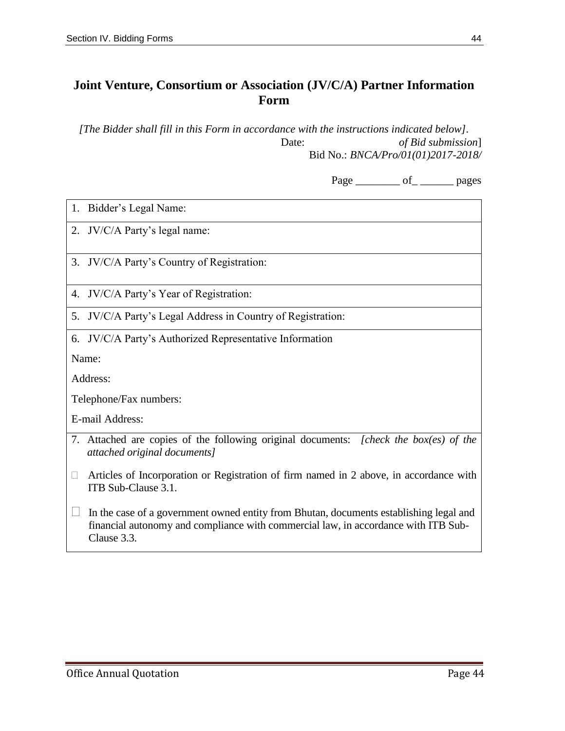## Joint Venture, Consortium or Association (JV/C/A) Partner Information Form

*[The Bidder shall fill in this Form in accordance with the instructions indicated below].*

Date: *of Bid submission*]

Bid No.: *BNCA/Pro/01(01)2017-2018/*

Page ________ of_ ______ pages

| |
|---|
| 1. Bidder's Legal Name: |
| 2. JV/C/A Party's legal name: |
| 3. JV/C/A Party's Country of Registration: |
| 4. JV/C/A Party's Year of Registration: |
| 5. JV/C/A Party's Legal Address in Country of Registration: |
| 6. JV/C/A Party's Authorized Representative Information<br><br>Name:<br><br>Address:<br><br>Telephone/Fax numbers:<br><br>E-mail Address: |
| 7. Attached are copies of the following original documents: *[check the box(es) of the attached original documents]*<br><br>☐ Articles of Incorporation or Registration of firm named in 2 above, in accordance with ITB Sub-Clause 3.1.<br><br>☐ In the case of a government owned entity from Bhutan, documents establishing legal and financial autonomy and compliance with commercial law, in accordance with ITB Sub-Clause 3.3. |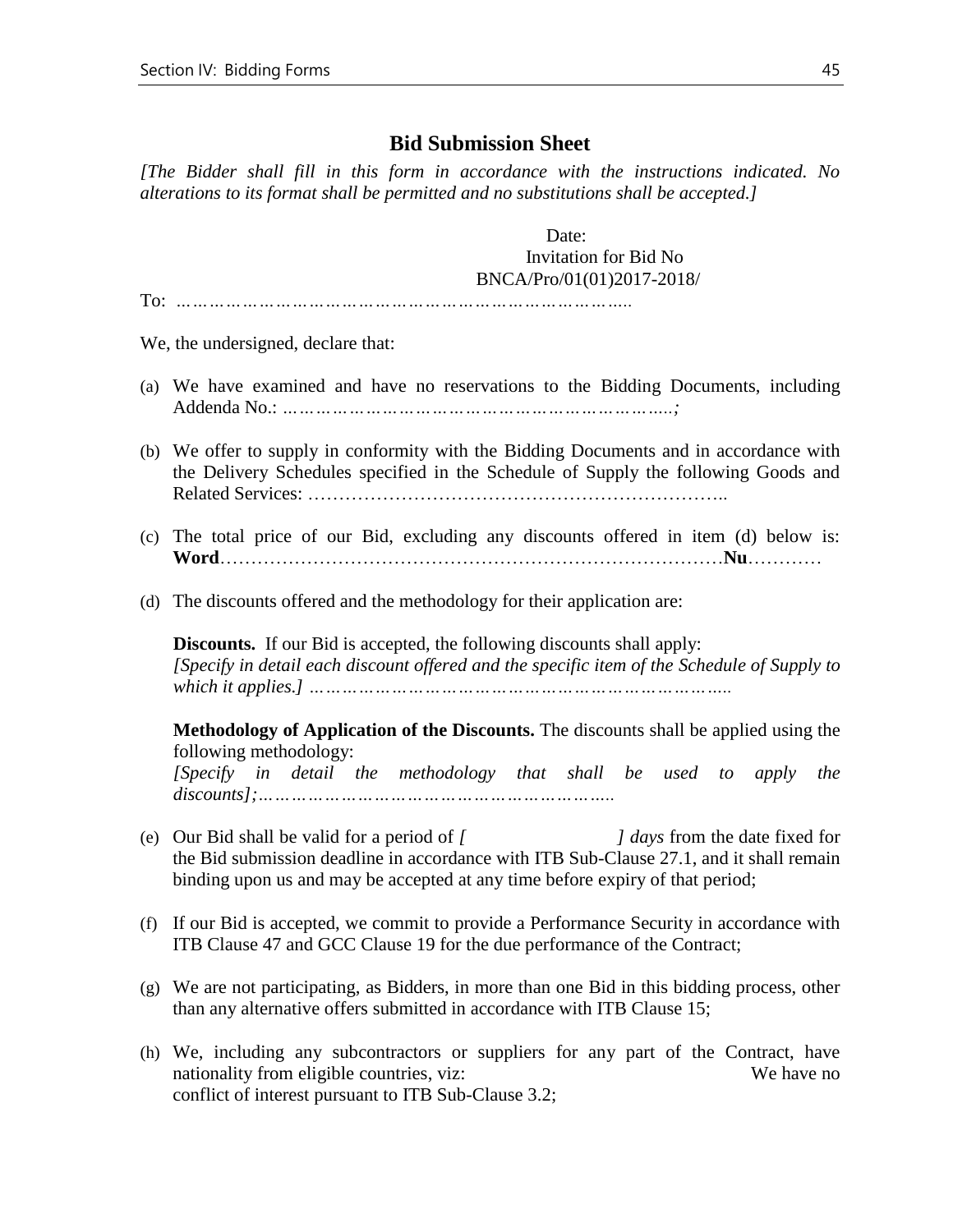## Bid Submission Sheet

*[The Bidder shall fill in this form in accordance with the instructions indicated. No alterations to its format shall be permitted and no substitutions shall be accepted.]*

Date:
Invitation for Bid No
BNCA/Pro/01(01)2017-2018/

To: *………………………………………………………………………..*

We, the undersigned, declare that:

(a) We have examined and have no reservations to the Bidding Documents, including Addenda No.: *……………………………………………………………..;*

(b) We offer to supply in conformity with the Bidding Documents and in accordance with the Delivery Schedules specified in the Schedule of Supply the following Goods and Related Services: ………………………………………………………..

(c) The total price of our Bid, excluding any discounts offered in item (d) below is: **Word**…………………………………………………………………….**Nu**…………

(d) The discounts offered and the methodology for their application are:

**Discounts.** If our Bid is accepted, the following discounts shall apply: *[Specify in detail each discount offered and the specific item of the Schedule of Supply to which it applies.] …………………………………………………………………..*

**Methodology of Application of the Discounts.** The discounts shall be applied using the following methodology: *[Specify in detail the methodology that shall be used to apply the discounts];………………………………………………………..*

(e) Our Bid shall be valid for a period of *[ ] days* from the date fixed for the Bid submission deadline in accordance with ITB Sub-Clause 27.1, and it shall remain binding upon us and may be accepted at any time before expiry of that period;

(f) If our Bid is accepted, we commit to provide a Performance Security in accordance with ITB Clause 47 and GCC Clause 19 for the due performance of the Contract;

(g) We are not participating, as Bidders, in more than one Bid in this bidding process, other than any alternative offers submitted in accordance with ITB Clause 15;

(h) We, including any subcontractors or suppliers for any part of the Contract, have nationality from eligible countries, viz: We have no conflict of interest pursuant to ITB Sub-Clause 3.2;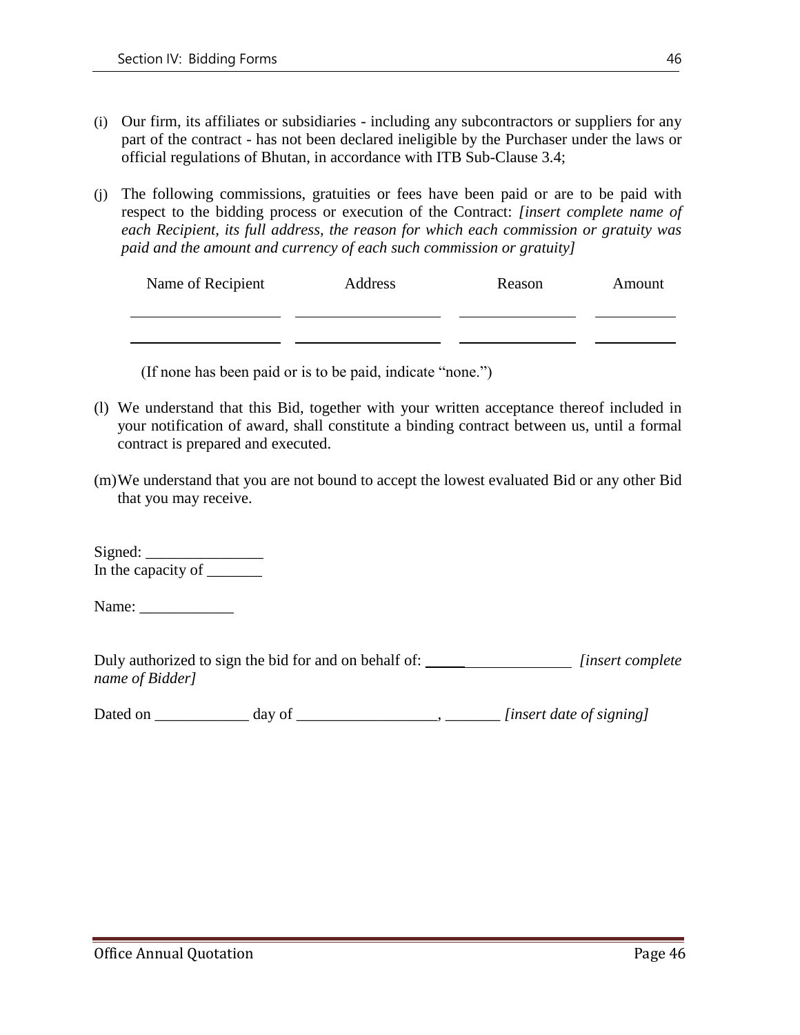(i) Our firm, its affiliates or subsidiaries - including any subcontractors or suppliers for any part of the contract - has not been declared ineligible by the Purchaser under the laws or official regulations of Bhutan, in accordance with ITB Sub-Clause 3.4;

(j) The following commissions, gratuities or fees have been paid or are to be paid with respect to the bidding process or execution of the Contract: *[insert complete name of each Recipient, its full address, the reason for which each commission or gratuity was paid and the amount and currency of each such commission or gratuity]*

| Name of Recipient | Address | Reason | Amount |
|---|---|---|---|
| ________________ | ________________ | ______________ | __________ |
| ________________ | ________________ | ______________ | __________ |

(If none has been paid or is to be paid, indicate "none.")

(l) We understand that this Bid, together with your written acceptance thereof included in your notification of award, shall constitute a binding contract between us, until a formal contract is prepared and executed.

(m) We understand that you are not bound to accept the lowest evaluated Bid or any other Bid that you may receive.

Signed: _______________
In the capacity of _______

Name: ____________

Duly authorized to sign the bid for and on behalf of: ___________________ *[insert complete name of Bidder]*

Dated on ____________ day of __________________, _______ *[insert date of signing]*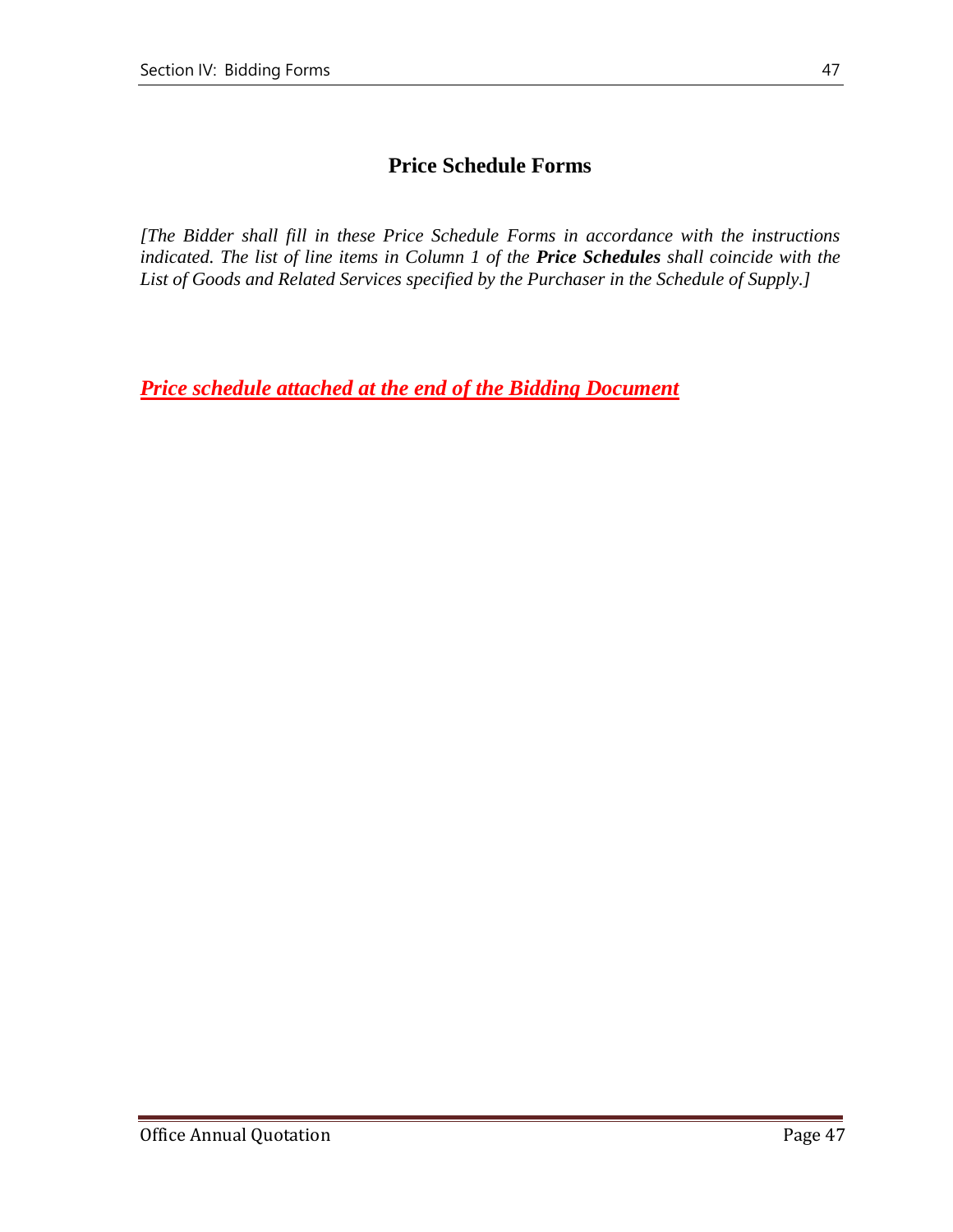# Price Schedule Forms

*[The Bidder shall fill in these Price Schedule Forms in accordance with the instructions indicated. The list of line items in Column 1 of the* ***Price Schedules*** *shall coincide with the List of Goods and Related Services specified by the Purchaser in the Schedule of Supply.]*

***Price schedule attached at the end of the Bidding Document***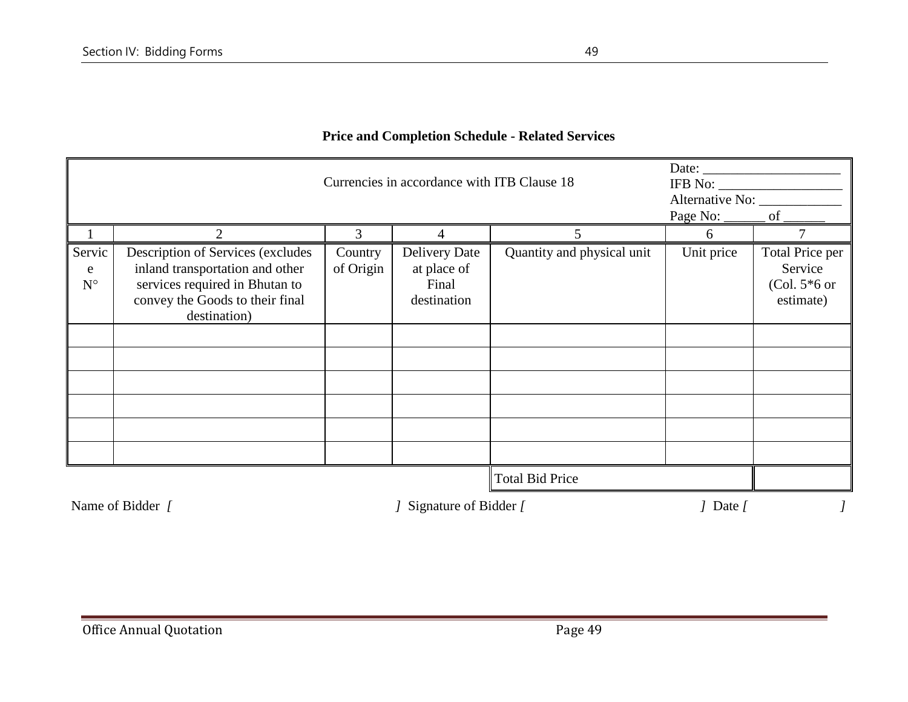**Price and Completion Schedule - Related Services**

| Currencies in accordance with ITB Clause 18 | | | | | Date: ____________________<br>IFB No: __________________<br>Alternative No: ____________<br>Page No: ______ of ______ | |
|---|---|---|---|---|---|---|
| 1 | 2 | 3 | 4 | 5 | 6 | 7 |
| Service N° | Description of Services (excludes inland transportation and other services required in Bhutan to convey the Goods to their final destination) | Country of Origin | Delivery Date at place of Final destination | Quantity and physical unit | Unit price | Total Price per Service (Col. 5*6 or estimate) |
| | | | | | | |
| | | | | | | |
| | | | | | | |
| | | | | | | |
| | | | | | | |
| | | | | | | |
| | | | | Total Bid Price | | |

Name of Bidder *[ ]* Signature of Bidder *[ ]* Date *[ ]*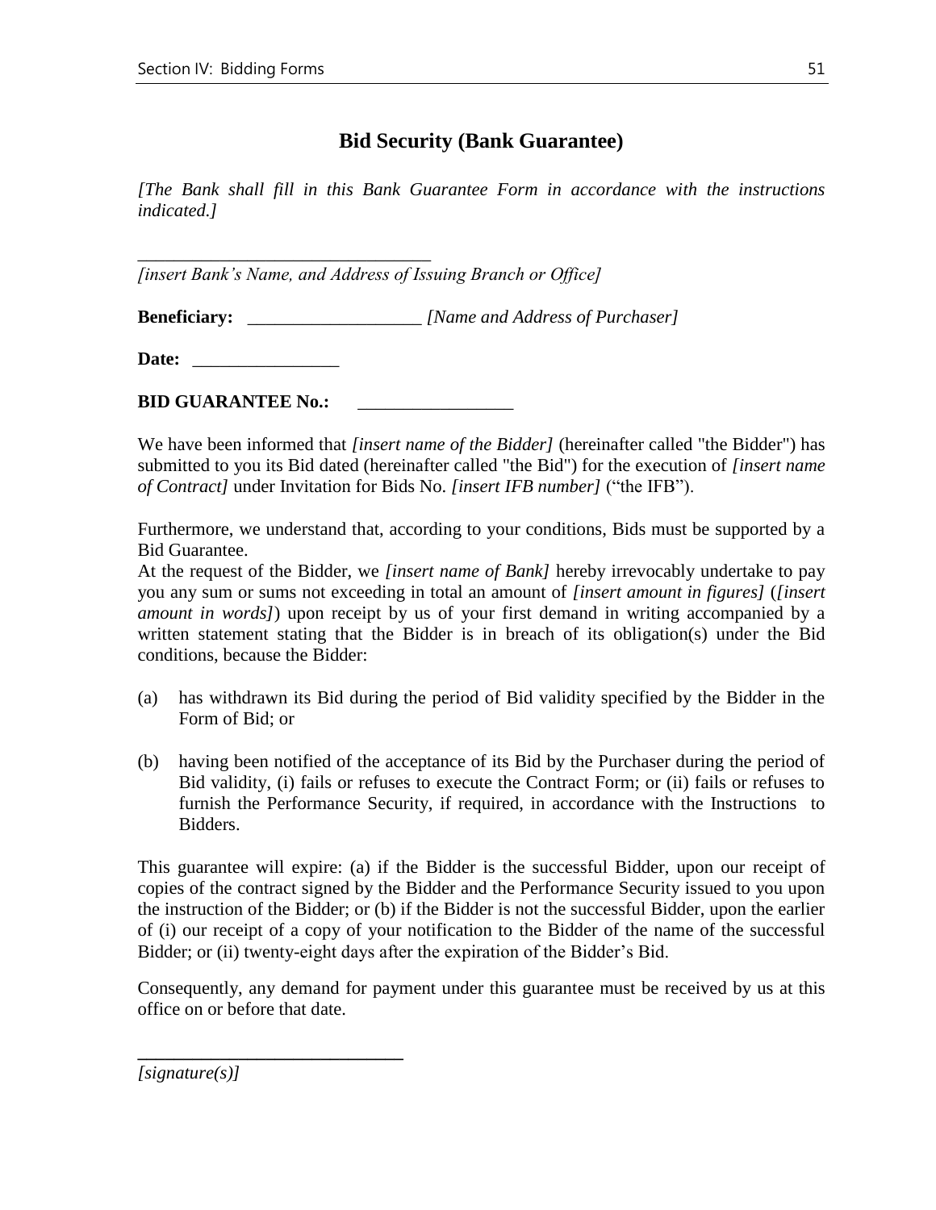# Bid Security (Bank Guarantee)

*[The Bank shall fill in this Bank Guarantee Form in accordance with the instructions indicated.]*

________________________________
*[insert Bank's Name, and Address of Issuing Branch or Office]*

**Beneficiary:** ___________________ *[Name and Address of Purchaser]*

**Date:** ________________

**BID GUARANTEE No.:** _________________

We have been informed that *[insert name of the Bidder]* (hereinafter called "the Bidder") has submitted to you its Bid dated (hereinafter called "the Bid") for the execution of *[insert name of Contract]* under Invitation for Bids No. *[insert IFB number]* ("the IFB").

Furthermore, we understand that, according to your conditions, Bids must be supported by a Bid Guarantee.

At the request of the Bidder, we *[insert name of Bank]* hereby irrevocably undertake to pay you any sum or sums not exceeding in total an amount of *[insert amount in figures]* (*[insert amount in words]*) upon receipt by us of your first demand in writing accompanied by a written statement stating that the Bidder is in breach of its obligation(s) under the Bid conditions, because the Bidder:

(a) has withdrawn its Bid during the period of Bid validity specified by the Bidder in the Form of Bid; or

(b) having been notified of the acceptance of its Bid by the Purchaser during the period of Bid validity, (i) fails or refuses to execute the Contract Form; or (ii) fails or refuses to furnish the Performance Security, if required, in accordance with the Instructions to Bidders.

This guarantee will expire: (a) if the Bidder is the successful Bidder, upon our receipt of copies of the contract signed by the Bidder and the Performance Security issued to you upon the instruction of the Bidder; or (b) if the Bidder is not the successful Bidder, upon the earlier of (i) our receipt of a copy of your notification to the Bidder of the name of the successful Bidder; or (ii) twenty-eight days after the expiration of the Bidder's Bid.

Consequently, any demand for payment under this guarantee must be received by us at this office on or before that date.

_____________________________
*[signature(s)]*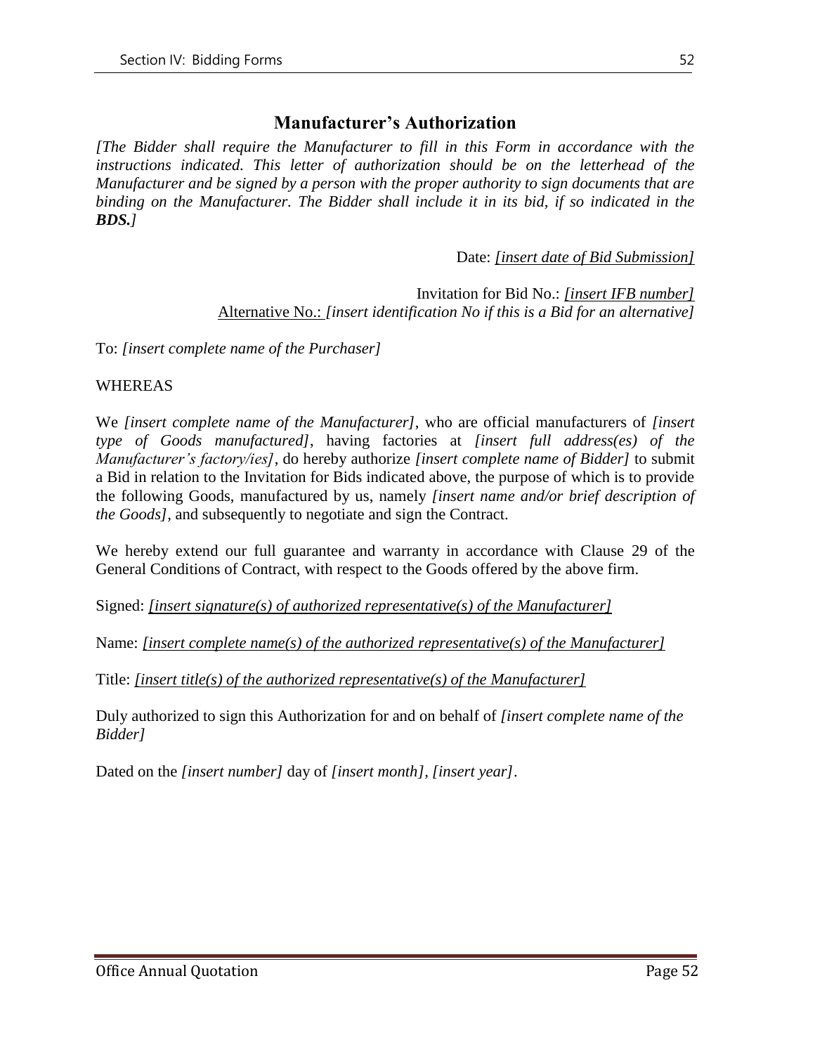## Manufacturer's Authorization

*[The Bidder shall require the Manufacturer to fill in this Form in accordance with the instructions indicated. This letter of authorization should be on the letterhead of the Manufacturer and be signed by a person with the proper authority to sign documents that are binding on the Manufacturer. The Bidder shall include it in its bid, if so indicated in the* ***BDS.****]*

Date: *[insert date of Bid Submission]*

Invitation for Bid No.: *[insert IFB number]*
Alternative No.: *[insert identification No if this is a Bid for an alternative]*

To: *[insert complete name of the Purchaser]*

WHEREAS

We *[insert complete name of the Manufacturer]*, who are official manufacturers of *[insert type of Goods manufactured]*, having factories at *[insert full address(es) of the Manufacturer's factory/ies]*, do hereby authorize *[insert complete name of Bidder]* to submit a Bid in relation to the Invitation for Bids indicated above, the purpose of which is to provide the following Goods, manufactured by us, namely *[insert name and/or brief description of the Goods]*, and subsequently to negotiate and sign the Contract.

We hereby extend our full guarantee and warranty in accordance with Clause 29 of the General Conditions of Contract, with respect to the Goods offered by the above firm.

Signed: *[insert signature(s) of authorized representative(s) of the Manufacturer]*

Name: *[insert complete name(s) of the authorized representative(s) of the Manufacturer]*

Title: *[insert title(s) of the authorized representative(s) of the Manufacturer]*

Duly authorized to sign this Authorization for and on behalf of *[insert complete name of the Bidder]*

Dated on the *[insert number]* day of *[insert month], [insert year]*.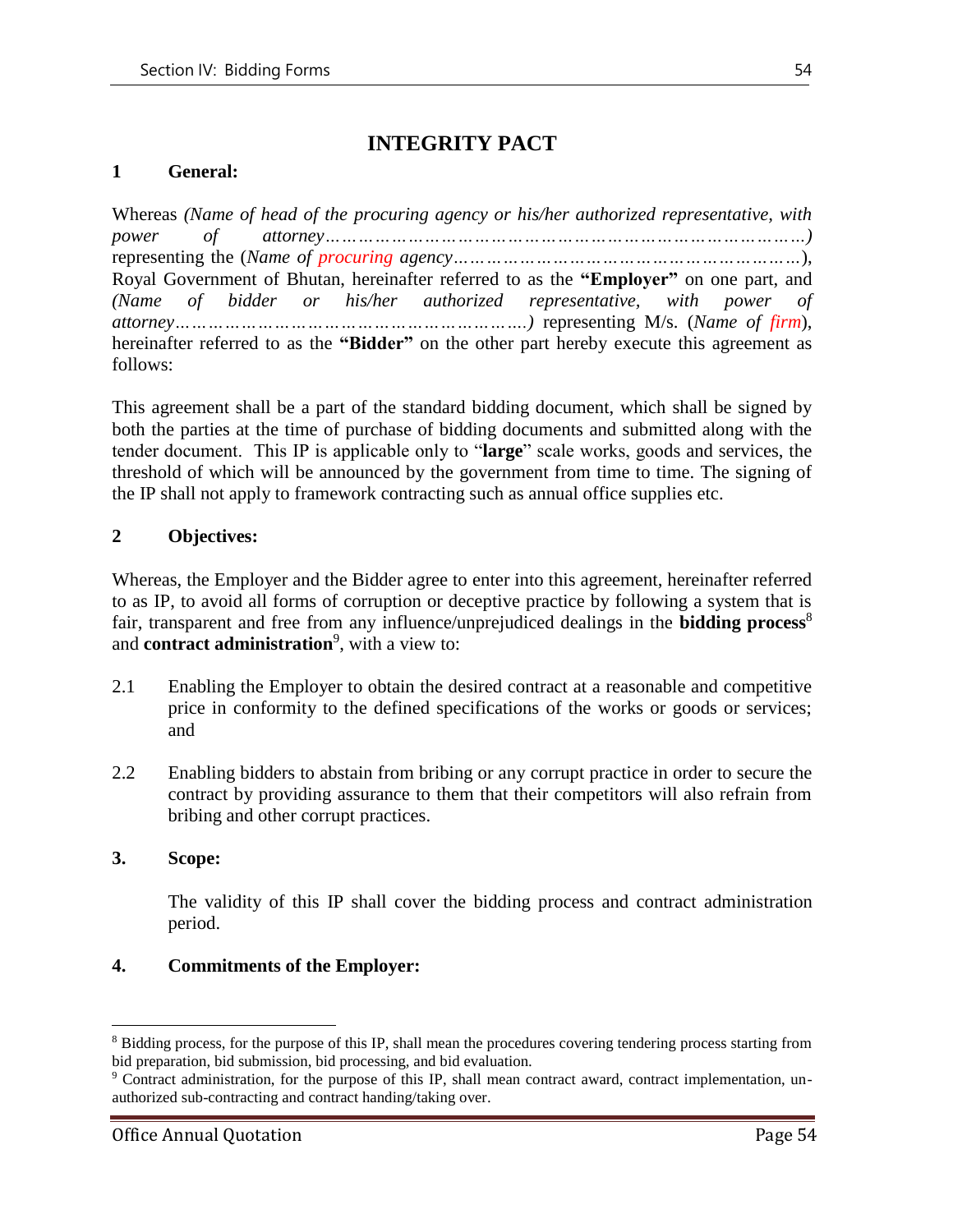# INTEGRITY PACT

## 1 General:

Whereas *(Name of head of the procuring agency or his/her authorized representative, with power of attorney……………………………………………………………………………)* representing the (*Name of procuring agency……………………………………………………*), Royal Government of Bhutan, hereinafter referred to as the **"Employer"** on one part, and *(Name of bidder or his/her authorized representative, with power of attorney…………………………………………………….)* representing M/s. (*Name of firm*), hereinafter referred to as the **"Bidder"** on the other part hereby execute this agreement as follows:

This agreement shall be a part of the standard bidding document, which shall be signed by both the parties at the time of purchase of bidding documents and submitted along with the tender document. This IP is applicable only to "**large**" scale works, goods and services, the threshold of which will be announced by the government from time to time. The signing of the IP shall not apply to framework contracting such as annual office supplies etc.

## 2 Objectives:

Whereas, the Employer and the Bidder agree to enter into this agreement, hereinafter referred to as IP, to avoid all forms of corruption or deceptive practice by following a system that is fair, transparent and free from any influence/unprejudiced dealings in the **bidding process**[8] and **contract administration**[9], with a view to:

2.1 Enabling the Employer to obtain the desired contract at a reasonable and competitive price in conformity to the defined specifications of the works or goods or services; and

2.2 Enabling bidders to abstain from bribing or any corrupt practice in order to secure the contract by providing assurance to them that their competitors will also refrain from bribing and other corrupt practices.

## 3. Scope:

The validity of this IP shall cover the bidding process and contract administration period.

## 4. Commitments of the Employer:

---

[8] Bidding process, for the purpose of this IP, shall mean the procedures covering tendering process starting from bid preparation, bid submission, bid processing, and bid evaluation.

[9] Contract administration, for the purpose of this IP, shall mean contract award, contract implementation, un-authorized sub-contracting and contract handing/taking over.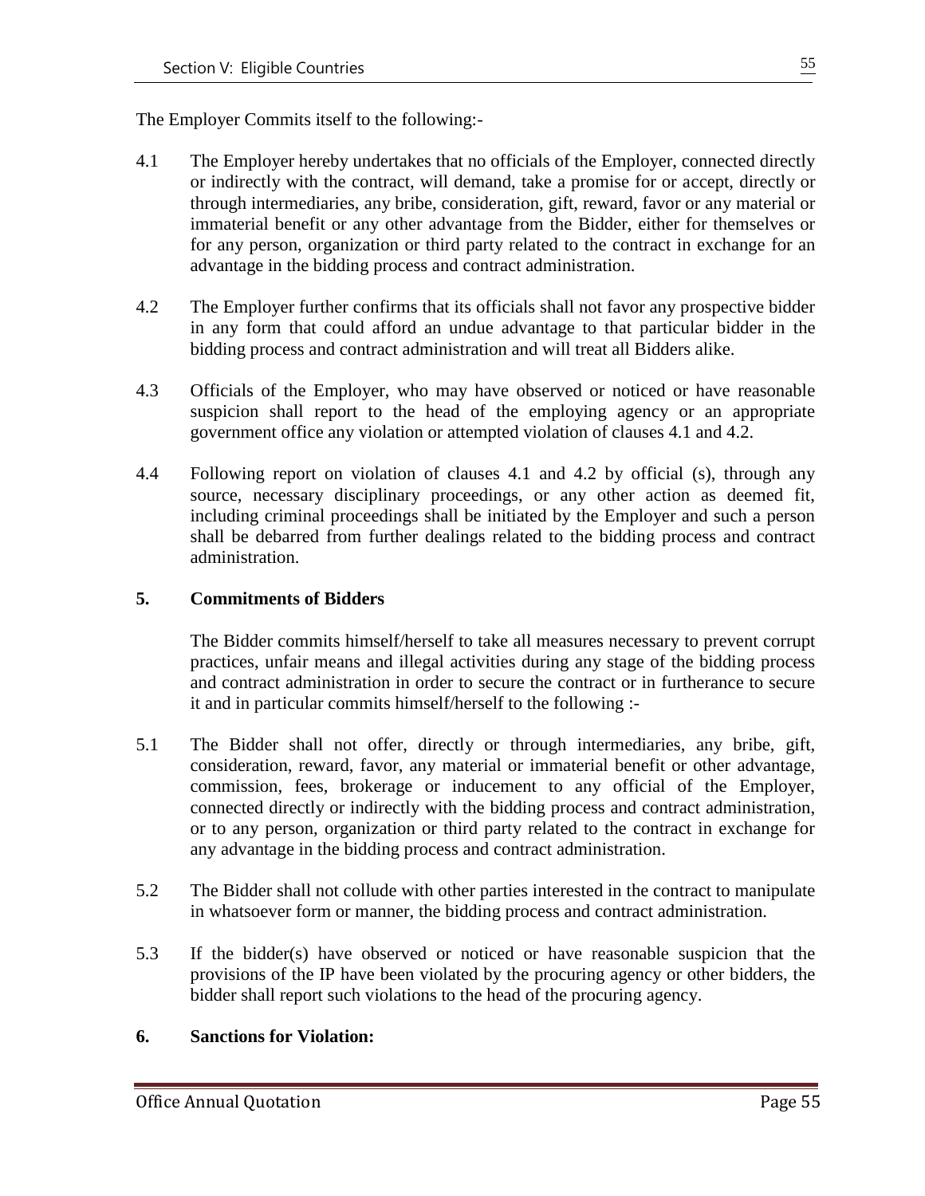The Employer Commits itself to the following:-

4.1 The Employer hereby undertakes that no officials of the Employer, connected directly or indirectly with the contract, will demand, take a promise for or accept, directly or through intermediaries, any bribe, consideration, gift, reward, favor or any material or immaterial benefit or any other advantage from the Bidder, either for themselves or for any person, organization or third party related to the contract in exchange for an advantage in the bidding process and contract administration.

4.2 The Employer further confirms that its officials shall not favor any prospective bidder in any form that could afford an undue advantage to that particular bidder in the bidding process and contract administration and will treat all Bidders alike.

4.3 Officials of the Employer, who may have observed or noticed or have reasonable suspicion shall report to the head of the employing agency or an appropriate government office any violation or attempted violation of clauses 4.1 and 4.2.

4.4 Following report on violation of clauses 4.1 and 4.2 by official (s), through any source, necessary disciplinary proceedings, or any other action as deemed fit, including criminal proceedings shall be initiated by the Employer and such a person shall be debarred from further dealings related to the bidding process and contract administration.

**5. Commitments of Bidders**

The Bidder commits himself/herself to take all measures necessary to prevent corrupt practices, unfair means and illegal activities during any stage of the bidding process and contract administration in order to secure the contract or in furtherance to secure it and in particular commits himself/herself to the following :-

5.1 The Bidder shall not offer, directly or through intermediaries, any bribe, gift, consideration, reward, favor, any material or immaterial benefit or other advantage, commission, fees, brokerage or inducement to any official of the Employer, connected directly or indirectly with the bidding process and contract administration, or to any person, organization or third party related to the contract in exchange for any advantage in the bidding process and contract administration.

5.2 The Bidder shall not collude with other parties interested in the contract to manipulate in whatsoever form or manner, the bidding process and contract administration.

5.3 If the bidder(s) have observed or noticed or have reasonable suspicion that the provisions of the IP have been violated by the procuring agency or other bidders, the bidder shall report such violations to the head of the procuring agency.

**6. Sanctions for Violation:**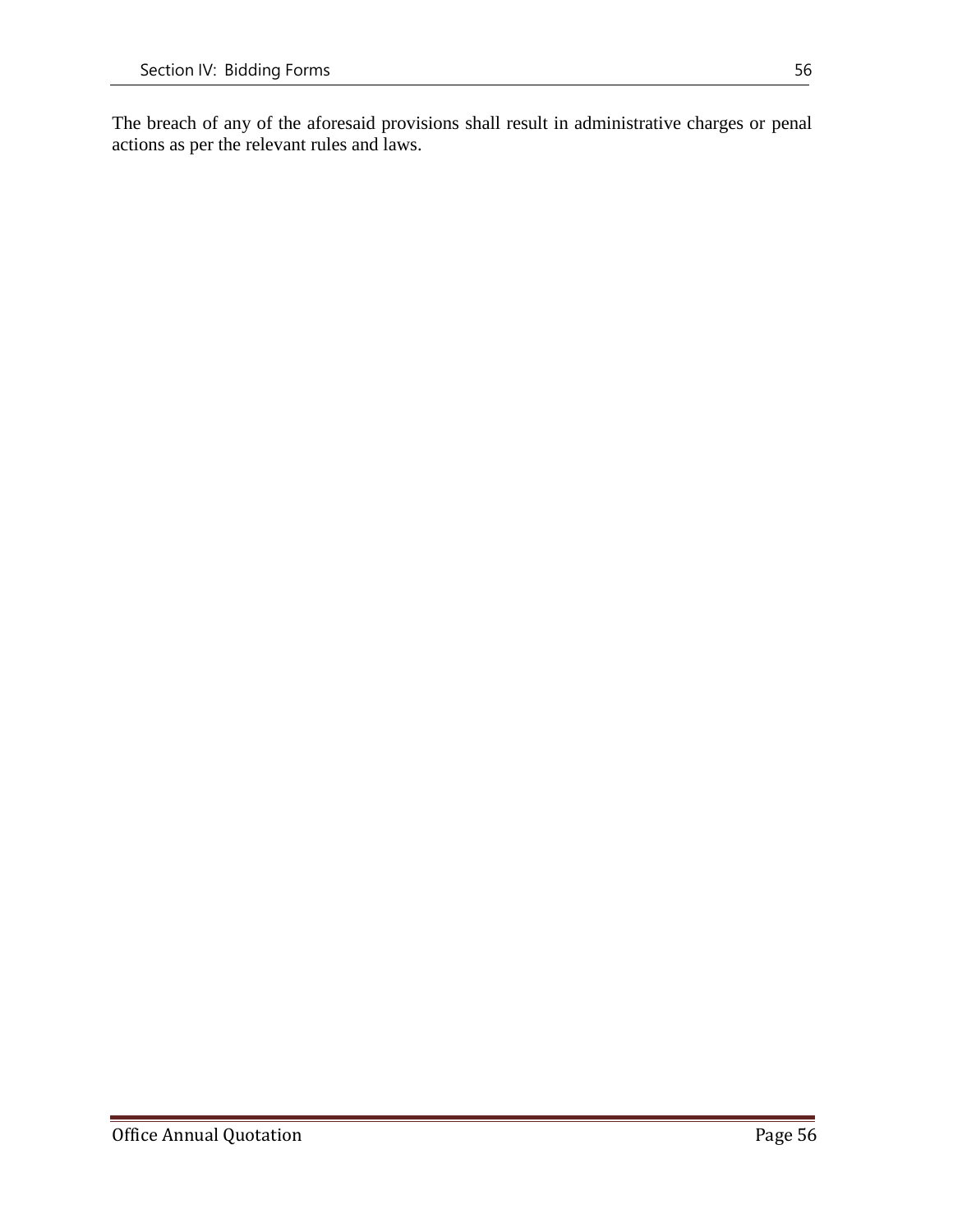The breach of any of the aforesaid provisions shall result in administrative charges or penal actions as per the relevant rules and laws.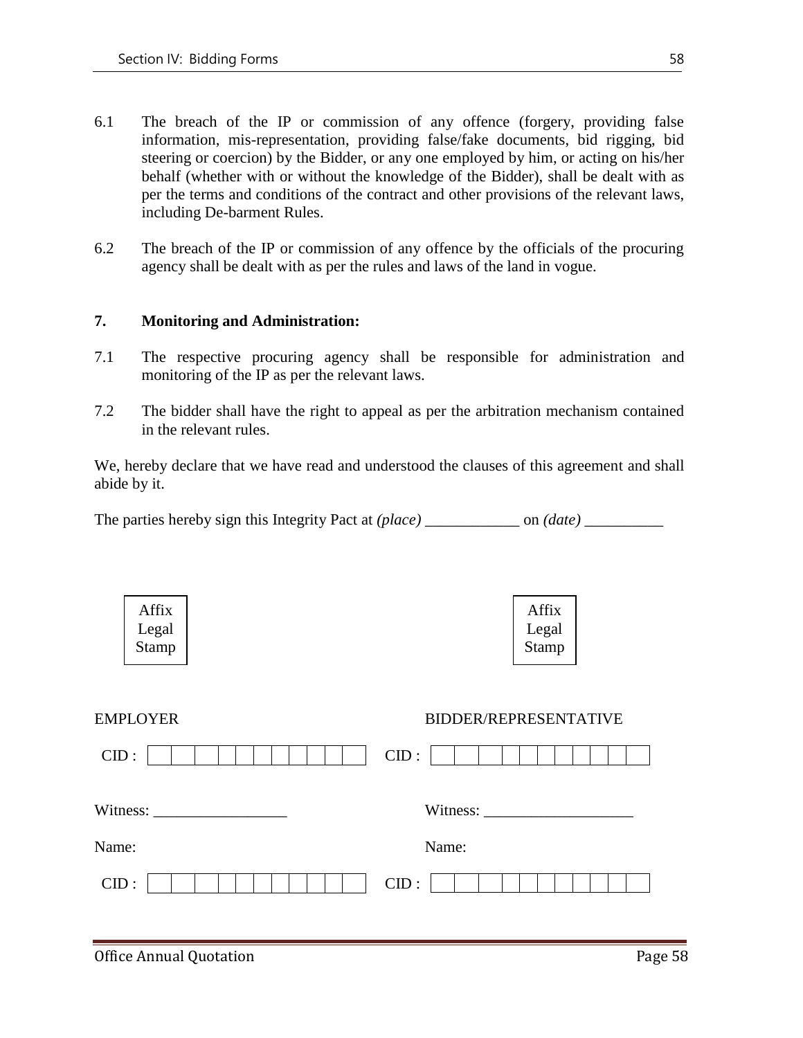6.1 The breach of the IP or commission of any offence (forgery, providing false information, mis-representation, providing false/fake documents, bid rigging, bid steering or coercion) by the Bidder, or any one employed by him, or acting on his/her behalf (whether with or without the knowledge of the Bidder), shall be dealt with as per the terms and conditions of the contract and other provisions of the relevant laws, including De-barment Rules.

6.2 The breach of the IP or commission of any offence by the officials of the procuring agency shall be dealt with as per the rules and laws of the land in vogue.

**7. Monitoring and Administration:**

7.1 The respective procuring agency shall be responsible for administration and monitoring of the IP as per the relevant laws.

7.2 The bidder shall have the right to appeal as per the arbitration mechanism contained in the relevant rules.

We, hereby declare that we have read and understood the clauses of this agreement and shall abide by it.

The parties hereby sign this Integrity Pact at *(place)* ____________ on *(date)* __________

| Affix Legal Stamp | Affix Legal Stamp |
|---|---|
| EMPLOYER | BIDDER/REPRESENTATIVE |
| CID : | CID : |
| Witness: _________________ | Witness: ___________________ |
| Name: | Name: |
| CID : | CID : |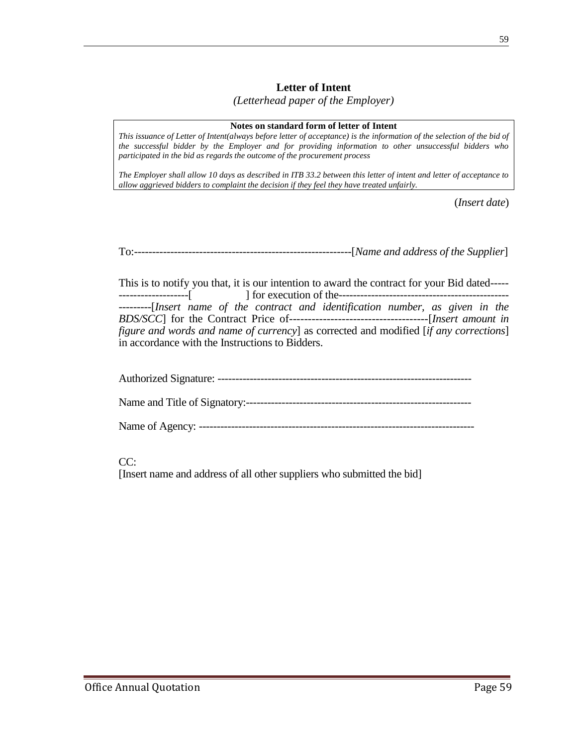## Letter of Intent

*(Letterhead paper of the Employer)*

> **Notes on standard form of letter of Intent**
>
> *This issuance of Letter of Intent(always before letter of acceptance) is the information of the selection of the bid of the successful bidder by the Employer and for providing information to other unsuccessful bidders who participated in the bid as regards the outcome of the procurement process*
>
> *The Employer shall allow 10 days as described in ITB 33.2 between this letter of intent and letter of acceptance to allow aggrieved bidders to complaint the decision if they feel they have treated unfairly.*

(*Insert date*)

To:-----------------------------------------------------------[*Name and address of the Supplier*]

This is to notify you that, it is our intention to award the contract for your Bid dated------------------------[ ] for execution of the--------------------------------------------------------[*Insert name of the contract and identification number, as given in the BDS/SCC*] for the Contract Price of-------------------------------------[*Insert amount in figure and words and name of currency*] as corrected and modified [*if any corrections*] in accordance with the Instructions to Bidders.

Authorized Signature: ----------------------------------------------------------------------

Name and Title of Signatory:---------------------------------------------------------------

Name of Agency: ----------------------------------------------------------------------------

CC:
[Insert name and address of all other suppliers who submitted the bid]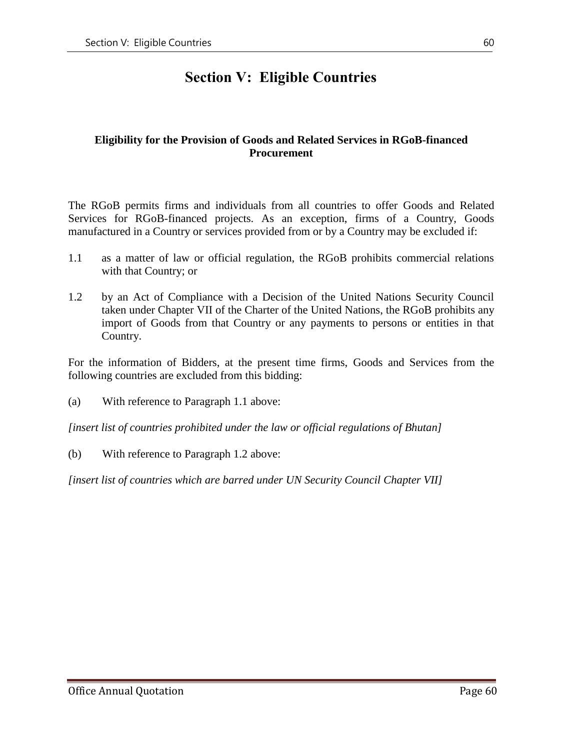# Section V: Eligible Countries

### Eligibility for the Provision of Goods and Related Services in RGoB-financed Procurement

The RGoB permits firms and individuals from all countries to offer Goods and Related Services for RGoB-financed projects. As an exception, firms of a Country, Goods manufactured in a Country or services provided from or by a Country may be excluded if:

1.1 as a matter of law or official regulation, the RGoB prohibits commercial relations with that Country; or

1.2 by an Act of Compliance with a Decision of the United Nations Security Council taken under Chapter VII of the Charter of the United Nations, the RGoB prohibits any import of Goods from that Country or any payments to persons or entities in that Country.

For the information of Bidders, at the present time firms, Goods and Services from the following countries are excluded from this bidding:

(a) With reference to Paragraph 1.1 above:

*[insert list of countries prohibited under the law or official regulations of Bhutan]*

(b) With reference to Paragraph 1.2 above:

*[insert list of countries which are barred under UN Security Council Chapter VII]*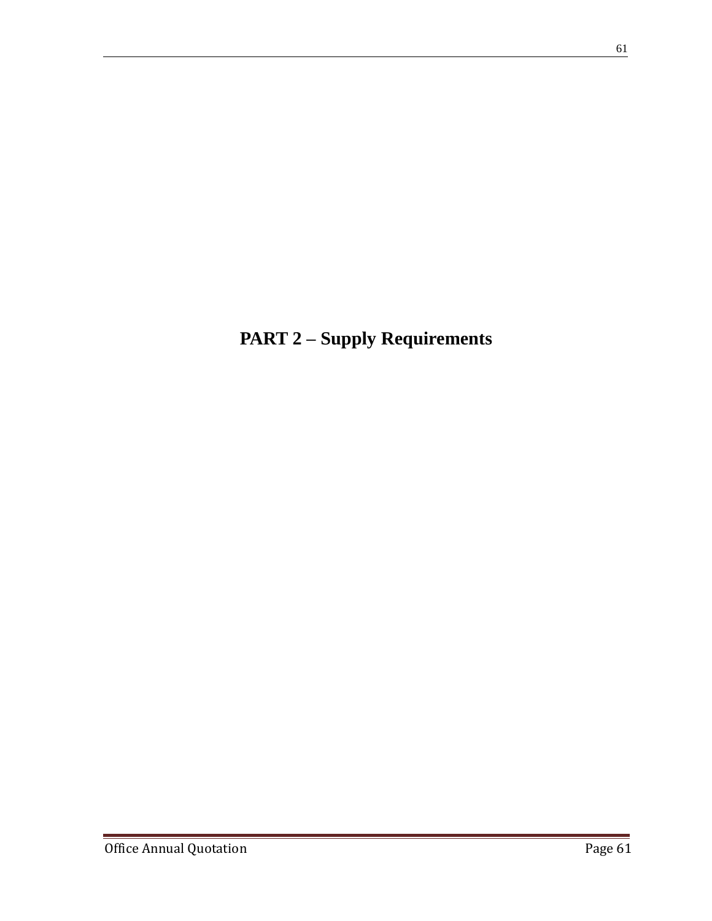# PART 2 – Supply Requirements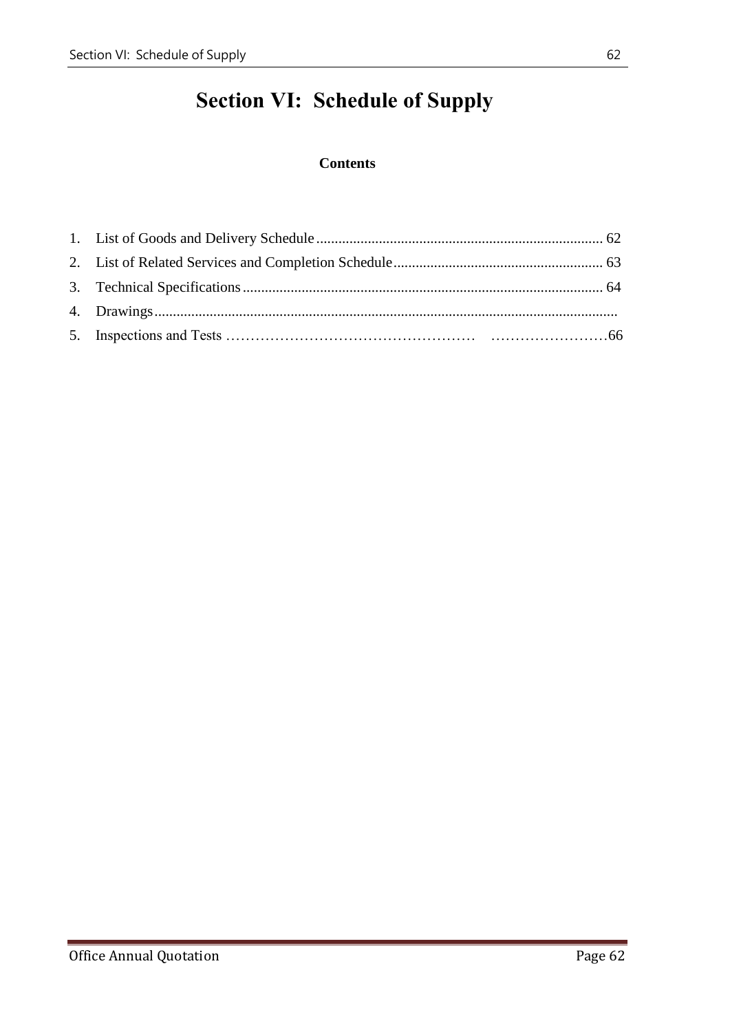# Section VI: Schedule of Supply

**Contents**

1. List of Goods and Delivery Schedule ............................................................................. 62
2. List of Related Services and Completion Schedule......................................................... 63
3. Technical Specifications ................................................................................................. 64
4. Drawings.............................................................................................................................
5. Inspections and Tests …………………………………………… ……………………66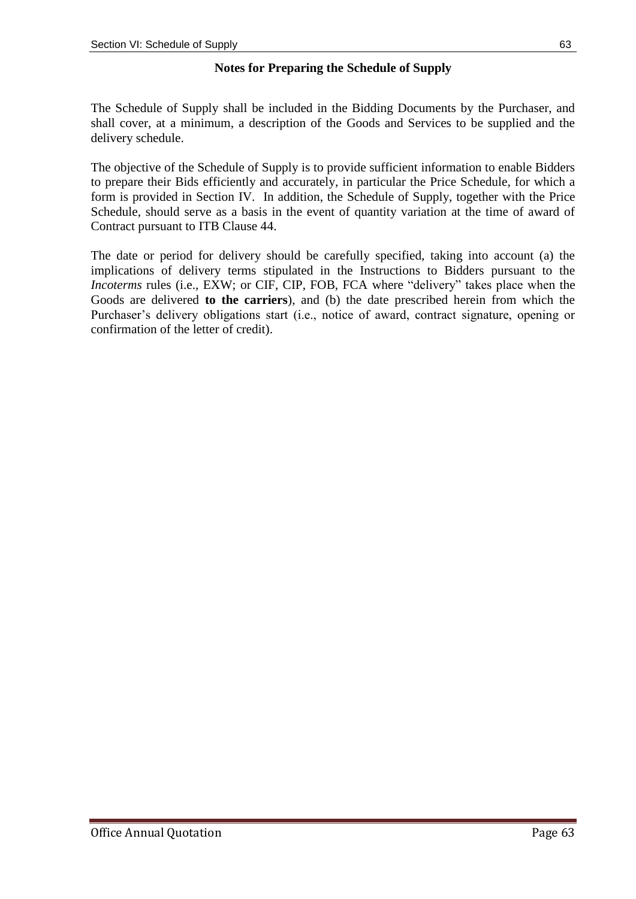## Notes for Preparing the Schedule of Supply

The Schedule of Supply shall be included in the Bidding Documents by the Purchaser, and shall cover, at a minimum, a description of the Goods and Services to be supplied and the delivery schedule.

The objective of the Schedule of Supply is to provide sufficient information to enable Bidders to prepare their Bids efficiently and accurately, in particular the Price Schedule, for which a form is provided in Section IV. In addition, the Schedule of Supply, together with the Price Schedule, should serve as a basis in the event of quantity variation at the time of award of Contract pursuant to ITB Clause 44.

The date or period for delivery should be carefully specified, taking into account (a) the implications of delivery terms stipulated in the Instructions to Bidders pursuant to the *Incoterms* rules (i.e., EXW; or CIF, CIP, FOB, FCA where "delivery" takes place when the Goods are delivered **to the carriers**), and (b) the date prescribed herein from which the Purchaser's delivery obligations start (i.e., notice of award, contract signature, opening or confirmation of the letter of credit).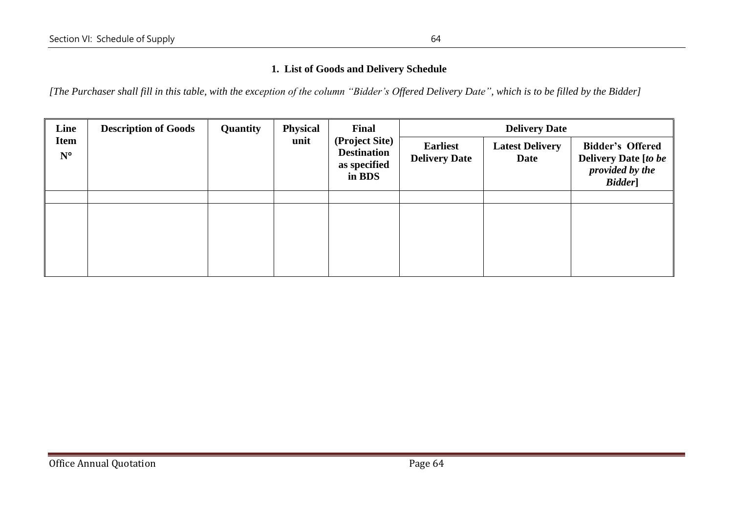### 1. List of Goods and Delivery Schedule

*[The Purchaser shall fill in this table, with the exception of the column "Bidder's Offered Delivery Date", which is to be filled by the Bidder]*

| Line Item N° | Description of Goods | Quantity | Physical unit | Final (Project Site) Destination as specified in BDS | Delivery Date | | |
|---|---|---|---|---|---|---|---|
| | | | | | **Earliest Delivery Date** | **Latest Delivery Date** | **Bidder's Offered Delivery Date [*to be provided by the Bidder*]** |
| | | | | | | | |
| | | | | | | | |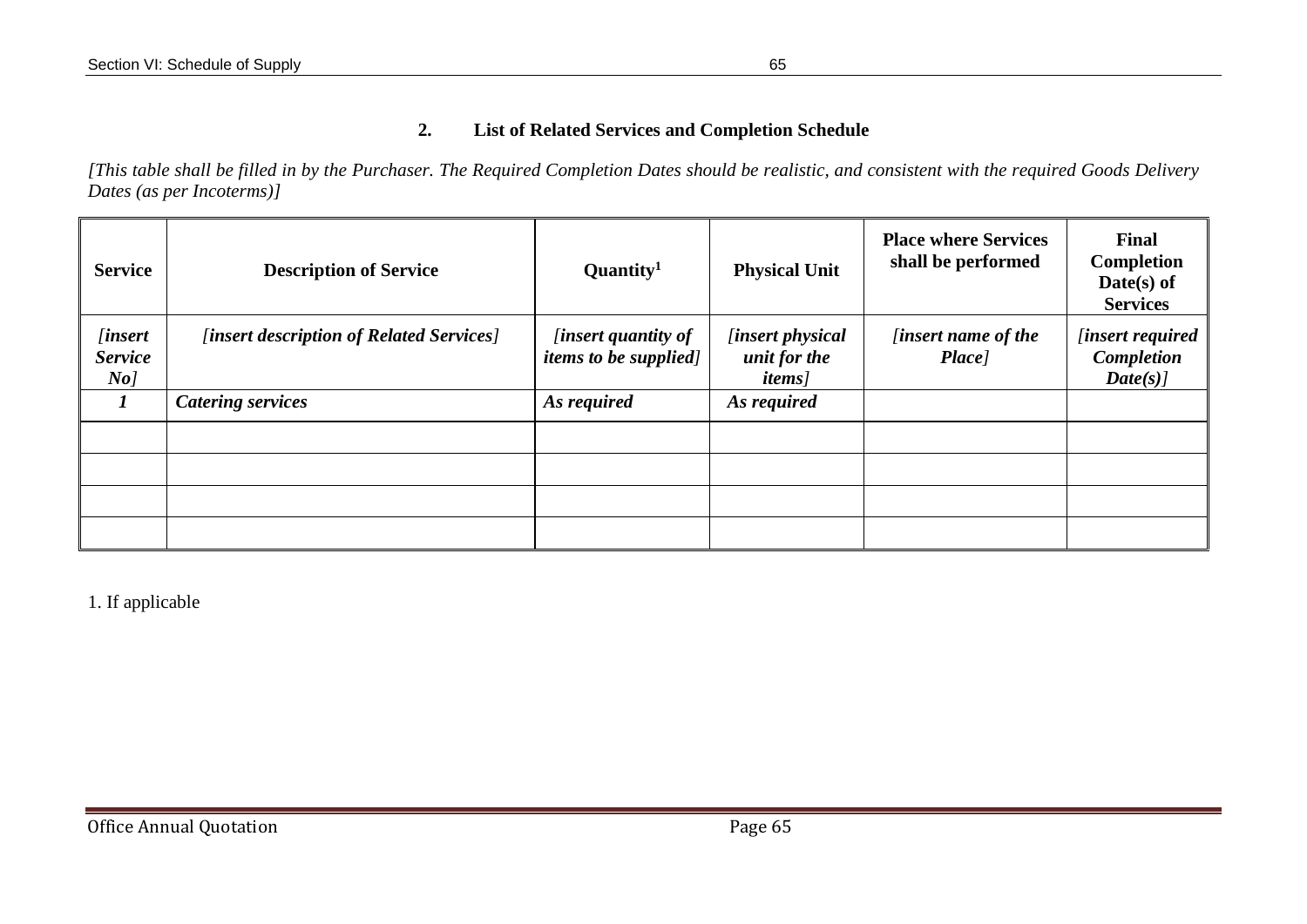## 2. List of Related Services and Completion Schedule

*[This table shall be filled in by the Purchaser. The Required Completion Dates should be realistic, and consistent with the required Goods Delivery Dates (as per Incoterms)]*

| Service | Description of Service | Quantity[1] | Physical Unit | Place where Services shall be performed | Final Completion Date(s) of Services |
|---|---|---|---|---|---|
| *[insert Service No]* | *[insert description of Related Services]* | *[insert quantity of items to be supplied]* | *[insert physical unit for the items]* | *[insert name of the Place]* | *[insert required Completion Date(s)]* |
| ***1*** | ***Catering services*** | ***As required*** | ***As required*** | | |
| | | | | | |
| | | | | | |
| | | | | | |
| | | | | | |

1. If applicable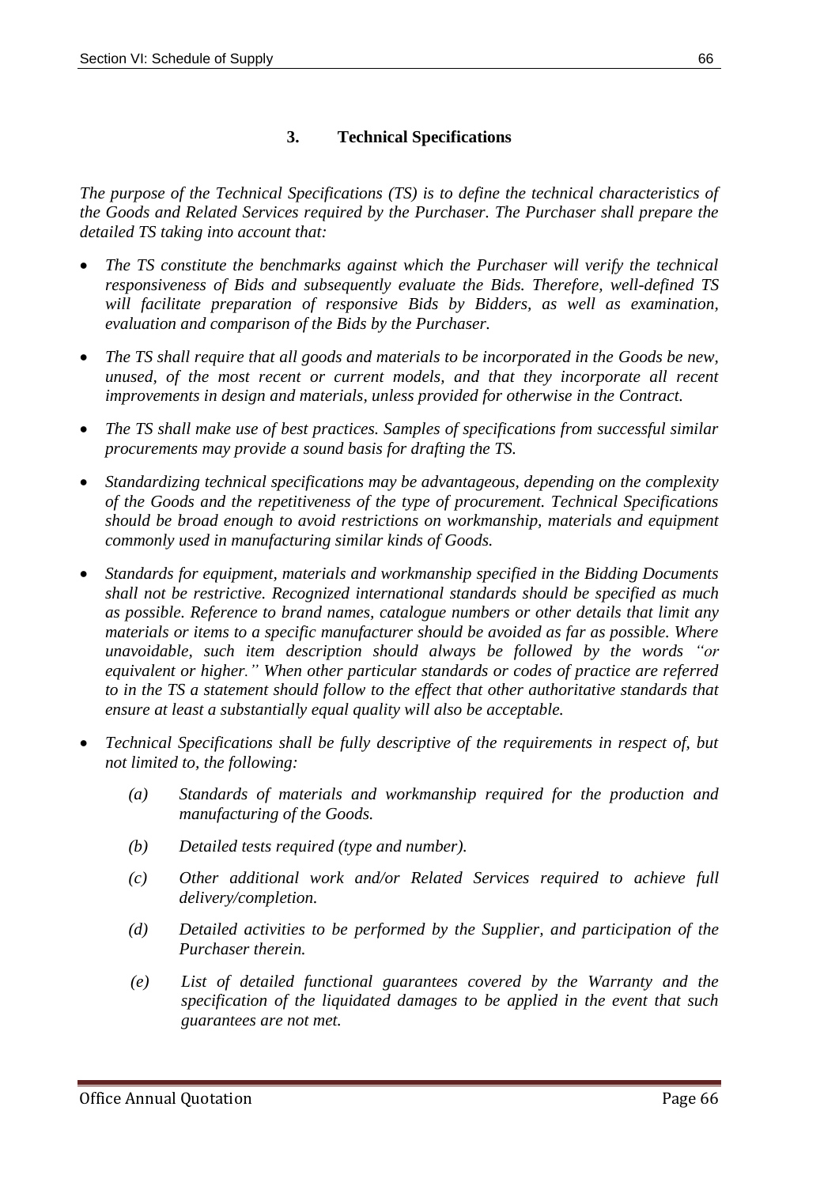### 3. Technical Specifications

*The purpose of the Technical Specifications (TS) is to define the technical characteristics of the Goods and Related Services required by the Purchaser. The Purchaser shall prepare the detailed TS taking into account that:*

- *The TS constitute the benchmarks against which the Purchaser will verify the technical responsiveness of Bids and subsequently evaluate the Bids. Therefore, well-defined TS will facilitate preparation of responsive Bids by Bidders, as well as examination, evaluation and comparison of the Bids by the Purchaser.*

- *The TS shall require that all goods and materials to be incorporated in the Goods be new, unused, of the most recent or current models, and that they incorporate all recent improvements in design and materials, unless provided for otherwise in the Contract.*

- *The TS shall make use of best practices. Samples of specifications from successful similar procurements may provide a sound basis for drafting the TS.*

- *Standardizing technical specifications may be advantageous, depending on the complexity of the Goods and the repetitiveness of the type of procurement. Technical Specifications should be broad enough to avoid restrictions on workmanship, materials and equipment commonly used in manufacturing similar kinds of Goods.*

- *Standards for equipment, materials and workmanship specified in the Bidding Documents shall not be restrictive. Recognized international standards should be specified as much as possible. Reference to brand names, catalogue numbers or other details that limit any materials or items to a specific manufacturer should be avoided as far as possible. Where unavoidable, such item description should always be followed by the words "or equivalent or higher." When other particular standards or codes of practice are referred to in the TS a statement should follow to the effect that other authoritative standards that ensure at least a substantially equal quality will also be acceptable.*

- *Technical Specifications shall be fully descriptive of the requirements in respect of, but not limited to, the following:*

  *(a) Standards of materials and workmanship required for the production and manufacturing of the Goods.*

  *(b) Detailed tests required (type and number).*

  *(c) Other additional work and/or Related Services required to achieve full delivery/completion.*

  *(d) Detailed activities to be performed by the Supplier, and participation of the Purchaser therein.*

  *(e) List of detailed functional guarantees covered by the Warranty and the specification of the liquidated damages to be applied in the event that such guarantees are not met.*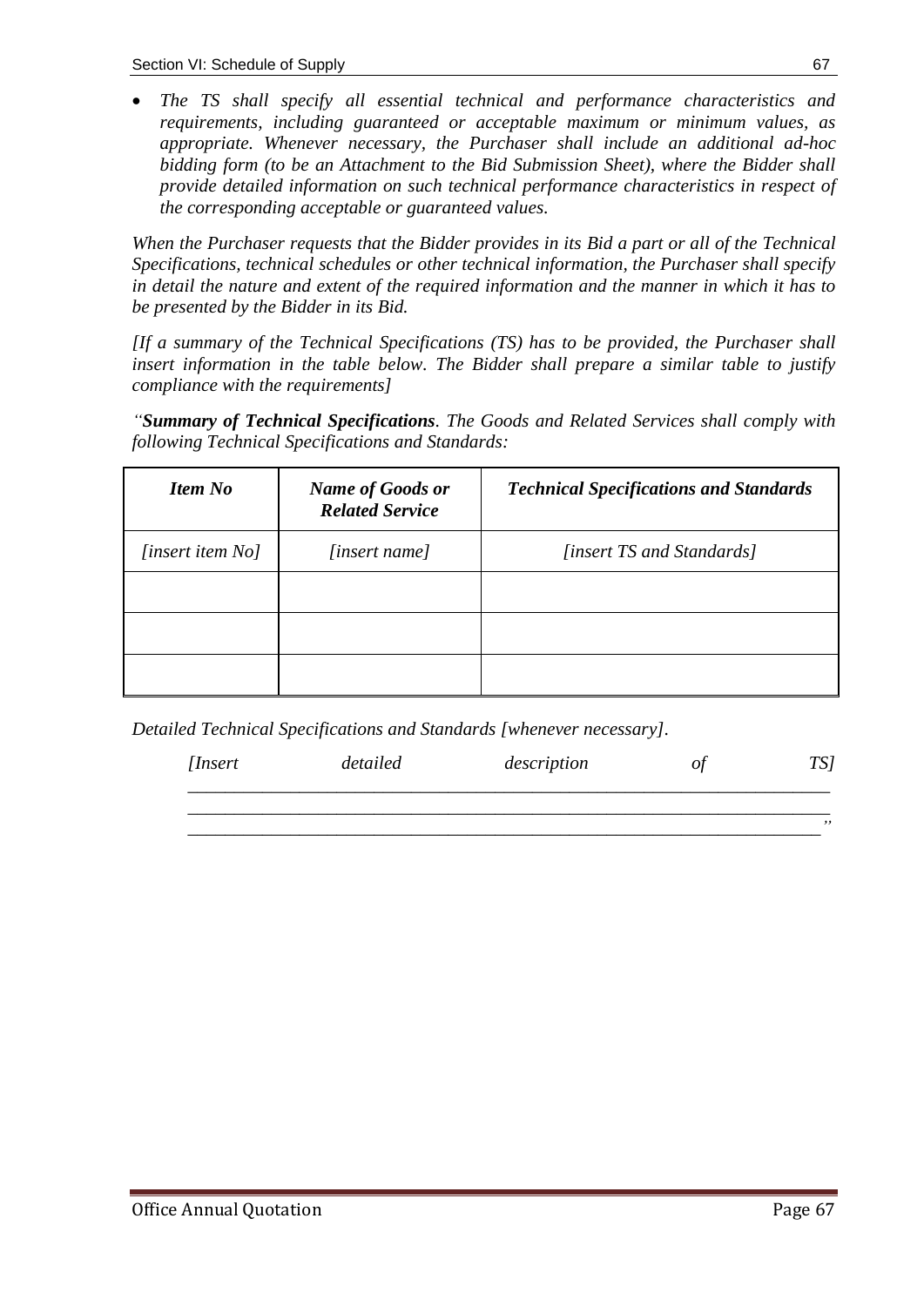- *The TS shall specify all essential technical and performance characteristics and requirements, including guaranteed or acceptable maximum or minimum values, as appropriate. Whenever necessary, the Purchaser shall include an additional ad-hoc bidding form (to be an Attachment to the Bid Submission Sheet), where the Bidder shall provide detailed information on such technical performance characteristics in respect of the corresponding acceptable or guaranteed values.*

*When the Purchaser requests that the Bidder provides in its Bid a part or all of the Technical Specifications, technical schedules or other technical information, the Purchaser shall specify in detail the nature and extent of the required information and the manner in which it has to be presented by the Bidder in its Bid.*

*[If a summary of the Technical Specifications (TS) has to be provided, the Purchaser shall insert information in the table below. The Bidder shall prepare a similar table to justify compliance with the requirements]*

*"**Summary of Technical Specifications**. The Goods and Related Services shall comply with following Technical Specifications and Standards:*

| ***Item No*** | ***Name of Goods or Related Service*** | ***Technical Specifications and Standards*** |
|---|---|---|
| *[insert item No]* | *[insert name]* | *[insert TS and Standards]* |
| | | |
| | | |
| | | |

*Detailed Technical Specifications and Standards [whenever necessary].*

*[Insert detailed description of TS] ______________________________________________________________________________________________________________________________________________________________________________"*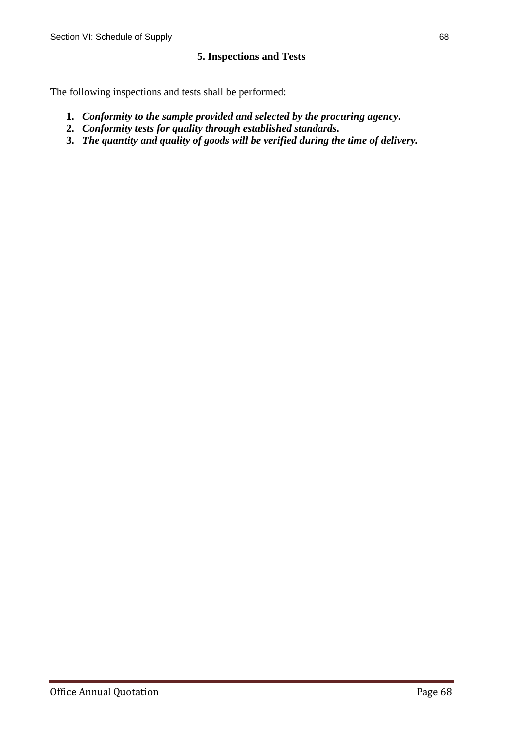## 5. Inspections and Tests

The following inspections and tests shall be performed:

1. ***Conformity to the sample provided and selected by the procuring agency.***
2. ***Conformity tests for quality through established standards.***
3. ***The quantity and quality of goods will be verified during the time of delivery.***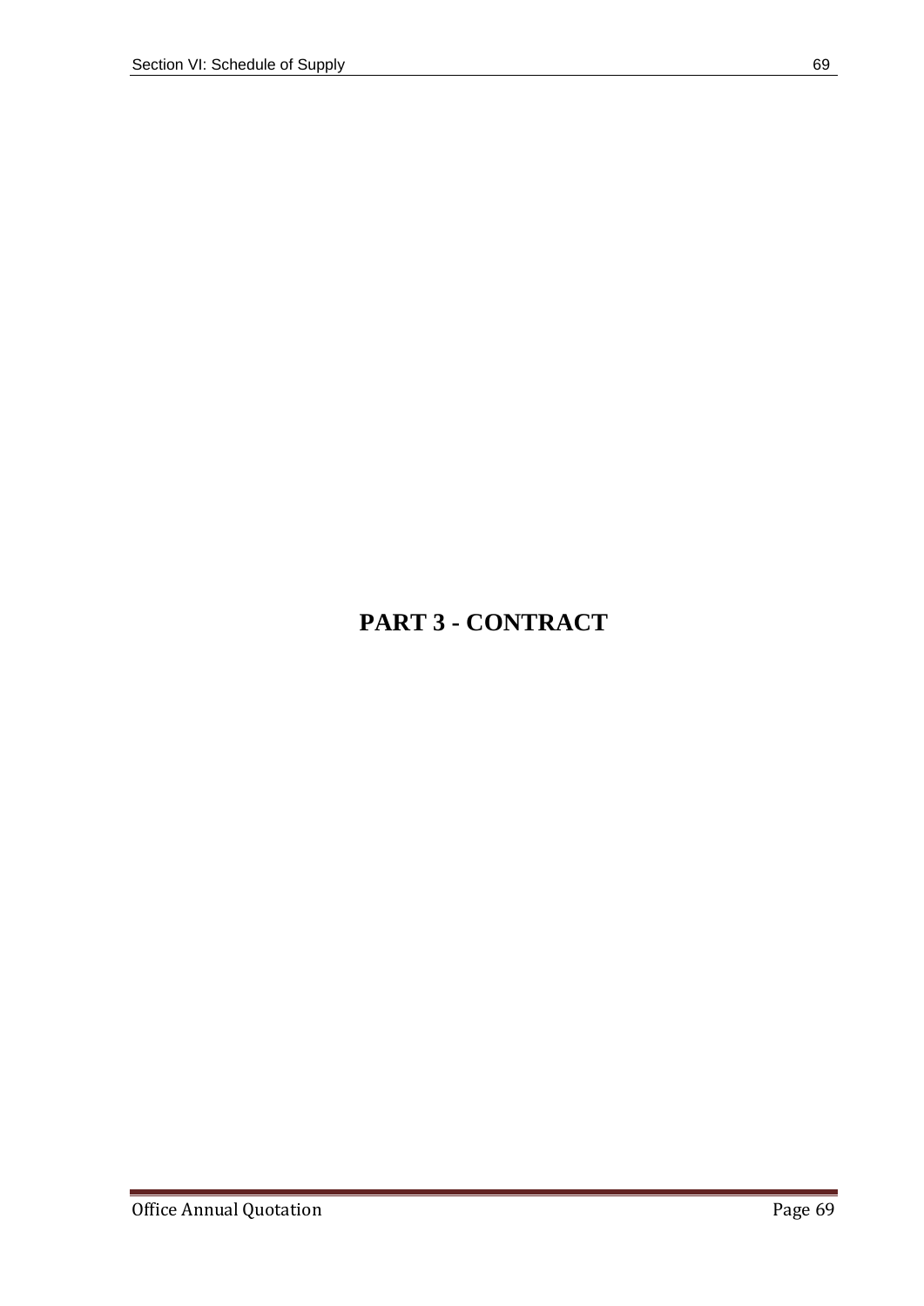# PART 3 - CONTRACT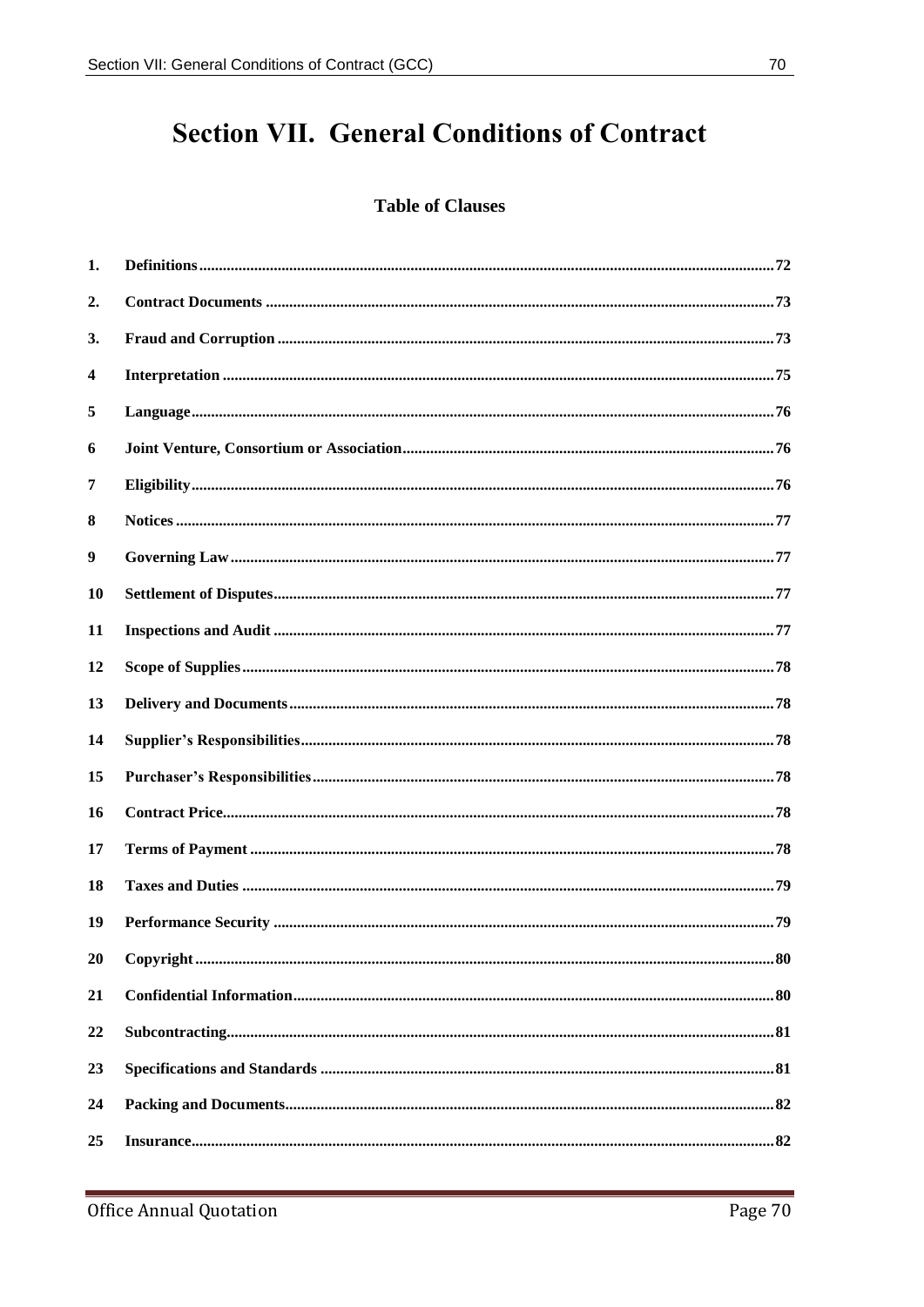# Section VII. General Conditions of Contract

## Table of Clauses

| | | |
|---|---|---|
| 1. | Definitions | 72 |
| 2. | Contract Documents | 73 |
| 3. | Fraud and Corruption | 73 |
| 4 | Interpretation | 75 |
| 5 | Language | 76 |
| 6 | Joint Venture, Consortium or Association | 76 |
| 7 | Eligibility | 76 |
| 8 | Notices | 77 |
| 9 | Governing Law | 77 |
| 10 | Settlement of Disputes | 77 |
| 11 | Inspections and Audit | 77 |
| 12 | Scope of Supplies | 78 |
| 13 | Delivery and Documents | 78 |
| 14 | Supplier's Responsibilities | 78 |
| 15 | Purchaser's Responsibilities | 78 |
| 16 | Contract Price | 78 |
| 17 | Terms of Payment | 78 |
| 18 | Taxes and Duties | 79 |
| 19 | Performance Security | 79 |
| 20 | Copyright | 80 |
| 21 | Confidential Information | 80 |
| 22 | Subcontracting | 81 |
| 23 | Specifications and Standards | 81 |
| 24 | Packing and Documents | 82 |
| 25 | Insurance | 82 |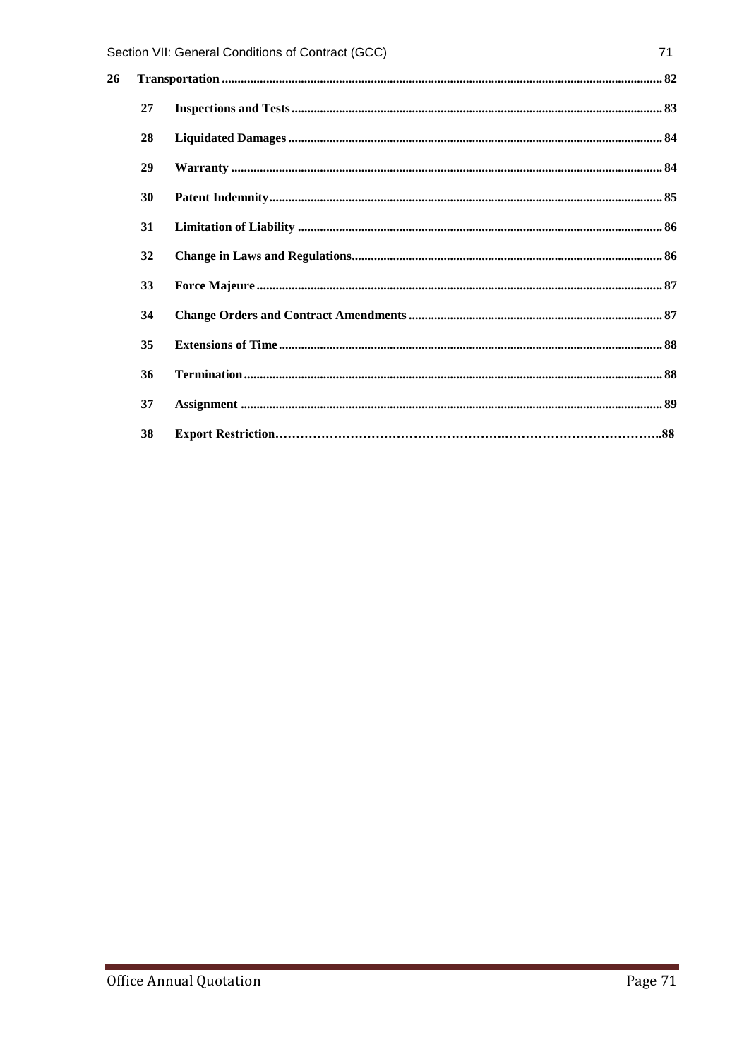**26 Transportation ........................................................................................................................... 82**

**27 Inspections and Tests ................................................................................................................... 83**

**28 Liquidated Damages ..................................................................................................................... 84**

**29 Warranty ....................................................................................................................................... 84**

**30 Patent Indemnity ........................................................................................................................... 85**

**31 Limitation of Liability .................................................................................................................. 86**

**32 Change in Laws and Regulations ................................................................................................. 86**

**33 Force Majeure ............................................................................................................................... 87**

**34 Change Orders and Contract Amendments ................................................................................. 87**

**35 Extensions of Time ........................................................................................................................ 88**

**36 Termination ................................................................................................................................... 88**

**37 Assignment ................................................................................................................................... 89**

**38 Export Restriction……………………………………………………………………………………..88**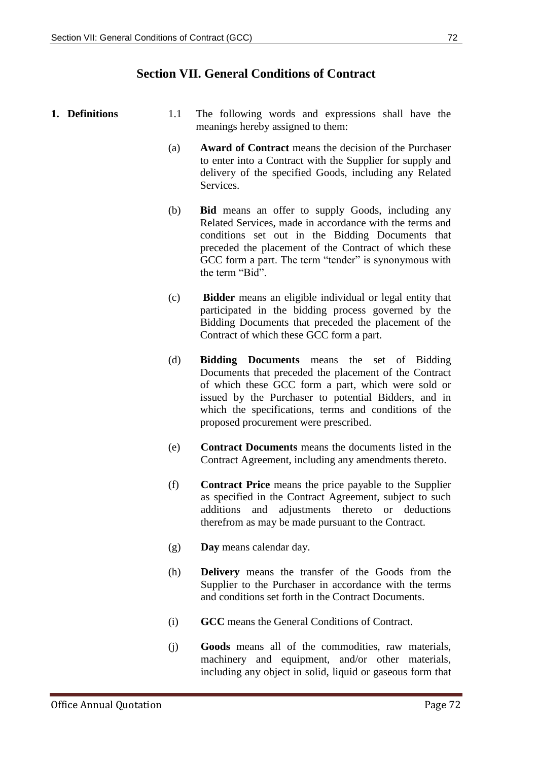# Section VII. General Conditions of Contract

**1. Definitions**

1.1 The following words and expressions shall have the meanings hereby assigned to them:

(a) **Award of Contract** means the decision of the Purchaser to enter into a Contract with the Supplier for supply and delivery of the specified Goods, including any Related Services.

(b) **Bid** means an offer to supply Goods, including any Related Services, made in accordance with the terms and conditions set out in the Bidding Documents that preceded the placement of the Contract of which these GCC form a part. The term "tender" is synonymous with the term "Bid".

(c) **Bidder** means an eligible individual or legal entity that participated in the bidding process governed by the Bidding Documents that preceded the placement of the Contract of which these GCC form a part.

(d) **Bidding Documents** means the set of Bidding Documents that preceded the placement of the Contract of which these GCC form a part, which were sold or issued by the Purchaser to potential Bidders, and in which the specifications, terms and conditions of the proposed procurement were prescribed.

(e) **Contract Documents** means the documents listed in the Contract Agreement, including any amendments thereto.

(f) **Contract Price** means the price payable to the Supplier as specified in the Contract Agreement, subject to such additions and adjustments thereto or deductions therefrom as may be made pursuant to the Contract.

(g) **Day** means calendar day.

(h) **Delivery** means the transfer of the Goods from the Supplier to the Purchaser in accordance with the terms and conditions set forth in the Contract Documents.

(i) **GCC** means the General Conditions of Contract.

(j) **Goods** means all of the commodities, raw materials, machinery and equipment, and/or other materials, including any object in solid, liquid or gaseous form that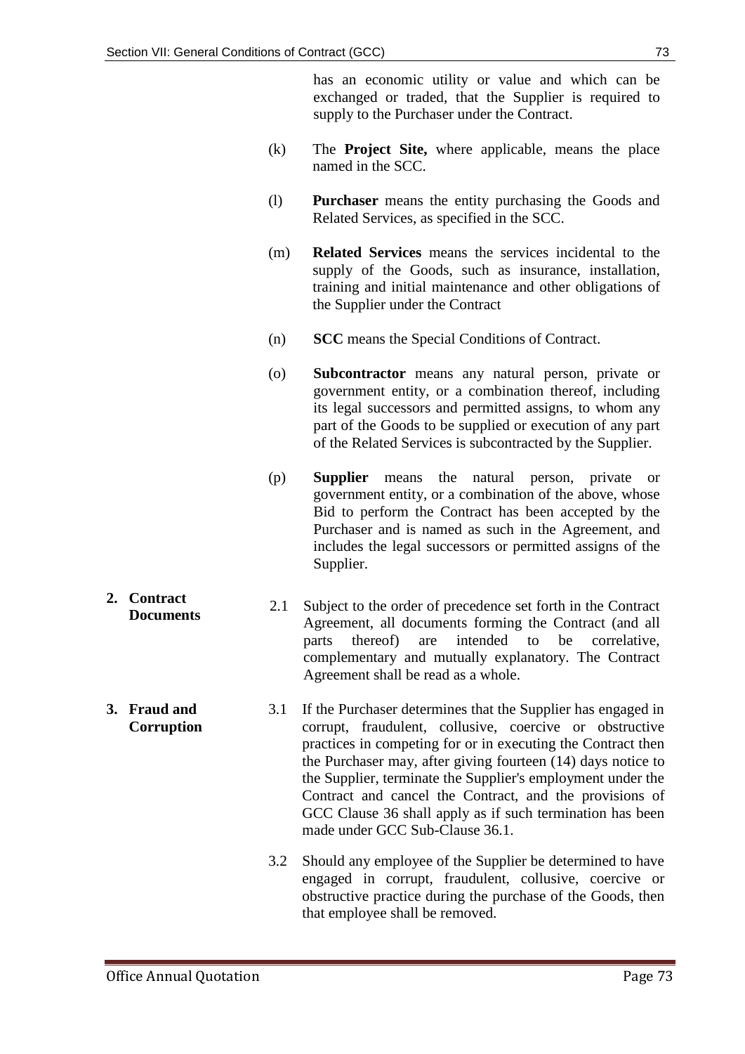has an economic utility or value and which can be exchanged or traded, that the Supplier is required to supply to the Purchaser under the Contract.

(k) The **Project Site,** where applicable, means the place named in the SCC.

(l) **Purchaser** means the entity purchasing the Goods and Related Services, as specified in the SCC.

(m) **Related Services** means the services incidental to the supply of the Goods, such as insurance, installation, training and initial maintenance and other obligations of the Supplier under the Contract

(n) **SCC** means the Special Conditions of Contract.

(o) **Subcontractor** means any natural person, private or government entity, or a combination thereof, including its legal successors and permitted assigns, to whom any part of the Goods to be supplied or execution of any part of the Related Services is subcontracted by the Supplier.

(p) **Supplier** means the natural person, private or government entity, or a combination of the above, whose Bid to perform the Contract has been accepted by the Purchaser and is named as such in the Agreement, and includes the legal successors or permitted assigns of the Supplier.

**2. Contract Documents**

2.1 Subject to the order of precedence set forth in the Contract Agreement, all documents forming the Contract (and all parts thereof) are intended to be correlative, complementary and mutually explanatory. The Contract Agreement shall be read as a whole.

**3. Fraud and Corruption**

3.1 If the Purchaser determines that the Supplier has engaged in corrupt, fraudulent, collusive, coercive or obstructive practices in competing for or in executing the Contract then the Purchaser may, after giving fourteen (14) days notice to the Supplier, terminate the Supplier's employment under the Contract and cancel the Contract, and the provisions of GCC Clause 36 shall apply as if such termination has been made under GCC Sub-Clause 36.1.

3.2 Should any employee of the Supplier be determined to have engaged in corrupt, fraudulent, collusive, coercive or obstructive practice during the purchase of the Goods, then that employee shall be removed.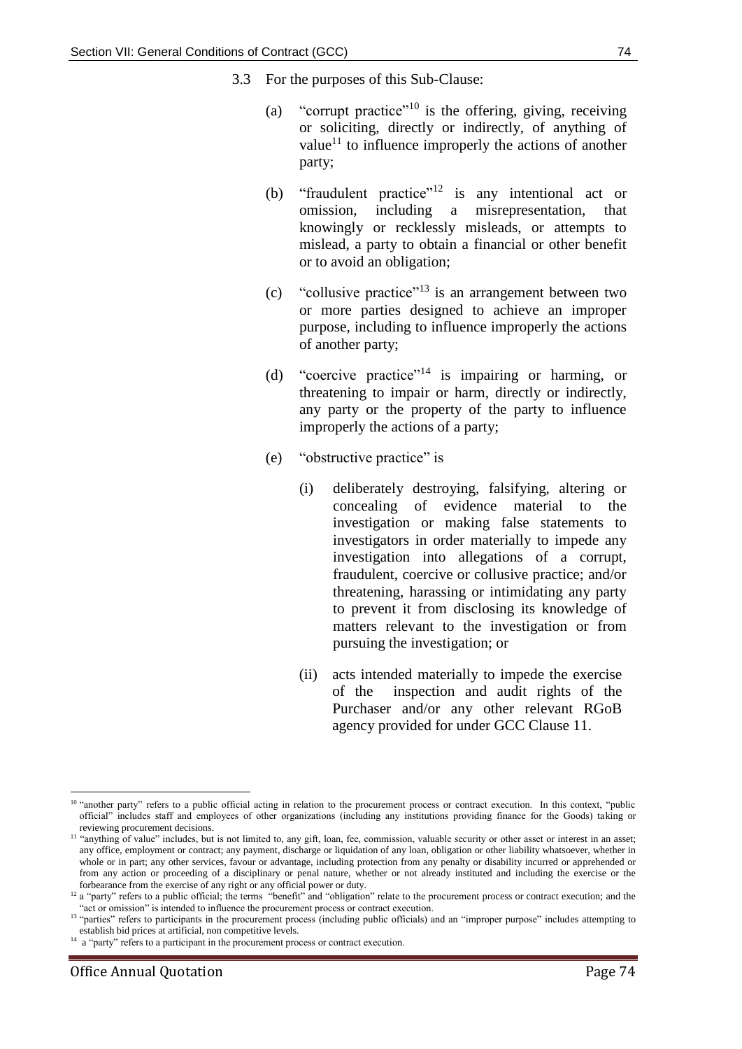3.3 For the purposes of this Sub-Clause:

(a) "corrupt practice"[10] is the offering, giving, receiving or soliciting, directly or indirectly, of anything of value[11] to influence improperly the actions of another party;

(b) "fraudulent practice"[12] is any intentional act or omission, including a misrepresentation, that knowingly or recklessly misleads, or attempts to mislead, a party to obtain a financial or other benefit or to avoid an obligation;

(c) "collusive practice"[13] is an arrangement between two or more parties designed to achieve an improper purpose, including to influence improperly the actions of another party;

(d) "coercive practice"[14] is impairing or harming, or threatening to impair or harm, directly or indirectly, any party or the property of the party to influence improperly the actions of a party;

(e) "obstructive practice" is

(i) deliberately destroying, falsifying, altering or concealing of evidence material to the investigation or making false statements to investigators in order materially to impede any investigation into allegations of a corrupt, fraudulent, coercive or collusive practice; and/or threatening, harassing or intimidating any party to prevent it from disclosing its knowledge of matters relevant to the investigation or from pursuing the investigation; or

(ii) acts intended materially to impede the exercise of the inspection and audit rights of the Purchaser and/or any other relevant RGoB agency provided for under GCC Clause 11.

---

[10] "another party" refers to a public official acting in relation to the procurement process or contract execution. In this context, "public official" includes staff and employees of other organizations (including any institutions providing finance for the Goods) taking or reviewing procurement decisions.

[11] "anything of value" includes, but is not limited to, any gift, loan, fee, commission, valuable security or other asset or interest in an asset; any office, employment or contract; any payment, discharge or liquidation of any loan, obligation or other liability whatsoever, whether in whole or in part; any other services, favour or advantage, including protection from any penalty or disability incurred or apprehended or from any action or proceeding of a disciplinary or penal nature, whether or not already instituted and including the exercise or the forbearance from the exercise of any right or any official power or duty.

[12] a "party" refers to a public official; the terms "benefit" and "obligation" relate to the procurement process or contract execution; and the "act or omission" is intended to influence the procurement process or contract execution.

[13] "parties" refers to participants in the procurement process (including public officials) and an "improper purpose" includes attempting to establish bid prices at artificial, non competitive levels.

[14] a "party" refers to a participant in the procurement process or contract execution.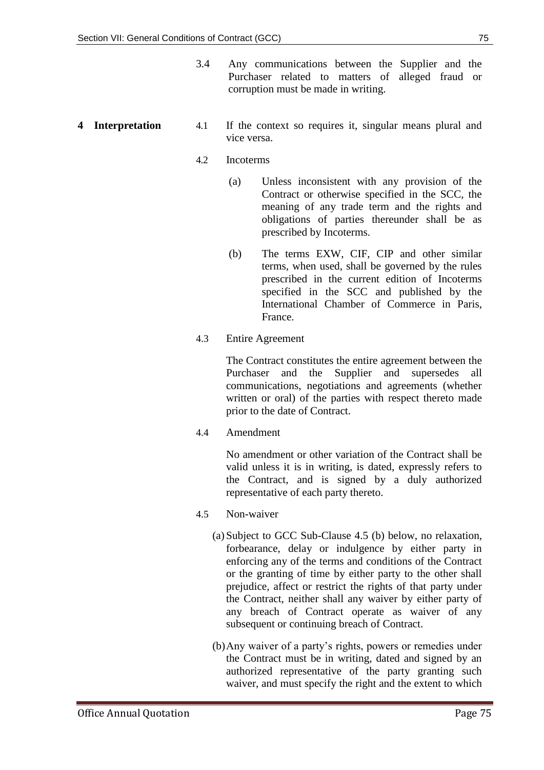3.4 Any communications between the Supplier and the Purchaser related to matters of alleged fraud or corruption must be made in writing.

**4 Interpretation**

4.1 If the context so requires it, singular means plural and vice versa.

4.2 Incoterms

(a) Unless inconsistent with any provision of the Contract or otherwise specified in the SCC, the meaning of any trade term and the rights and obligations of parties thereunder shall be as prescribed by Incoterms.

(b) The terms EXW, CIF, CIP and other similar terms, when used, shall be governed by the rules prescribed in the current edition of Incoterms specified in the SCC and published by the International Chamber of Commerce in Paris, France.

4.3 Entire Agreement

The Contract constitutes the entire agreement between the Purchaser and the Supplier and supersedes all communications, negotiations and agreements (whether written or oral) of the parties with respect thereto made prior to the date of Contract.

4.4 Amendment

No amendment or other variation of the Contract shall be valid unless it is in writing, is dated, expressly refers to the Contract, and is signed by a duly authorized representative of each party thereto.

4.5 Non-waiver

(a) Subject to GCC Sub-Clause 4.5 (b) below, no relaxation, forbearance, delay or indulgence by either party in enforcing any of the terms and conditions of the Contract or the granting of time by either party to the other shall prejudice, affect or restrict the rights of that party under the Contract, neither shall any waiver by either party of any breach of Contract operate as waiver of any subsequent or continuing breach of Contract.

(b) Any waiver of a party's rights, powers or remedies under the Contract must be in writing, dated and signed by an authorized representative of the party granting such waiver, and must specify the right and the extent to which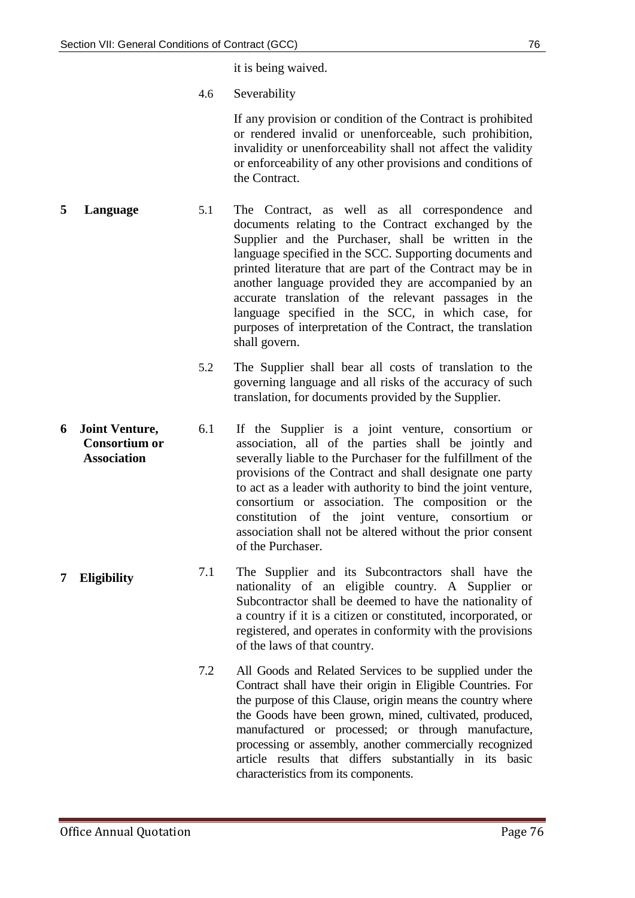it is being waived.

4.6 Severability

If any provision or condition of the Contract is prohibited or rendered invalid or unenforceable, such prohibition, invalidity or unenforceability shall not affect the validity or enforceability of any other provisions and conditions of the Contract.

**5 Language**

5.1 The Contract, as well as all correspondence and documents relating to the Contract exchanged by the Supplier and the Purchaser, shall be written in the language specified in the SCC. Supporting documents and printed literature that are part of the Contract may be in another language provided they are accompanied by an accurate translation of the relevant passages in the language specified in the SCC, in which case, for purposes of interpretation of the Contract, the translation shall govern.

5.2 The Supplier shall bear all costs of translation to the governing language and all risks of the accuracy of such translation, for documents provided by the Supplier.

**6 Joint Venture, Consortium or Association**

6.1 If the Supplier is a joint venture, consortium or association, all of the parties shall be jointly and severally liable to the Purchaser for the fulfillment of the provisions of the Contract and shall designate one party to act as a leader with authority to bind the joint venture, consortium or association. The composition or the constitution of the joint venture, consortium or association shall not be altered without the prior consent of the Purchaser.

**7 Eligibility**

7.1 The Supplier and its Subcontractors shall have the nationality of an eligible country. A Supplier or Subcontractor shall be deemed to have the nationality of a country if it is a citizen or constituted, incorporated, or registered, and operates in conformity with the provisions of the laws of that country.

7.2 All Goods and Related Services to be supplied under the Contract shall have their origin in Eligible Countries. For the purpose of this Clause, origin means the country where the Goods have been grown, mined, cultivated, produced, manufactured or processed; or through manufacture, processing or assembly, another commercially recognized article results that differs substantially in its basic characteristics from its components.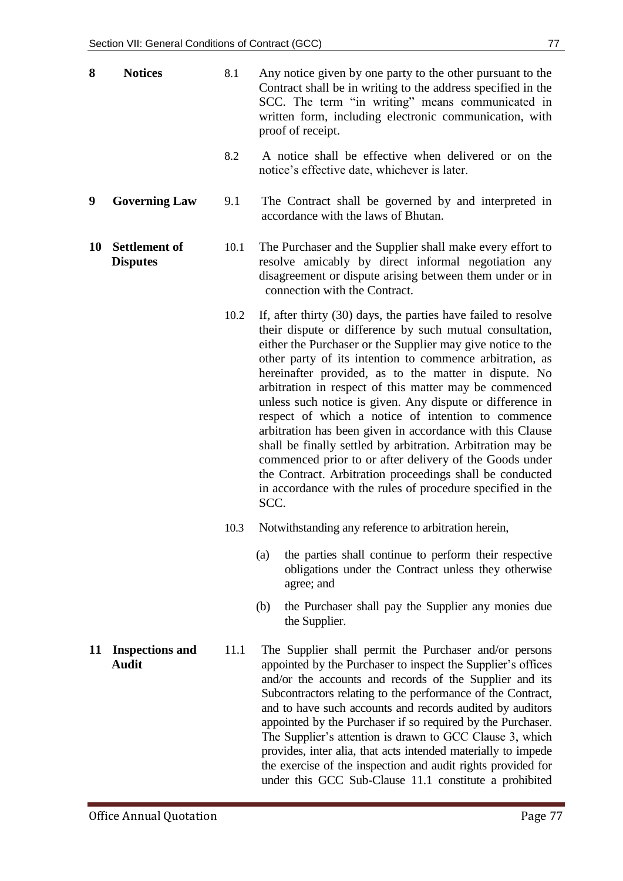**8 Notices**

8.1 Any notice given by one party to the other pursuant to the Contract shall be in writing to the address specified in the SCC. The term "in writing" means communicated in written form, including electronic communication, with proof of receipt.

8.2 A notice shall be effective when delivered or on the notice's effective date, whichever is later.

**9 Governing Law**

9.1 The Contract shall be governed by and interpreted in accordance with the laws of Bhutan.

**10 Settlement of Disputes**

10.1 The Purchaser and the Supplier shall make every effort to resolve amicably by direct informal negotiation any disagreement or dispute arising between them under or in connection with the Contract.

10.2 If, after thirty (30) days, the parties have failed to resolve their dispute or difference by such mutual consultation, either the Purchaser or the Supplier may give notice to the other party of its intention to commence arbitration, as hereinafter provided, as to the matter in dispute. No arbitration in respect of this matter may be commenced unless such notice is given. Any dispute or difference in respect of which a notice of intention to commence arbitration has been given in accordance with this Clause shall be finally settled by arbitration. Arbitration may be commenced prior to or after delivery of the Goods under the Contract. Arbitration proceedings shall be conducted in accordance with the rules of procedure specified in the SCC.

10.3 Notwithstanding any reference to arbitration herein,

(a) the parties shall continue to perform their respective obligations under the Contract unless they otherwise agree; and

(b) the Purchaser shall pay the Supplier any monies due the Supplier.

**11 Inspections and Audit**

11.1 The Supplier shall permit the Purchaser and/or persons appointed by the Purchaser to inspect the Supplier's offices and/or the accounts and records of the Supplier and its Subcontractors relating to the performance of the Contract, and to have such accounts and records audited by auditors appointed by the Purchaser if so required by the Purchaser. The Supplier's attention is drawn to GCC Clause 3, which provides, inter alia, that acts intended materially to impede the exercise of the inspection and audit rights provided for under this GCC Sub-Clause 11.1 constitute a prohibited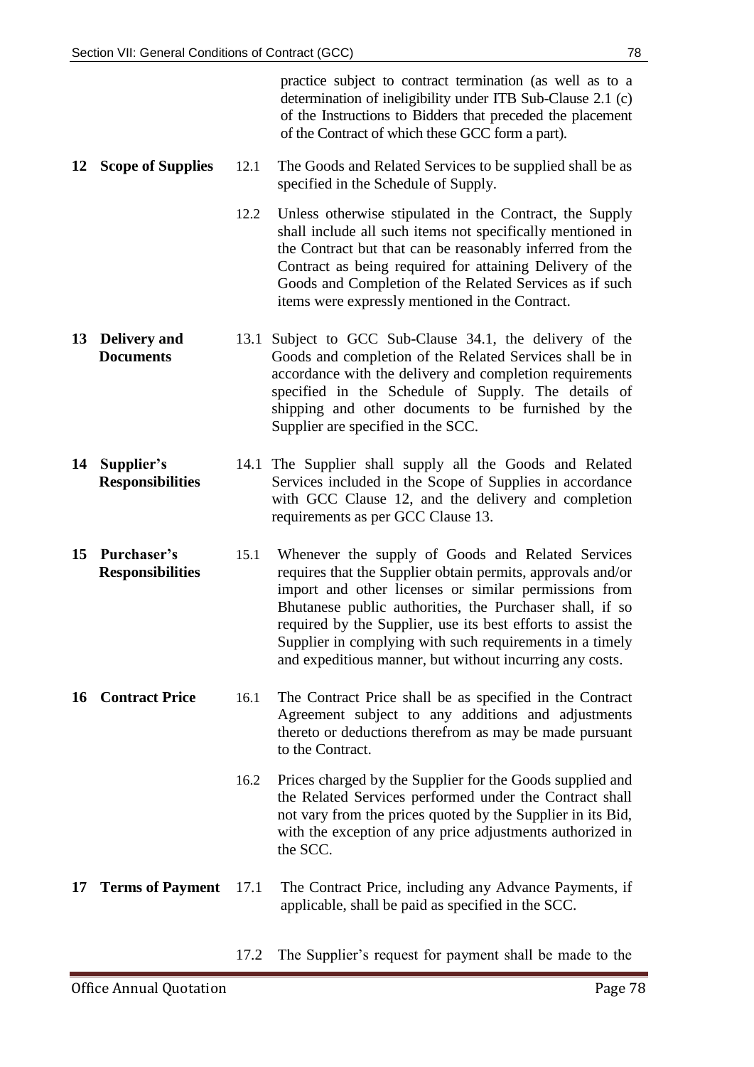practice subject to contract termination (as well as to a determination of ineligibility under ITB Sub-Clause 2.1 (c) of the Instructions to Bidders that preceded the placement of the Contract of which these GCC form a part).

**12 Scope of Supplies**

12.1 The Goods and Related Services to be supplied shall be as specified in the Schedule of Supply.

12.2 Unless otherwise stipulated in the Contract, the Supply shall include all such items not specifically mentioned in the Contract but that can be reasonably inferred from the Contract as being required for attaining Delivery of the Goods and Completion of the Related Services as if such items were expressly mentioned in the Contract.

**13 Delivery and Documents**

13.1 Subject to GCC Sub-Clause 34.1, the delivery of the Goods and completion of the Related Services shall be in accordance with the delivery and completion requirements specified in the Schedule of Supply. The details of shipping and other documents to be furnished by the Supplier are specified in the SCC.

**14 Supplier's Responsibilities**

14.1 The Supplier shall supply all the Goods and Related Services included in the Scope of Supplies in accordance with GCC Clause 12, and the delivery and completion requirements as per GCC Clause 13.

**15 Purchaser's Responsibilities**

15.1 Whenever the supply of Goods and Related Services requires that the Supplier obtain permits, approvals and/or import and other licenses or similar permissions from Bhutanese public authorities, the Purchaser shall, if so required by the Supplier, use its best efforts to assist the Supplier in complying with such requirements in a timely and expeditious manner, but without incurring any costs.

**16 Contract Price**

16.1 The Contract Price shall be as specified in the Contract Agreement subject to any additions and adjustments thereto or deductions therefrom as may be made pursuant to the Contract.

16.2 Prices charged by the Supplier for the Goods supplied and the Related Services performed under the Contract shall not vary from the prices quoted by the Supplier in its Bid, with the exception of any price adjustments authorized in the SCC.

**17 Terms of Payment**

17.1 The Contract Price, including any Advance Payments, if applicable, shall be paid as specified in the SCC.

17.2 The Supplier's request for payment shall be made to the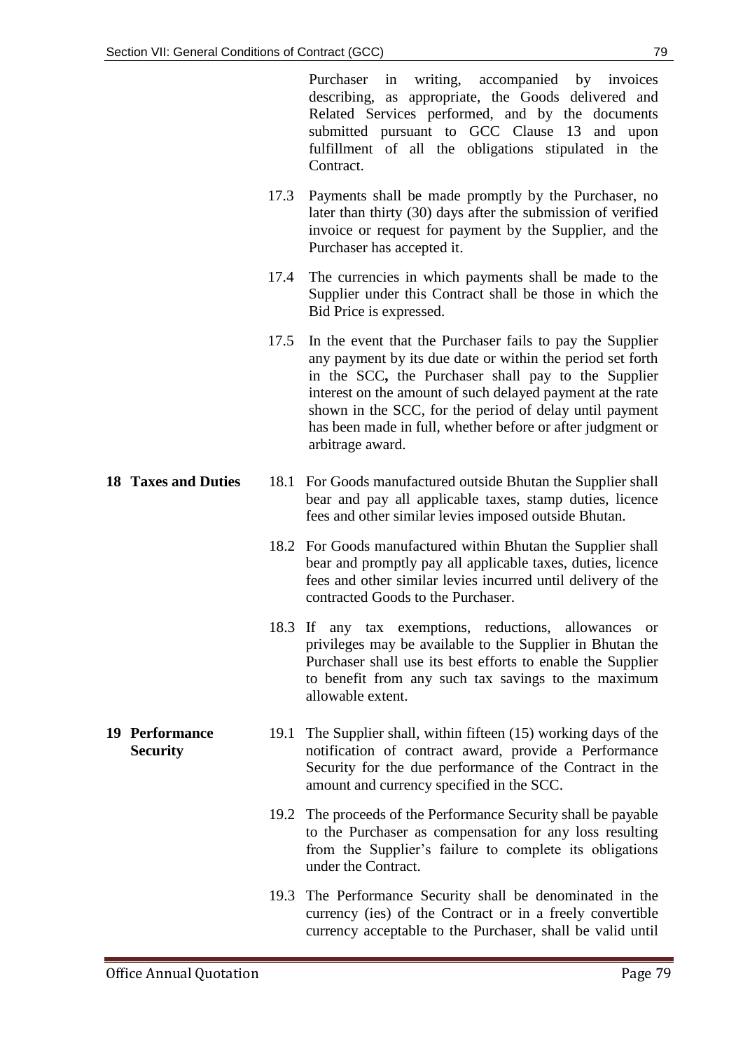Purchaser in writing, accompanied by invoices describing, as appropriate, the Goods delivered and Related Services performed, and by the documents submitted pursuant to GCC Clause 13 and upon fulfillment of all the obligations stipulated in the Contract.

17.3 Payments shall be made promptly by the Purchaser, no later than thirty (30) days after the submission of verified invoice or request for payment by the Supplier, and the Purchaser has accepted it.

17.4 The currencies in which payments shall be made to the Supplier under this Contract shall be those in which the Bid Price is expressed.

17.5 In the event that the Purchaser fails to pay the Supplier any payment by its due date or within the period set forth in the SCC**,** the Purchaser shall pay to the Supplier interest on the amount of such delayed payment at the rate shown in the SCC, for the period of delay until payment has been made in full, whether before or after judgment or arbitrage award.

**18 Taxes and Duties**

18.1 For Goods manufactured outside Bhutan the Supplier shall bear and pay all applicable taxes, stamp duties, licence fees and other similar levies imposed outside Bhutan.

18.2 For Goods manufactured within Bhutan the Supplier shall bear and promptly pay all applicable taxes, duties, licence fees and other similar levies incurred until delivery of the contracted Goods to the Purchaser.

18.3 If any tax exemptions, reductions, allowances or privileges may be available to the Supplier in Bhutan the Purchaser shall use its best efforts to enable the Supplier to benefit from any such tax savings to the maximum allowable extent.

**19 Performance Security**

19.1 The Supplier shall, within fifteen (15) working days of the notification of contract award, provide a Performance Security for the due performance of the Contract in the amount and currency specified in the SCC.

19.2 The proceeds of the Performance Security shall be payable to the Purchaser as compensation for any loss resulting from the Supplier's failure to complete its obligations under the Contract.

19.3 The Performance Security shall be denominated in the currency (ies) of the Contract or in a freely convertible currency acceptable to the Purchaser, shall be valid until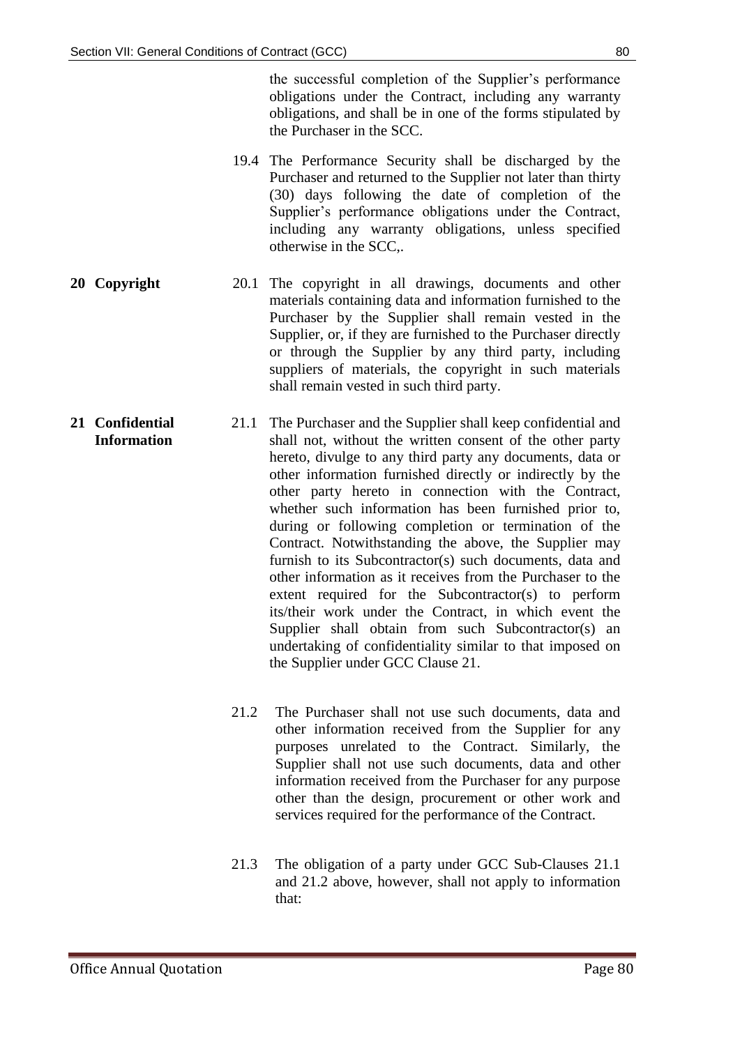the successful completion of the Supplier's performance obligations under the Contract, including any warranty obligations, and shall be in one of the forms stipulated by the Purchaser in the SCC.

19.4 The Performance Security shall be discharged by the Purchaser and returned to the Supplier not later than thirty (30) days following the date of completion of the Supplier's performance obligations under the Contract, including any warranty obligations, unless specified otherwise in the SCC,.

**20 Copyright**

20.1 The copyright in all drawings, documents and other materials containing data and information furnished to the Purchaser by the Supplier shall remain vested in the Supplier, or, if they are furnished to the Purchaser directly or through the Supplier by any third party, including suppliers of materials, the copyright in such materials shall remain vested in such third party.

**21 Confidential Information**

21.1 The Purchaser and the Supplier shall keep confidential and shall not, without the written consent of the other party hereto, divulge to any third party any documents, data or other information furnished directly or indirectly by the other party hereto in connection with the Contract, whether such information has been furnished prior to, during or following completion or termination of the Contract. Notwithstanding the above, the Supplier may furnish to its Subcontractor(s) such documents, data and other information as it receives from the Purchaser to the extent required for the Subcontractor(s) to perform its/their work under the Contract, in which event the Supplier shall obtain from such Subcontractor(s) an undertaking of confidentiality similar to that imposed on the Supplier under GCC Clause 21.

21.2 The Purchaser shall not use such documents, data and other information received from the Supplier for any purposes unrelated to the Contract. Similarly, the Supplier shall not use such documents, data and other information received from the Purchaser for any purpose other than the design, procurement or other work and services required for the performance of the Contract.

21.3 The obligation of a party under GCC Sub-Clauses 21.1 and 21.2 above, however, shall not apply to information that: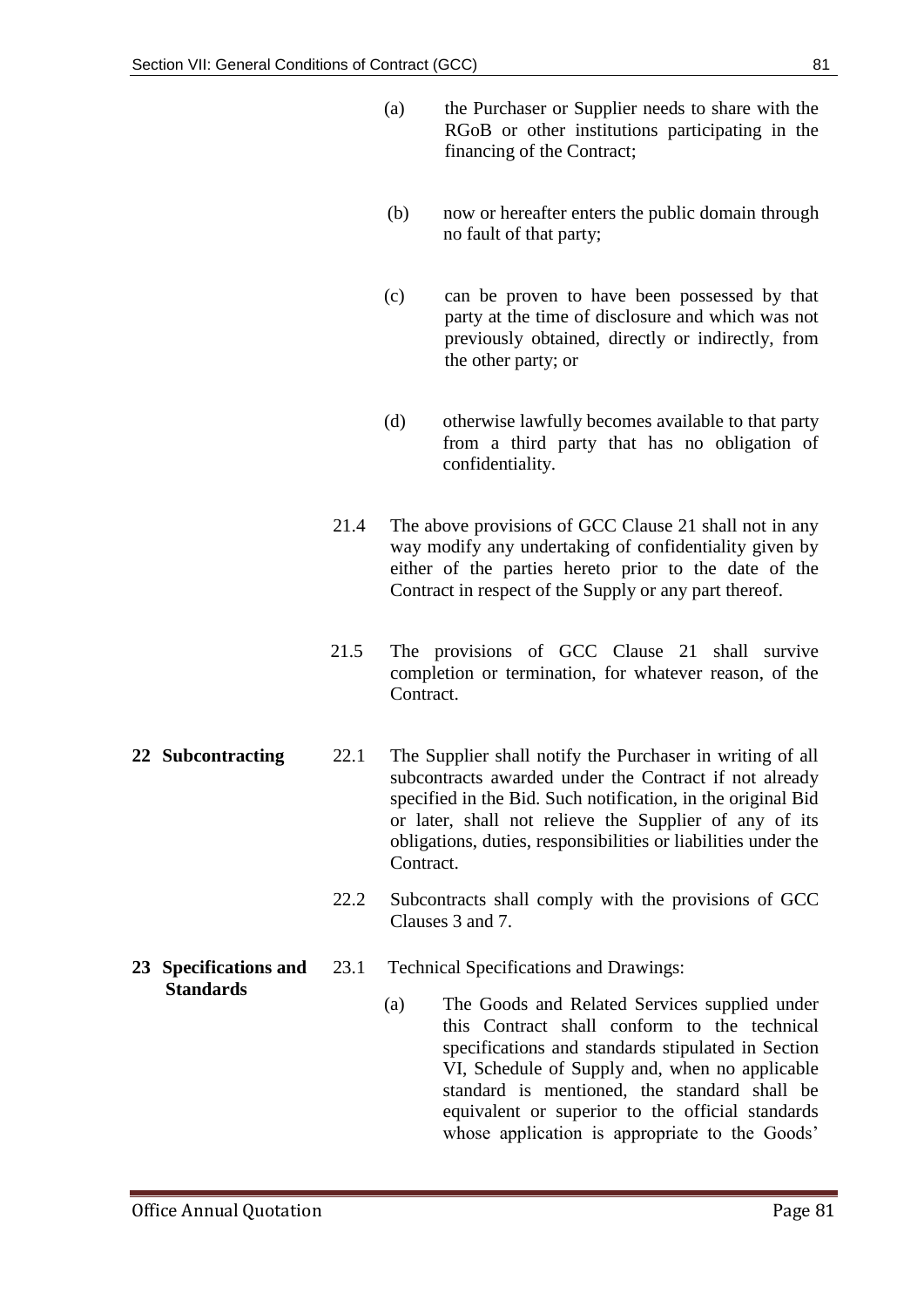(a) the Purchaser or Supplier needs to share with the RGoB or other institutions participating in the financing of the Contract;

(b) now or hereafter enters the public domain through no fault of that party;

(c) can be proven to have been possessed by that party at the time of disclosure and which was not previously obtained, directly or indirectly, from the other party; or

(d) otherwise lawfully becomes available to that party from a third party that has no obligation of confidentiality.

21.4 The above provisions of GCC Clause 21 shall not in any way modify any undertaking of confidentiality given by either of the parties hereto prior to the date of the Contract in respect of the Supply or any part thereof.

21.5 The provisions of GCC Clause 21 shall survive completion or termination, for whatever reason, of the Contract.

**22 Subcontracting**

22.1 The Supplier shall notify the Purchaser in writing of all subcontracts awarded under the Contract if not already specified in the Bid. Such notification, in the original Bid or later, shall not relieve the Supplier of any of its obligations, duties, responsibilities or liabilities under the Contract.

22.2 Subcontracts shall comply with the provisions of GCC Clauses 3 and 7.

**23 Specifications and Standards**

23.1 Technical Specifications and Drawings:

(a) The Goods and Related Services supplied under this Contract shall conform to the technical specifications and standards stipulated in Section VI, Schedule of Supply and, when no applicable standard is mentioned, the standard shall be equivalent or superior to the official standards whose application is appropriate to the Goods'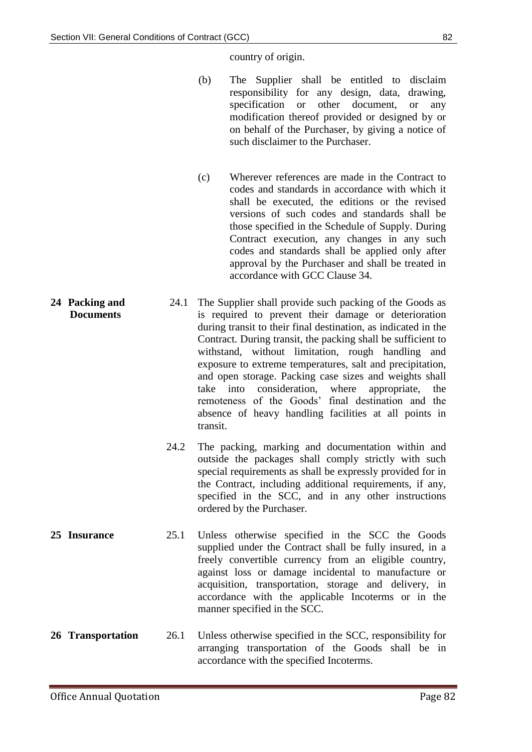country of origin.

(b) The Supplier shall be entitled to disclaim responsibility for any design, data, drawing, specification or other document, or any modification thereof provided or designed by or on behalf of the Purchaser, by giving a notice of such disclaimer to the Purchaser.

(c) Wherever references are made in the Contract to codes and standards in accordance with which it shall be executed, the editions or the revised versions of such codes and standards shall be those specified in the Schedule of Supply. During Contract execution, any changes in any such codes and standards shall be applied only after approval by the Purchaser and shall be treated in accordance with GCC Clause 34.

**24 Packing and Documents**

24.1 The Supplier shall provide such packing of the Goods as is required to prevent their damage or deterioration during transit to their final destination, as indicated in the Contract. During transit, the packing shall be sufficient to withstand, without limitation, rough handling and exposure to extreme temperatures, salt and precipitation, and open storage. Packing case sizes and weights shall take into consideration, where appropriate, the remoteness of the Goods' final destination and the absence of heavy handling facilities at all points in transit.

24.2 The packing, marking and documentation within and outside the packages shall comply strictly with such special requirements as shall be expressly provided for in the Contract, including additional requirements, if any, specified in the SCC, and in any other instructions ordered by the Purchaser.

**25 Insurance**

25.1 Unless otherwise specified in the SCC the Goods supplied under the Contract shall be fully insured, in a freely convertible currency from an eligible country, against loss or damage incidental to manufacture or acquisition, transportation, storage and delivery, in accordance with the applicable Incoterms or in the manner specified in the SCC.

**26 Transportation**

26.1 Unless otherwise specified in the SCC, responsibility for arranging transportation of the Goods shall be in accordance with the specified Incoterms.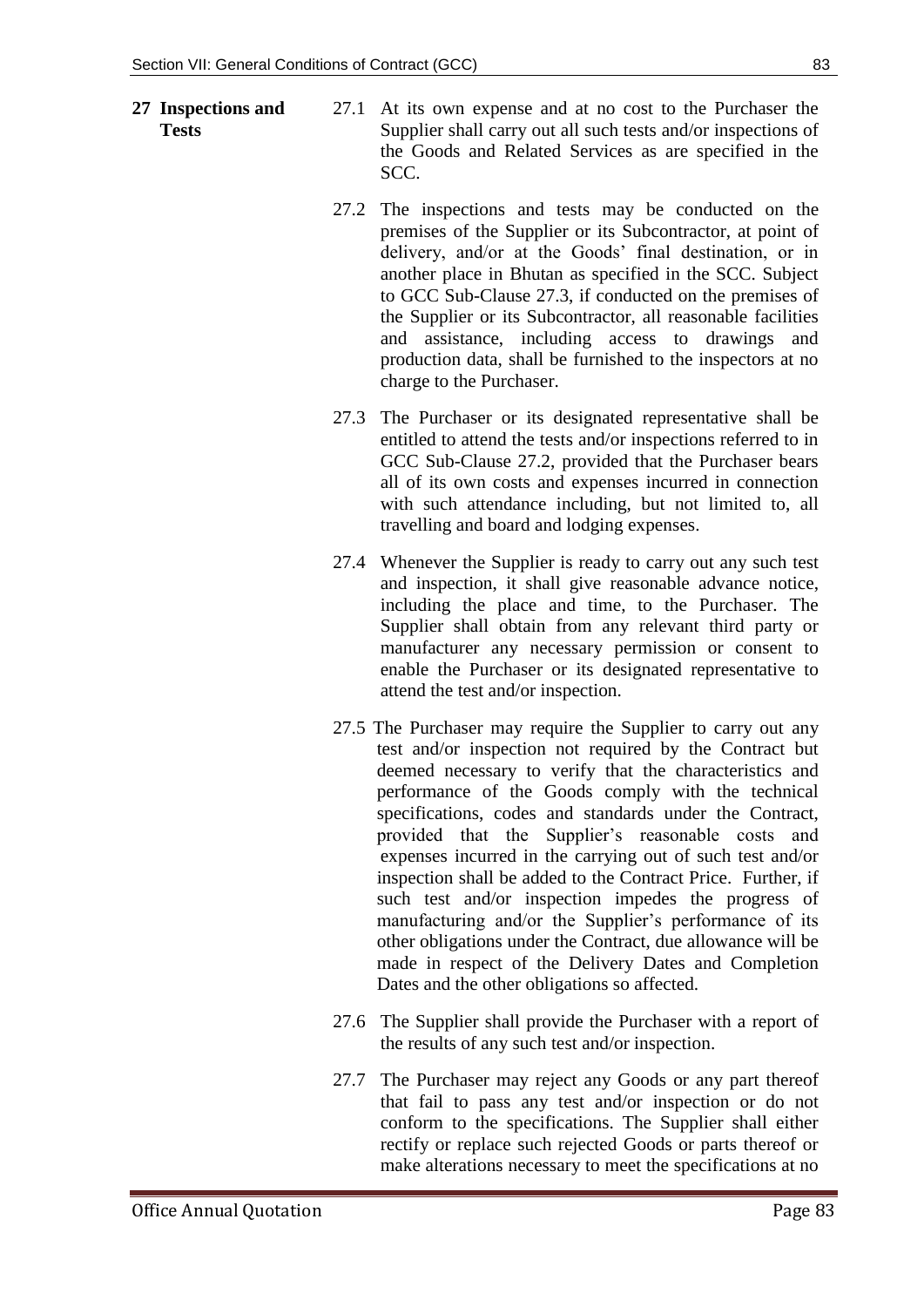## 27 Inspections and Tests

27.1 At its own expense and at no cost to the Purchaser the Supplier shall carry out all such tests and/or inspections of the Goods and Related Services as are specified in the SCC.

27.2 The inspections and tests may be conducted on the premises of the Supplier or its Subcontractor, at point of delivery, and/or at the Goods' final destination, or in another place in Bhutan as specified in the SCC. Subject to GCC Sub-Clause 27.3, if conducted on the premises of the Supplier or its Subcontractor, all reasonable facilities and assistance, including access to drawings and production data, shall be furnished to the inspectors at no charge to the Purchaser.

27.3 The Purchaser or its designated representative shall be entitled to attend the tests and/or inspections referred to in GCC Sub-Clause 27.2, provided that the Purchaser bears all of its own costs and expenses incurred in connection with such attendance including, but not limited to, all travelling and board and lodging expenses.

27.4 Whenever the Supplier is ready to carry out any such test and inspection, it shall give reasonable advance notice, including the place and time, to the Purchaser. The Supplier shall obtain from any relevant third party or manufacturer any necessary permission or consent to enable the Purchaser or its designated representative to attend the test and/or inspection.

27.5 The Purchaser may require the Supplier to carry out any test and/or inspection not required by the Contract but deemed necessary to verify that the characteristics and performance of the Goods comply with the technical specifications, codes and standards under the Contract, provided that the Supplier's reasonable costs and expenses incurred in the carrying out of such test and/or inspection shall be added to the Contract Price. Further, if such test and/or inspection impedes the progress of manufacturing and/or the Supplier's performance of its other obligations under the Contract, due allowance will be made in respect of the Delivery Dates and Completion Dates and the other obligations so affected.

27.6 The Supplier shall provide the Purchaser with a report of the results of any such test and/or inspection.

27.7 The Purchaser may reject any Goods or any part thereof that fail to pass any test and/or inspection or do not conform to the specifications. The Supplier shall either rectify or replace such rejected Goods or parts thereof or make alterations necessary to meet the specifications at no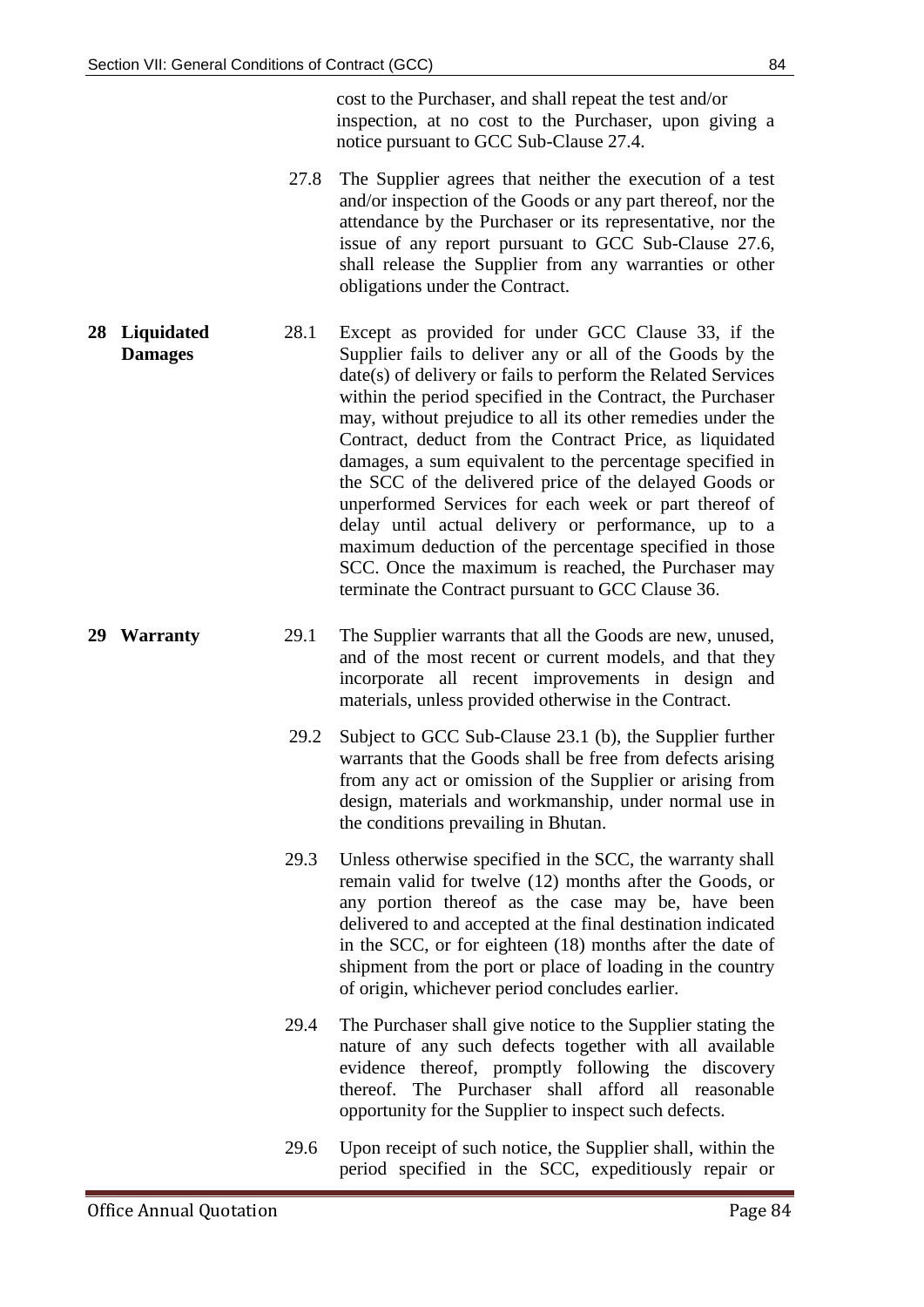cost to the Purchaser, and shall repeat the test and/or inspection, at no cost to the Purchaser, upon giving a notice pursuant to GCC Sub-Clause 27.4.

27.8 The Supplier agrees that neither the execution of a test and/or inspection of the Goods or any part thereof, nor the attendance by the Purchaser or its representative, nor the issue of any report pursuant to GCC Sub-Clause 27.6, shall release the Supplier from any warranties or other obligations under the Contract.

**28 Liquidated Damages**

28.1 Except as provided for under GCC Clause 33, if the Supplier fails to deliver any or all of the Goods by the date(s) of delivery or fails to perform the Related Services within the period specified in the Contract, the Purchaser may, without prejudice to all its other remedies under the Contract, deduct from the Contract Price, as liquidated damages, a sum equivalent to the percentage specified in the SCC of the delivered price of the delayed Goods or unperformed Services for each week or part thereof of delay until actual delivery or performance, up to a maximum deduction of the percentage specified in those SCC. Once the maximum is reached, the Purchaser may terminate the Contract pursuant to GCC Clause 36.

**29 Warranty**

29.1 The Supplier warrants that all the Goods are new, unused, and of the most recent or current models, and that they incorporate all recent improvements in design and materials, unless provided otherwise in the Contract.

29.2 Subject to GCC Sub-Clause 23.1 (b), the Supplier further warrants that the Goods shall be free from defects arising from any act or omission of the Supplier or arising from design, materials and workmanship, under normal use in the conditions prevailing in Bhutan.

29.3 Unless otherwise specified in the SCC, the warranty shall remain valid for twelve (12) months after the Goods, or any portion thereof as the case may be, have been delivered to and accepted at the final destination indicated in the SCC, or for eighteen (18) months after the date of shipment from the port or place of loading in the country of origin, whichever period concludes earlier.

29.4 The Purchaser shall give notice to the Supplier stating the nature of any such defects together with all available evidence thereof, promptly following the discovery thereof. The Purchaser shall afford all reasonable opportunity for the Supplier to inspect such defects.

29.6 Upon receipt of such notice, the Supplier shall, within the period specified in the SCC, expeditiously repair or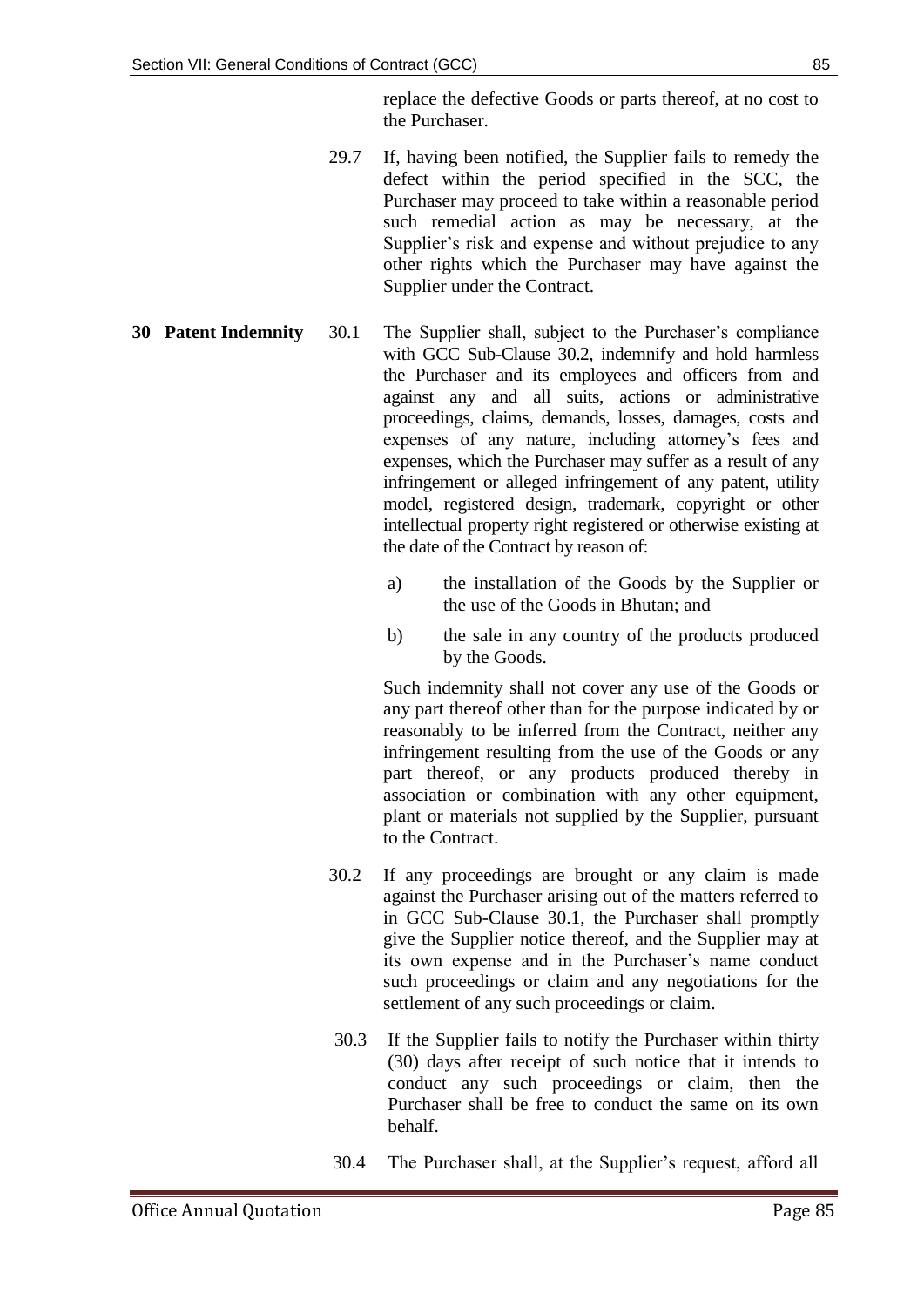replace the defective Goods or parts thereof, at no cost to the Purchaser.

29.7 If, having been notified, the Supplier fails to remedy the defect within the period specified in the SCC, the Purchaser may proceed to take within a reasonable period such remedial action as may be necessary, at the Supplier's risk and expense and without prejudice to any other rights which the Purchaser may have against the Supplier under the Contract.

**30 Patent Indemnity**

30.1 The Supplier shall, subject to the Purchaser's compliance with GCC Sub-Clause 30.2, indemnify and hold harmless the Purchaser and its employees and officers from and against any and all suits, actions or administrative proceedings, claims, demands, losses, damages, costs and expenses of any nature, including attorney's fees and expenses, which the Purchaser may suffer as a result of any infringement or alleged infringement of any patent, utility model, registered design, trademark, copyright or other intellectual property right registered or otherwise existing at the date of the Contract by reason of:

a) the installation of the Goods by the Supplier or the use of the Goods in Bhutan; and

b) the sale in any country of the products produced by the Goods.

Such indemnity shall not cover any use of the Goods or any part thereof other than for the purpose indicated by or reasonably to be inferred from the Contract, neither any infringement resulting from the use of the Goods or any part thereof, or any products produced thereby in association or combination with any other equipment, plant or materials not supplied by the Supplier, pursuant to the Contract.

30.2 If any proceedings are brought or any claim is made against the Purchaser arising out of the matters referred to in GCC Sub-Clause 30.1, the Purchaser shall promptly give the Supplier notice thereof, and the Supplier may at its own expense and in the Purchaser's name conduct such proceedings or claim and any negotiations for the settlement of any such proceedings or claim.

30.3 If the Supplier fails to notify the Purchaser within thirty (30) days after receipt of such notice that it intends to conduct any such proceedings or claim, then the Purchaser shall be free to conduct the same on its own behalf.

30.4 The Purchaser shall, at the Supplier's request, afford all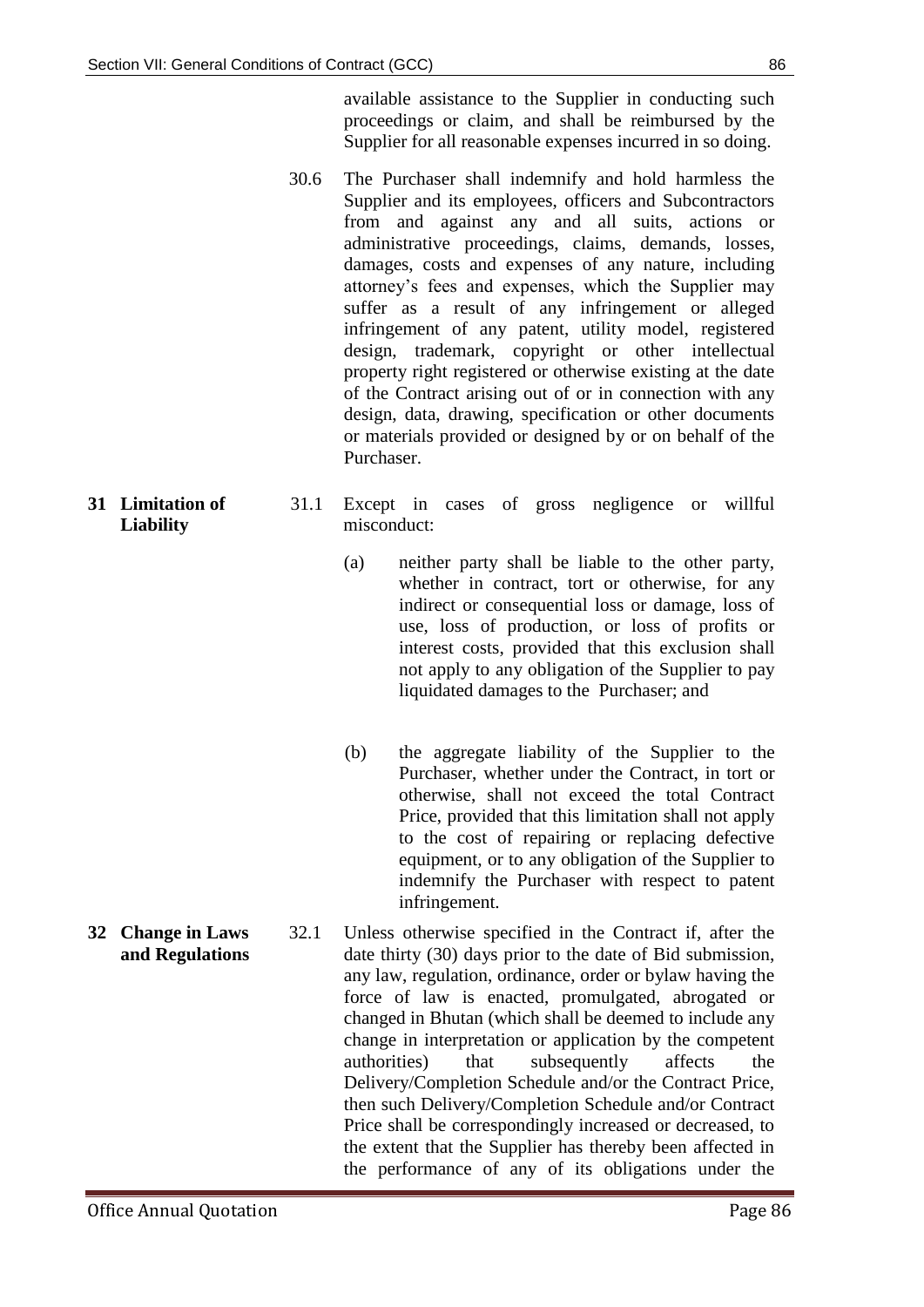available assistance to the Supplier in conducting such proceedings or claim, and shall be reimbursed by the Supplier for all reasonable expenses incurred in so doing.

30.6 The Purchaser shall indemnify and hold harmless the Supplier and its employees, officers and Subcontractors from and against any and all suits, actions or administrative proceedings, claims, demands, losses, damages, costs and expenses of any nature, including attorney's fees and expenses, which the Supplier may suffer as a result of any infringement or alleged infringement of any patent, utility model, registered design, trademark, copyright or other intellectual property right registered or otherwise existing at the date of the Contract arising out of or in connection with any design, data, drawing, specification or other documents or materials provided or designed by or on behalf of the Purchaser.

**31 Limitation of Liability**

31.1 Except in cases of gross negligence or willful misconduct:

(a) neither party shall be liable to the other party, whether in contract, tort or otherwise, for any indirect or consequential loss or damage, loss of use, loss of production, or loss of profits or interest costs, provided that this exclusion shall not apply to any obligation of the Supplier to pay liquidated damages to the Purchaser; and

(b) the aggregate liability of the Supplier to the Purchaser, whether under the Contract, in tort or otherwise, shall not exceed the total Contract Price, provided that this limitation shall not apply to the cost of repairing or replacing defective equipment, or to any obligation of the Supplier to indemnify the Purchaser with respect to patent infringement.

**32 Change in Laws and Regulations**

32.1 Unless otherwise specified in the Contract if, after the date thirty (30) days prior to the date of Bid submission, any law, regulation, ordinance, order or bylaw having the force of law is enacted, promulgated, abrogated or changed in Bhutan (which shall be deemed to include any change in interpretation or application by the competent authorities) that subsequently affects the Delivery/Completion Schedule and/or the Contract Price, then such Delivery/Completion Schedule and/or Contract Price shall be correspondingly increased or decreased, to the extent that the Supplier has thereby been affected in the performance of any of its obligations under the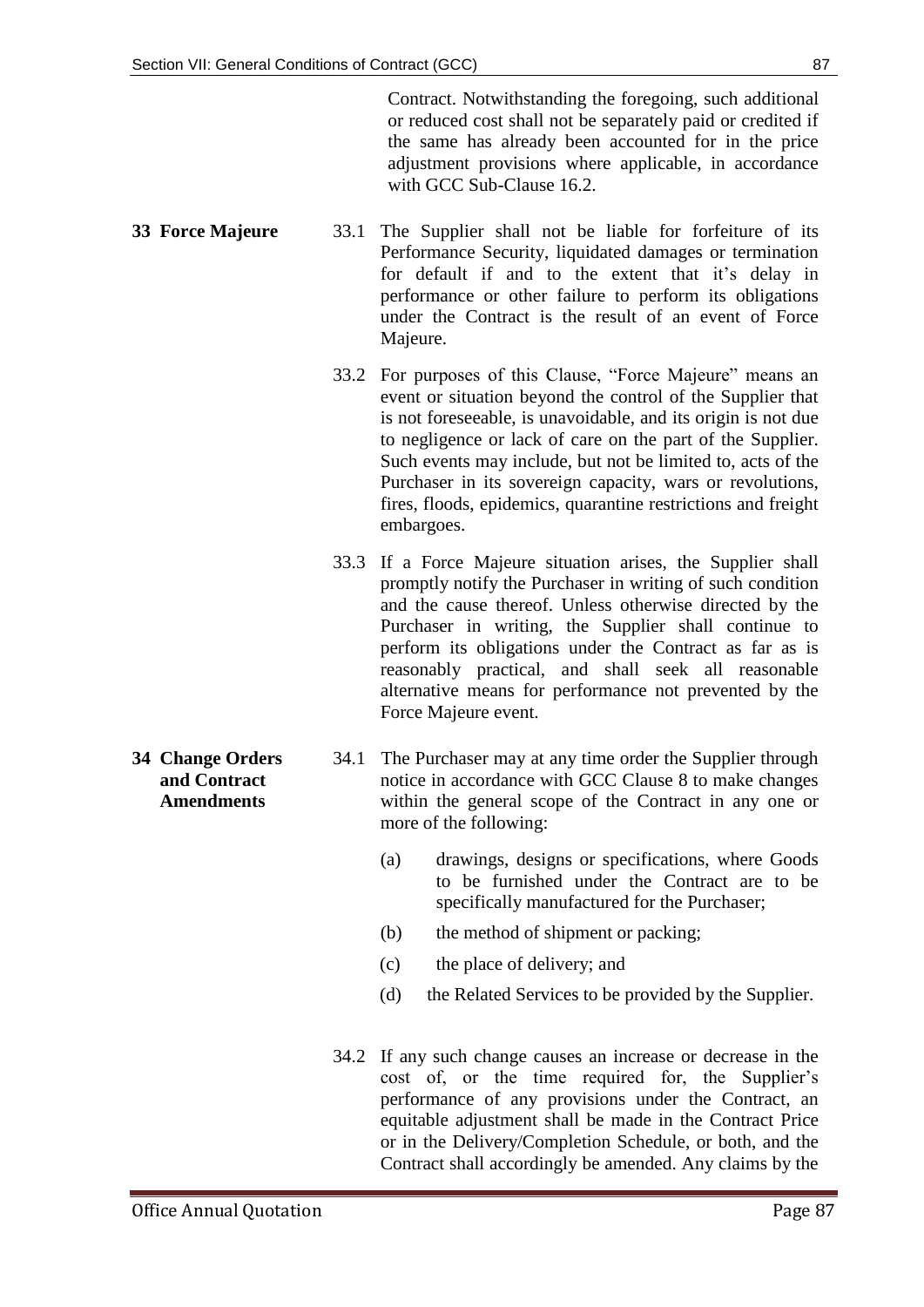Contract. Notwithstanding the foregoing, such additional or reduced cost shall not be separately paid or credited if the same has already been accounted for in the price adjustment provisions where applicable, in accordance with GCC Sub-Clause 16.2.

**33 Force Majeure**

33.1 The Supplier shall not be liable for forfeiture of its Performance Security, liquidated damages or termination for default if and to the extent that it's delay in performance or other failure to perform its obligations under the Contract is the result of an event of Force Majeure.

33.2 For purposes of this Clause, "Force Majeure" means an event or situation beyond the control of the Supplier that is not foreseeable, is unavoidable, and its origin is not due to negligence or lack of care on the part of the Supplier. Such events may include, but not be limited to, acts of the Purchaser in its sovereign capacity, wars or revolutions, fires, floods, epidemics, quarantine restrictions and freight embargoes.

33.3 If a Force Majeure situation arises, the Supplier shall promptly notify the Purchaser in writing of such condition and the cause thereof. Unless otherwise directed by the Purchaser in writing, the Supplier shall continue to perform its obligations under the Contract as far as is reasonably practical, and shall seek all reasonable alternative means for performance not prevented by the Force Majeure event.

**34 Change Orders and Contract Amendments**

34.1 The Purchaser may at any time order the Supplier through notice in accordance with GCC Clause 8 to make changes within the general scope of the Contract in any one or more of the following:

(a) drawings, designs or specifications, where Goods to be furnished under the Contract are to be specifically manufactured for the Purchaser;

(b) the method of shipment or packing;

(c) the place of delivery; and

(d) the Related Services to be provided by the Supplier.

34.2 If any such change causes an increase or decrease in the cost of, or the time required for, the Supplier's performance of any provisions under the Contract, an equitable adjustment shall be made in the Contract Price or in the Delivery/Completion Schedule, or both, and the Contract shall accordingly be amended. Any claims by the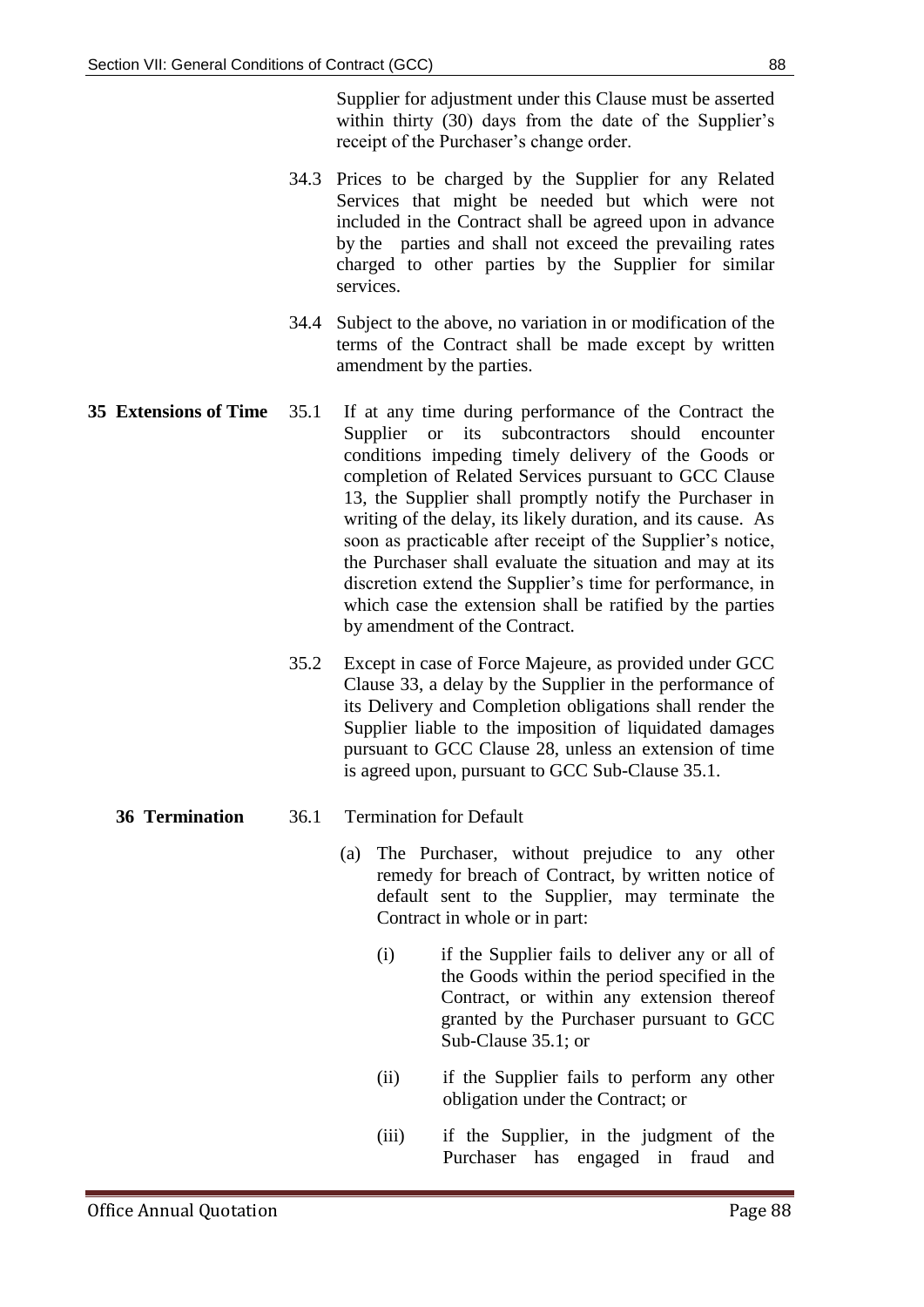Supplier for adjustment under this Clause must be asserted within thirty (30) days from the date of the Supplier's receipt of the Purchaser's change order.

34.3 Prices to be charged by the Supplier for any Related Services that might be needed but which were not included in the Contract shall be agreed upon in advance by the parties and shall not exceed the prevailing rates charged to other parties by the Supplier for similar services.

34.4 Subject to the above, no variation in or modification of the terms of the Contract shall be made except by written amendment by the parties.

**35 Extensions of Time**

35.1 If at any time during performance of the Contract the Supplier or its subcontractors should encounter conditions impeding timely delivery of the Goods or completion of Related Services pursuant to GCC Clause 13, the Supplier shall promptly notify the Purchaser in writing of the delay, its likely duration, and its cause. As soon as practicable after receipt of the Supplier's notice, the Purchaser shall evaluate the situation and may at its discretion extend the Supplier's time for performance, in which case the extension shall be ratified by the parties by amendment of the Contract.

35.2 Except in case of Force Majeure, as provided under GCC Clause 33, a delay by the Supplier in the performance of its Delivery and Completion obligations shall render the Supplier liable to the imposition of liquidated damages pursuant to GCC Clause 28, unless an extension of time is agreed upon, pursuant to GCC Sub-Clause 35.1.

**36 Termination**

36.1 Termination for Default

(a) The Purchaser, without prejudice to any other remedy for breach of Contract, by written notice of default sent to the Supplier, may terminate the Contract in whole or in part:

(i) if the Supplier fails to deliver any or all of the Goods within the period specified in the Contract, or within any extension thereof granted by the Purchaser pursuant to GCC Sub-Clause 35.1; or

(ii) if the Supplier fails to perform any other obligation under the Contract; or

(iii) if the Supplier, in the judgment of the Purchaser has engaged in fraud and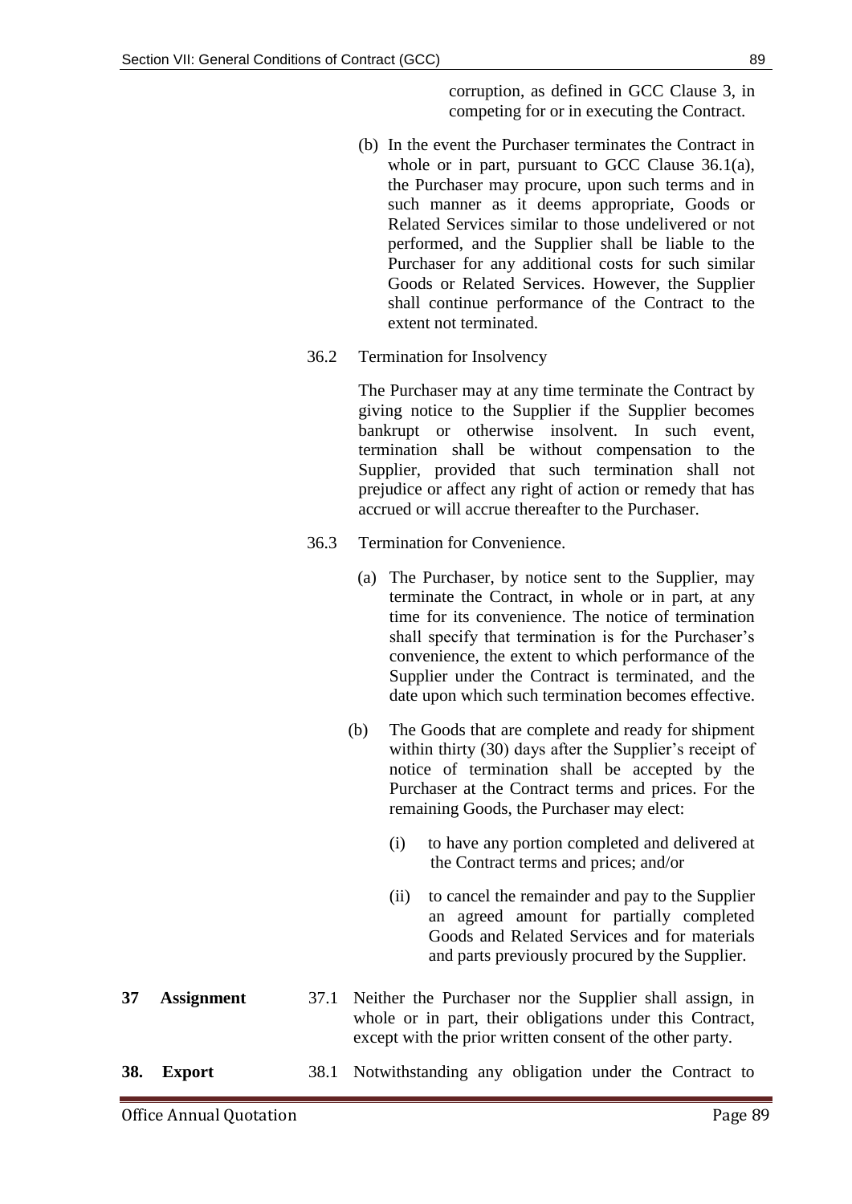corruption, as defined in GCC Clause 3, in competing for or in executing the Contract.

(b) In the event the Purchaser terminates the Contract in whole or in part, pursuant to GCC Clause 36.1(a), the Purchaser may procure, upon such terms and in such manner as it deems appropriate, Goods or Related Services similar to those undelivered or not performed, and the Supplier shall be liable to the Purchaser for any additional costs for such similar Goods or Related Services. However, the Supplier shall continue performance of the Contract to the extent not terminated.

36.2 Termination for Insolvency

The Purchaser may at any time terminate the Contract by giving notice to the Supplier if the Supplier becomes bankrupt or otherwise insolvent. In such event, termination shall be without compensation to the Supplier, provided that such termination shall not prejudice or affect any right of action or remedy that has accrued or will accrue thereafter to the Purchaser.

36.3 Termination for Convenience.

(a) The Purchaser, by notice sent to the Supplier, may terminate the Contract, in whole or in part, at any time for its convenience. The notice of termination shall specify that termination is for the Purchaser's convenience, the extent to which performance of the Supplier under the Contract is terminated, and the date upon which such termination becomes effective.

(b) The Goods that are complete and ready for shipment within thirty (30) days after the Supplier's receipt of notice of termination shall be accepted by the Purchaser at the Contract terms and prices. For the remaining Goods, the Purchaser may elect:

(i) to have any portion completed and delivered at the Contract terms and prices; and/or

(ii) to cancel the remainder and pay to the Supplier an agreed amount for partially completed Goods and Related Services and for materials and parts previously procured by the Supplier.

**37 Assignment**

37.1 Neither the Purchaser nor the Supplier shall assign, in whole or in part, their obligations under this Contract, except with the prior written consent of the other party.

**38. Export**

38.1 Notwithstanding any obligation under the Contract to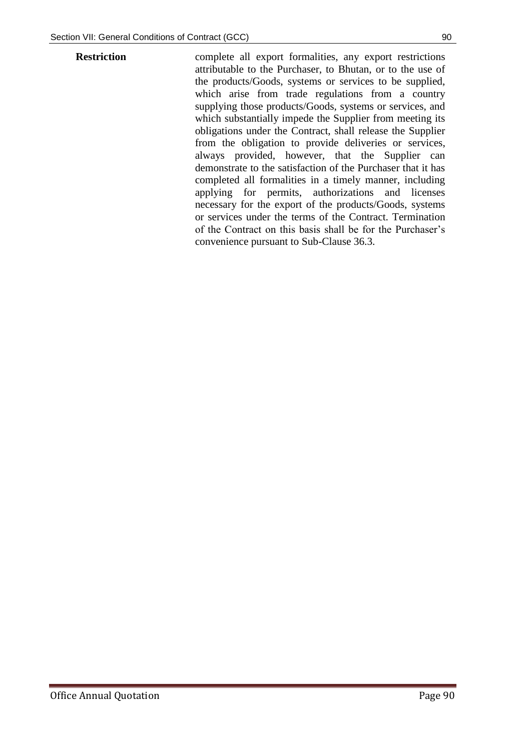**Restriction**

complete all export formalities, any export restrictions attributable to the Purchaser, to Bhutan, or to the use of the products/Goods, systems or services to be supplied, which arise from trade regulations from a country supplying those products/Goods, systems or services, and which substantially impede the Supplier from meeting its obligations under the Contract, shall release the Supplier from the obligation to provide deliveries or services, always provided, however, that the Supplier can demonstrate to the satisfaction of the Purchaser that it has completed all formalities in a timely manner, including applying for permits, authorizations and licenses necessary for the export of the products/Goods, systems or services under the terms of the Contract. Termination of the Contract on this basis shall be for the Purchaser's convenience pursuant to Sub-Clause 36.3.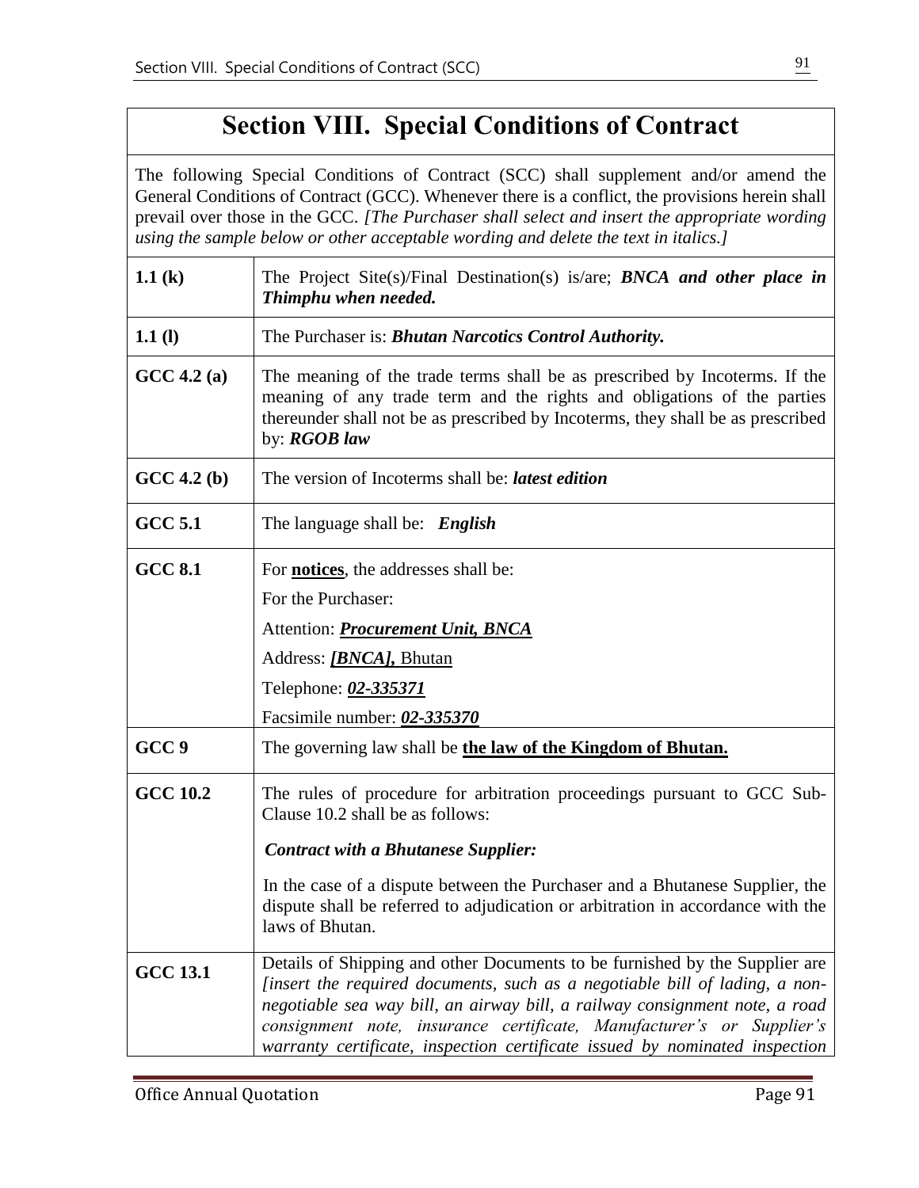# Section VIII. Special Conditions of Contract

The following Special Conditions of Contract (SCC) shall supplement and/or amend the General Conditions of Contract (GCC). Whenever there is a conflict, the provisions herein shall prevail over those in the GCC. *[The Purchaser shall select and insert the appropriate wording using the sample below or other acceptable wording and delete the text in italics.]*

| | |
|---|---|
| **1.1 (k)** | The Project Site(s)/Final Destination(s) is/are; ***BNCA and other place in Thimphu when needed.*** |
| **1.1 (l)** | The Purchaser is: ***Bhutan Narcotics Control Authority.*** |
| **GCC 4.2 (a)** | The meaning of the trade terms shall be as prescribed by Incoterms. If the meaning of any trade term and the rights and obligations of the parties thereunder shall not be as prescribed by Incoterms, they shall be as prescribed by: ***RGOB law*** |
| **GCC 4.2 (b)** | The version of Incoterms shall be: ***latest edition*** |
| **GCC 5.1** | The language shall be: ***English*** |
| **GCC 8.1** | For **notices**, the addresses shall be:<br>For the Purchaser:<br>Attention: ***Procurement Unit, BNCA***<br>Address: ***[BNCA],*** Bhutan<br>Telephone: ***02-335371***<br>Facsimile number: ***02-335370*** |
| **GCC 9** | The governing law shall be **the law of the Kingdom of Bhutan.** |
| **GCC 10.2** | The rules of procedure for arbitration proceedings pursuant to GCC Sub-Clause 10.2 shall be as follows:<br>***Contract with a Bhutanese Supplier:***<br>In the case of a dispute between the Purchaser and a Bhutanese Supplier, the dispute shall be referred to adjudication or arbitration in accordance with the laws of Bhutan. |
| **GCC 13.1** | Details of Shipping and other Documents to be furnished by the Supplier are *[insert the required documents, such as a negotiable bill of lading, a non-negotiable sea way bill, an airway bill, a railway consignment note, a road consignment note, insurance certificate, Manufacturer's or Supplier's warranty certificate, inspection certificate issued by nominated inspection* |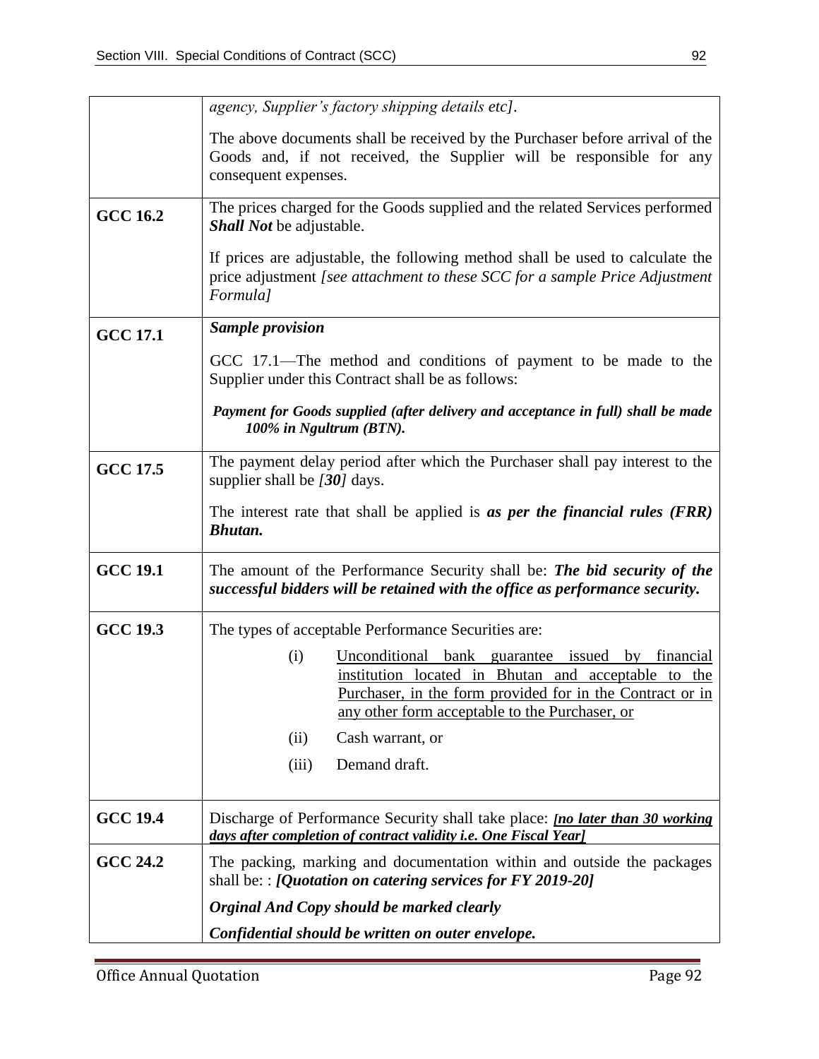| | |
|---|---|
| | *agency, Supplier's factory shipping details etc]*.<br><br>The above documents shall be received by the Purchaser before arrival of the Goods and, if not received, the Supplier will be responsible for any consequent expenses. |
| **GCC 16.2** | The prices charged for the Goods supplied and the related Services performed ***Shall Not*** be adjustable.<br><br>If prices are adjustable, the following method shall be used to calculate the price adjustment *[see attachment to these SCC for a sample Price Adjustment Formula]* |
| **GCC 17.1** | ***Sample provision***<br><br>GCC 17.1—The method and conditions of payment to be made to the Supplier under this Contract shall be as follows:<br><br>***Payment for Goods supplied (after delivery and acceptance in full) shall be made 100% in Ngultrum (BTN).*** |
| **GCC 17.5** | The payment delay period after which the Purchaser shall pay interest to the supplier shall be *[**30**]* days.<br><br>The interest rate that shall be applied is ***as per the financial rules (FRR) Bhutan.*** |
| **GCC 19.1** | The amount of the Performance Security shall be: ***The bid security of the successful bidders will be retained with the office as performance security.*** |
| **GCC 19.3** | The types of acceptable Performance Securities are:<br>(i) Unconditional bank guarantee issued by financial institution located in Bhutan and acceptable to the Purchaser, in the form provided for in the Contract or in any other form acceptable to the Purchaser, or<br>(ii) Cash warrant, or<br>(iii) Demand draft. |
| **GCC 19.4** | Discharge of Performance Security shall take place: ***[no later than 30 working days after completion of contract validity i.e. One Fiscal Year]*** |
| **GCC 24.2** | The packing, marking and documentation within and outside the packages shall be: : ***[Quotation on catering services for FY 2019-20]***<br><br>***Orginal And Copy should be marked clearly***<br><br>***Confidential should be written on outer envelope.*** |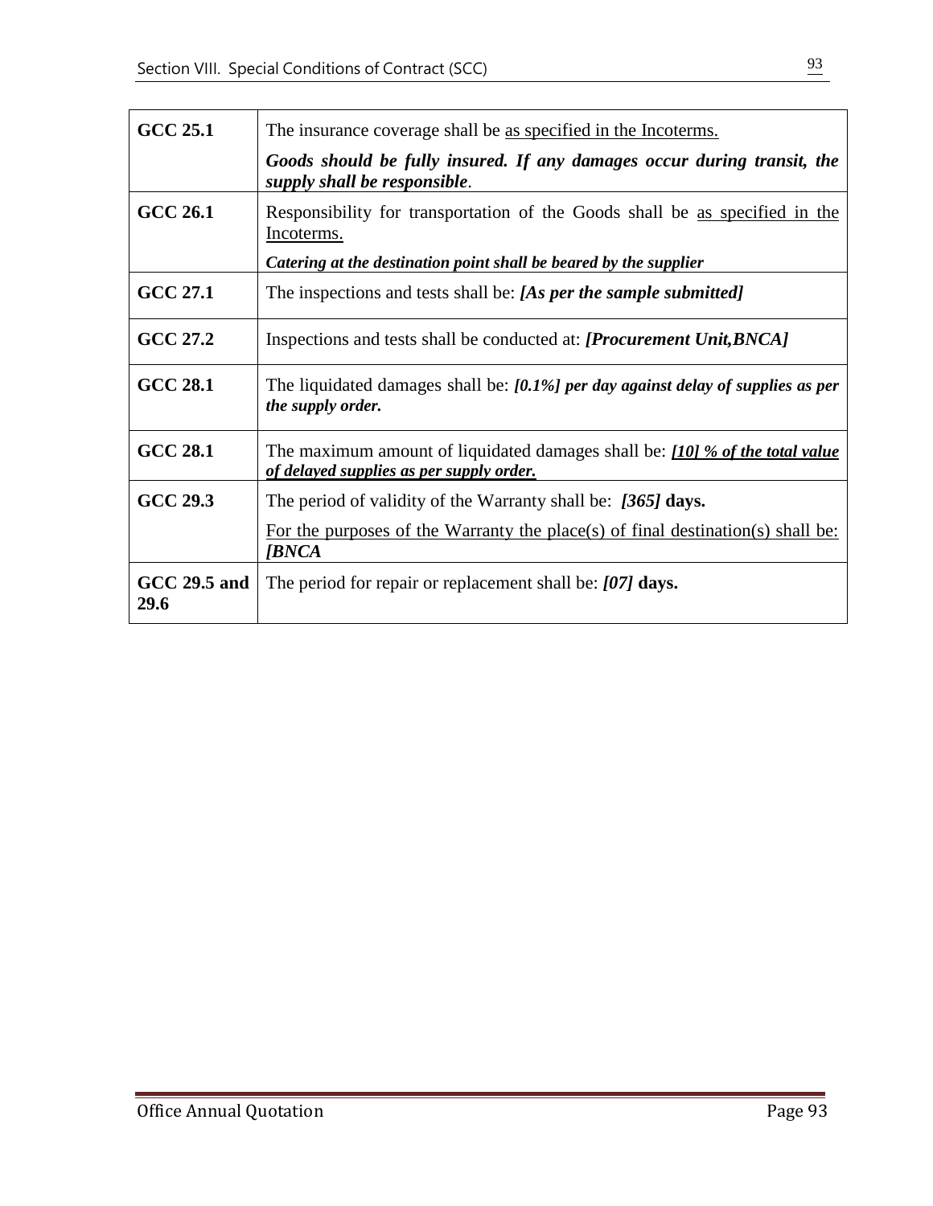| | |
|---|---|
| **GCC 25.1** | The insurance coverage shall be as specified in the Incoterms.<br>***Goods should be fully insured. If any damages occur during transit, the supply shall be responsible***. |
| **GCC 26.1** | Responsibility for transportation of the Goods shall be as specified in the Incoterms.<br>***Catering at the destination point shall be beared by the supplier*** |
| **GCC 27.1** | The inspections and tests shall be: ***[As per the sample submitted]*** |
| **GCC 27.2** | Inspections and tests shall be conducted at: ***[Procurement Unit,BNCA]*** |
| **GCC 28.1** | The liquidated damages shall be: ***[0.1%] per day against delay of supplies as per the supply order.*** |
| **GCC 28.1** | The maximum amount of liquidated damages shall be: ***[10] % of the total value of delayed supplies as per supply order.*** |
| **GCC 29.3** | The period of validity of the Warranty shall be: ***[365]*** **days.**<br>For the purposes of the Warranty the place(s) of final destination(s) shall be: ***[BNCA*** |
| **GCC 29.5 and 29.6** | The period for repair or replacement shall be: ***[07]*** **days.** |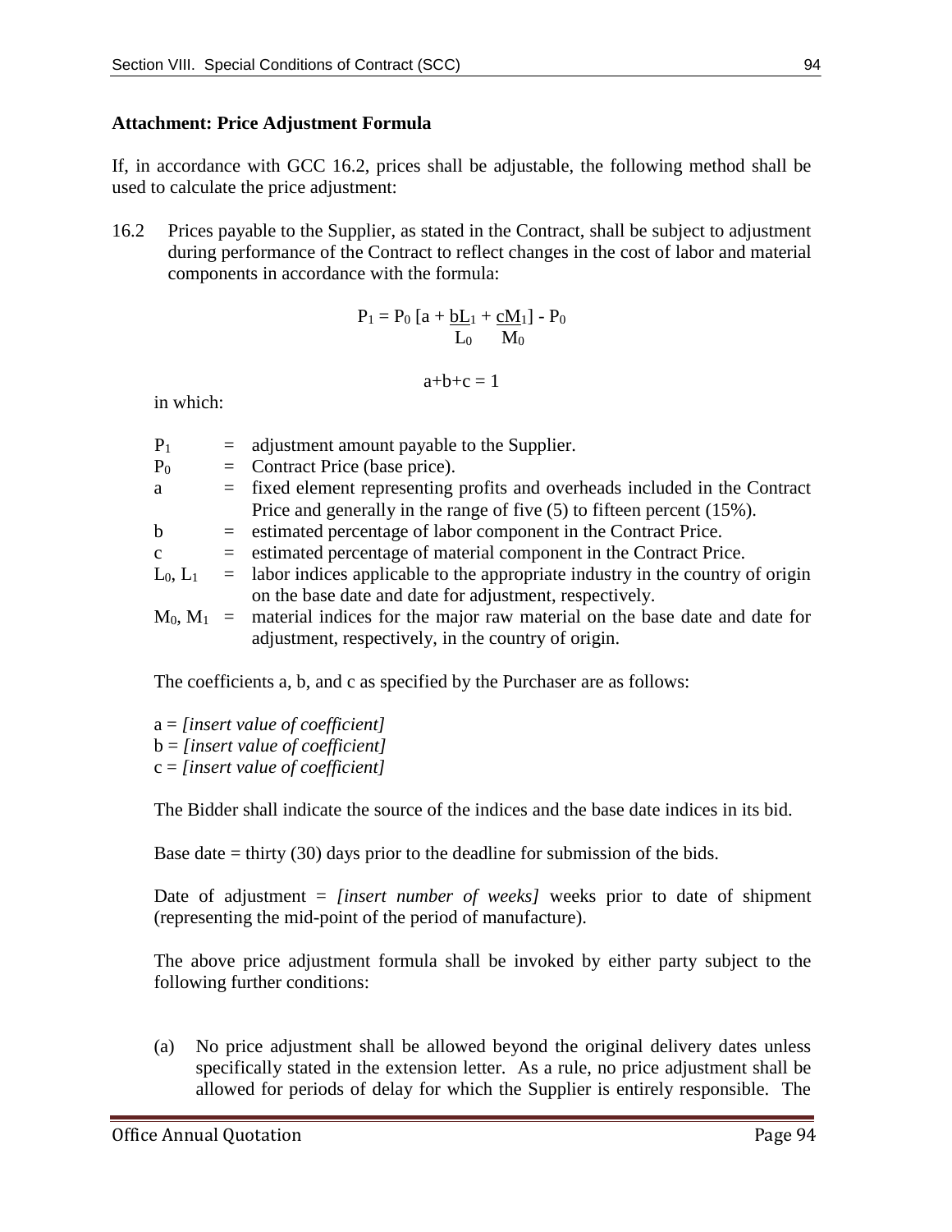**Attachment: Price Adjustment Formula**

If, in accordance with GCC 16.2, prices shall be adjustable, the following method shall be used to calculate the price adjustment:

16.2 Prices payable to the Supplier, as stated in the Contract, shall be subject to adjustment during performance of the Contract to reflect changes in the cost of labor and material components in accordance with the formula:

$$P_1 = P_0 \left[a + \frac{bL_1}{L_0} + \frac{cM_1}{M_0}\right] - P_0$$

$$a+b+c = 1$$

in which:

| | | |
|---|---|---|
| $P_1$ | = | adjustment amount payable to the Supplier. |
| $P_0$ | = | Contract Price (base price). |
| a | = | fixed element representing profits and overheads included in the Contract Price and generally in the range of five (5) to fifteen percent (15%). |
| b | = | estimated percentage of labor component in the Contract Price. |
| c | = | estimated percentage of material component in the Contract Price. |
| $L_0$, $L_1$ | = | labor indices applicable to the appropriate industry in the country of origin on the base date and date for adjustment, respectively. |
| $M_0$, $M_1$ | = | material indices for the major raw material on the base date and date for adjustment, respectively, in the country of origin. |

The coefficients a, b, and c as specified by the Purchaser are as follows:

a = *[insert value of coefficient]*
b = *[insert value of coefficient]*
c = *[insert value of coefficient]*

The Bidder shall indicate the source of the indices and the base date indices in its bid.

Base date = thirty (30) days prior to the deadline for submission of the bids.

Date of adjustment = *[insert number of weeks]* weeks prior to date of shipment (representing the mid-point of the period of manufacture).

The above price adjustment formula shall be invoked by either party subject to the following further conditions:

(a) No price adjustment shall be allowed beyond the original delivery dates unless specifically stated in the extension letter. As a rule, no price adjustment shall be allowed for periods of delay for which the Supplier is entirely responsible. The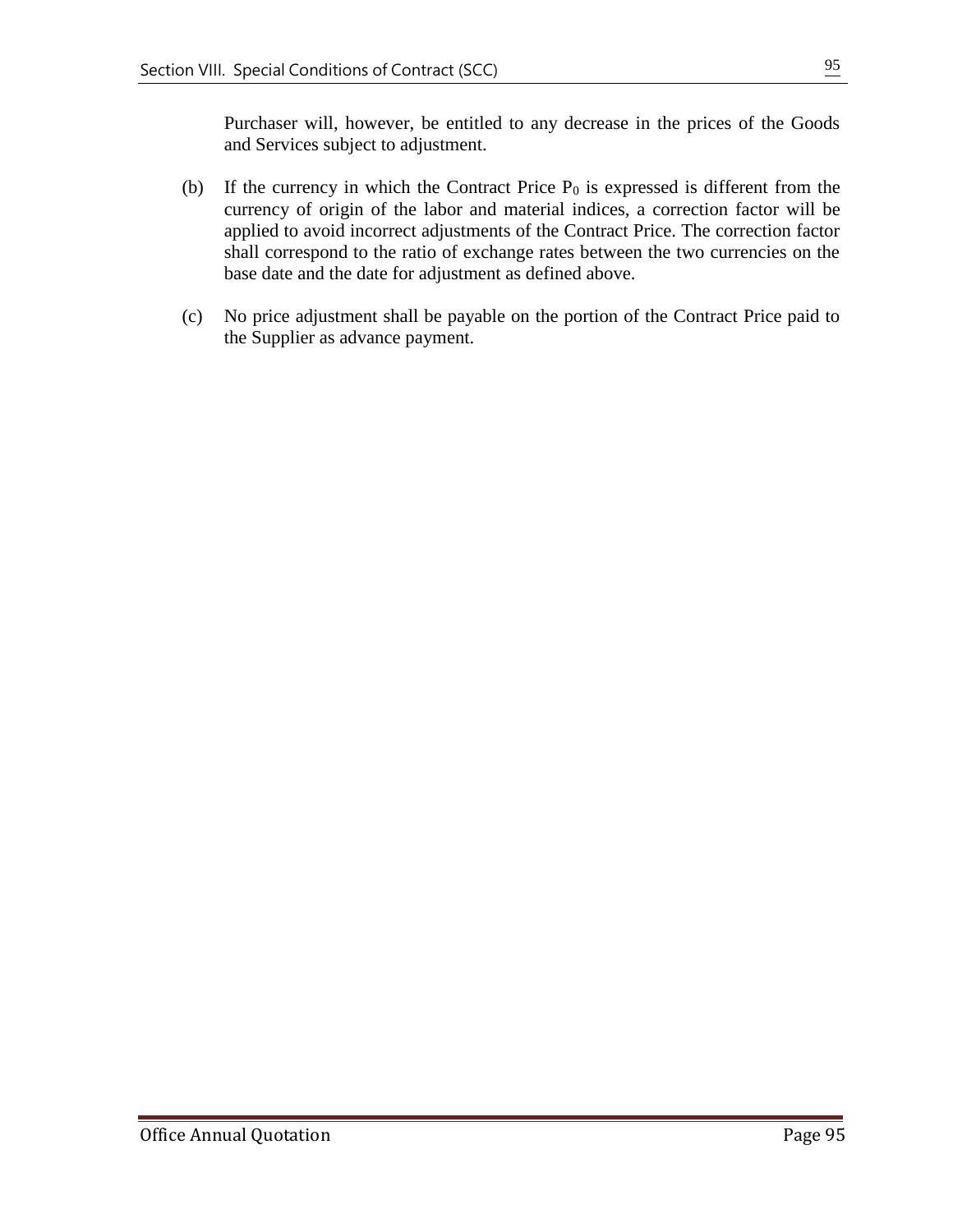Purchaser will, however, be entitled to any decrease in the prices of the Goods and Services subject to adjustment.

(b) If the currency in which the Contract Price $P_0$ is expressed is different from the currency of origin of the labor and material indices, a correction factor will be applied to avoid incorrect adjustments of the Contract Price. The correction factor shall correspond to the ratio of exchange rates between the two currencies on the base date and the date for adjustment as defined above.

(c) No price adjustment shall be payable on the portion of the Contract Price paid to the Supplier as advance payment.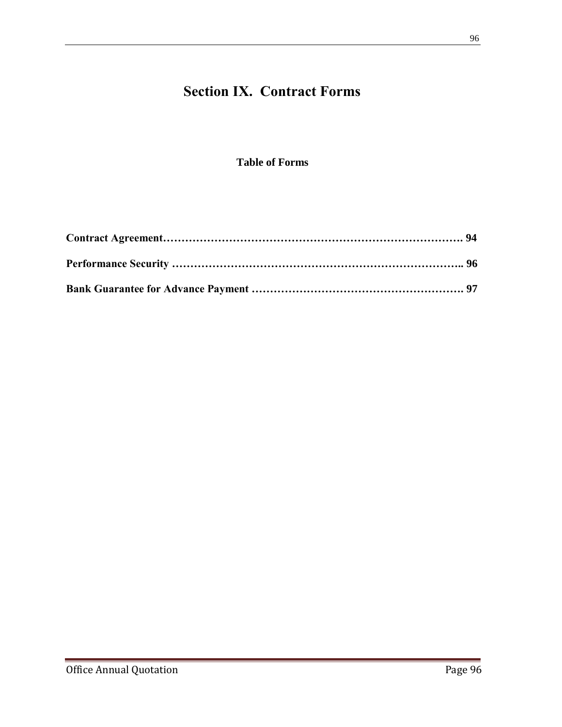# Section IX. Contract Forms

**Table of Forms**

**Contract Agreement………………………………………………………………………. 94**

**Performance Security ……………………………………………………………………….. 96**

**Bank Guarantee for Advance Payment …………………………………………………. 97**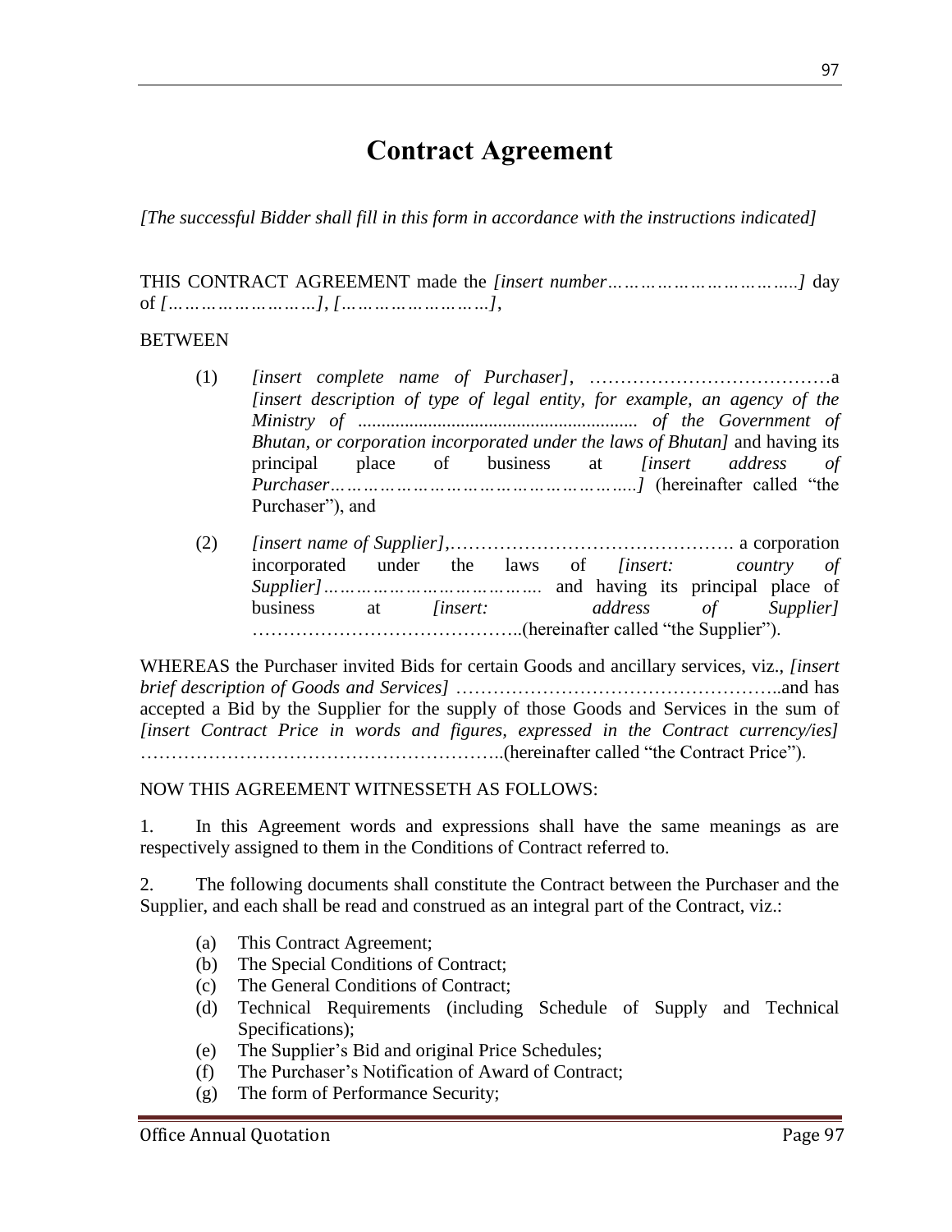# Contract Agreement

*[The successful Bidder shall fill in this form in accordance with the instructions indicated]*

THIS CONTRACT AGREEMENT made the *[insert number…………………………..]* day of *[……………………], […………………….]*,

BETWEEN

(1) *[insert complete name of Purchaser]*, …………………………………a *[insert description of type of legal entity, for example, an agency of the Ministry of ........................................................... of the Government of Bhutan, or corporation incorporated under the laws of Bhutan]* and having its principal place of business at *[insert address of Purchaser……………………………………………..]* (hereinafter called "the Purchaser"), and

(2) *[insert name of Supplier]*,………………………………………. a corporation incorporated under the laws of *[insert: country of Supplier]*………………………………. and having its principal place of business at *[insert: address of Supplier]* ……………………………………..(hereinafter called "the Supplier").

WHEREAS the Purchaser invited Bids for certain Goods and ancillary services, viz., *[insert brief description of Goods and Services]* …………………………………………..and has accepted a Bid by the Supplier for the supply of those Goods and Services in the sum of *[insert Contract Price in words and figures, expressed in the Contract currency/ies]* ………………………………………………..(hereinafter called "the Contract Price").

NOW THIS AGREEMENT WITNESSETH AS FOLLOWS:

1. In this Agreement words and expressions shall have the same meanings as are respectively assigned to them in the Conditions of Contract referred to.

2. The following documents shall constitute the Contract between the Purchaser and the Supplier, and each shall be read and construed as an integral part of the Contract, viz.:

(a) This Contract Agreement;
(b) The Special Conditions of Contract;
(c) The General Conditions of Contract;
(d) Technical Requirements (including Schedule of Supply and Technical Specifications);
(e) The Supplier's Bid and original Price Schedules;
(f) The Purchaser's Notification of Award of Contract;
(g) The form of Performance Security;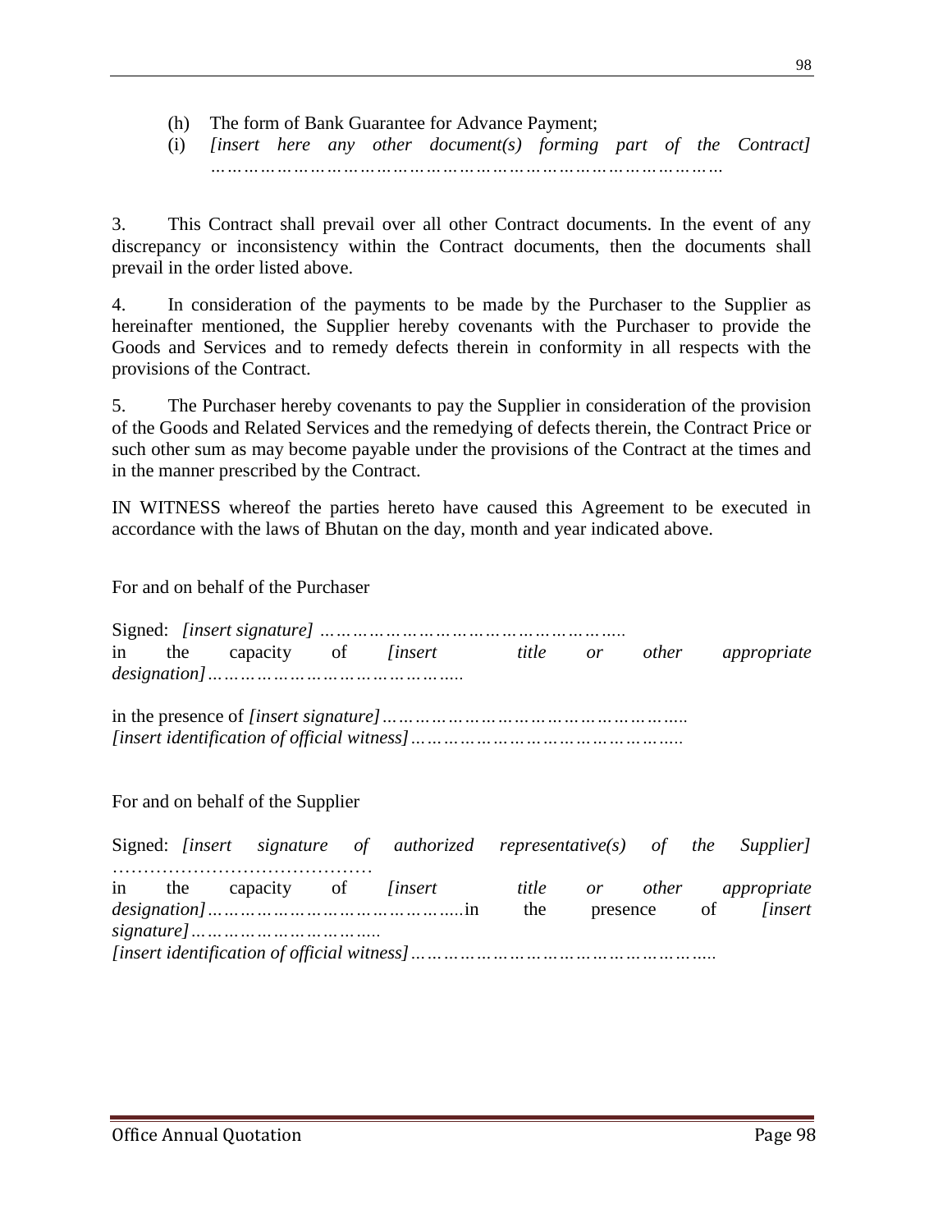(h) The form of Bank Guarantee for Advance Payment;

(i) *[insert here any other document(s) forming part of the Contract] ……………………………………………………………………………*

3. This Contract shall prevail over all other Contract documents. In the event of any discrepancy or inconsistency within the Contract documents, then the documents shall prevail in the order listed above.

4. In consideration of the payments to be made by the Purchaser to the Supplier as hereinafter mentioned, the Supplier hereby covenants with the Purchaser to provide the Goods and Services and to remedy defects therein in conformity in all respects with the provisions of the Contract.

5. The Purchaser hereby covenants to pay the Supplier in consideration of the provision of the Goods and Related Services and the remedying of defects therein, the Contract Price or such other sum as may become payable under the provisions of the Contract at the times and in the manner prescribed by the Contract.

IN WITNESS whereof the parties hereto have caused this Agreement to be executed in accordance with the laws of Bhutan on the day, month and year indicated above.

For and on behalf of the Purchaser

Signed: *[insert signature] ………………………………………………..*
in the capacity of *[insert title or other appropriate designation]………………………………………..*

in the presence of *[insert signature]……………………………………………..*
*[insert identification of official witness]…………………………………………..*

For and on behalf of the Supplier

Signed: *[insert signature of authorized representative(s) of the Supplier]* ……………………………………
in the capacity of *[insert title or other appropriate designation]……………………………………..*in the presence of *[insert signature]…………………………..*
*[insert identification of official witness]………………………………………………..*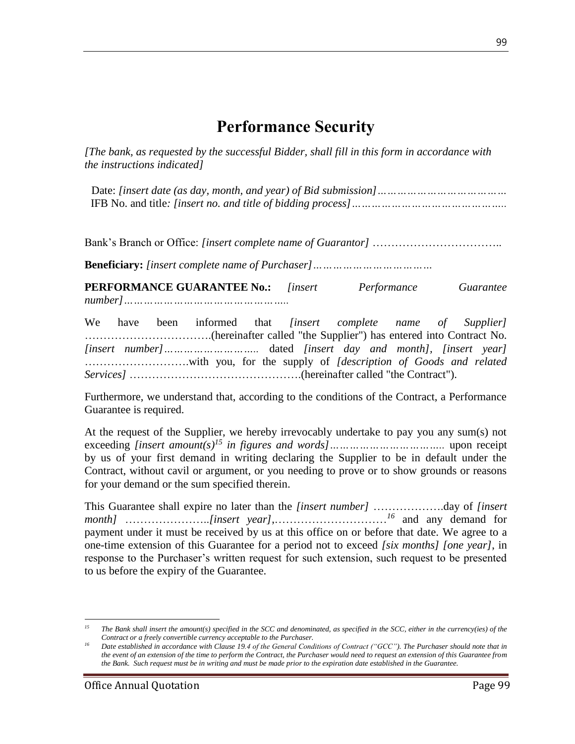# Performance Security

*[The bank, as requested by the successful Bidder, shall fill in this form in accordance with the instructions indicated]*

Date: *[insert date (as day, month, and year) of Bid submission]…………………………………*
IFB No. and title*: [insert no. and title of bidding process]……………………………………..*

Bank's Branch or Office: *[insert complete name of Guarantor]* ……………………………..

**Beneficiary:** *[insert complete name of Purchaser]……………………………*

**PERFORMANCE GUARANTEE No.:** *[insert Performance Guarantee number]…………………………………………..*

We have been informed that *[insert complete name of Supplier]* …………………………….(hereinafter called "the Supplier") has entered into Contract No. *[insert number]……………………..* dated *[insert day and month]*, *[insert year]* ……………………….with you, for the supply of *[description of Goods and related Services]* ……………………………………….(hereinafter called "the Contract").

Furthermore, we understand that, according to the conditions of the Contract, a Performance Guarantee is required.

At the request of the Supplier, we hereby irrevocably undertake to pay you any sum(s) not exceeding *[insert amount(s)*[15] *in figures and words]…………………………..* upon receipt by us of your first demand in writing declaring the Supplier to be in default under the Contract, without cavil or argument, or you needing to prove or to show grounds or reasons for your demand or the sum specified therein.

This Guarantee shall expire no later than the *[insert number]* ……………….day of *[insert month]* …………………..*[insert year]*,…………………………[16] and any demand for payment under it must be received by us at this office on or before that date. We agree to a one-time extension of this Guarantee for a period not to exceed *[six months] [one year]*, in response to the Purchaser's written request for such extension, such request to be presented to us before the expiry of the Guarantee.

---

[15] *The Bank shall insert the amount(s) specified in the SCC and denominated, as specified in the SCC, either in the currency(ies) of the Contract or a freely convertible currency acceptable to the Purchaser.*

[16] *Date established in accordance with Clause 19.4 of the General Conditions of Contract ("GCC"). The Purchaser should note that in the event of an extension of the time to perform the Contract, the Purchaser would need to request an extension of this Guarantee from the Bank. Such request must be in writing and must be made prior to the expiration date established in the Guarantee.*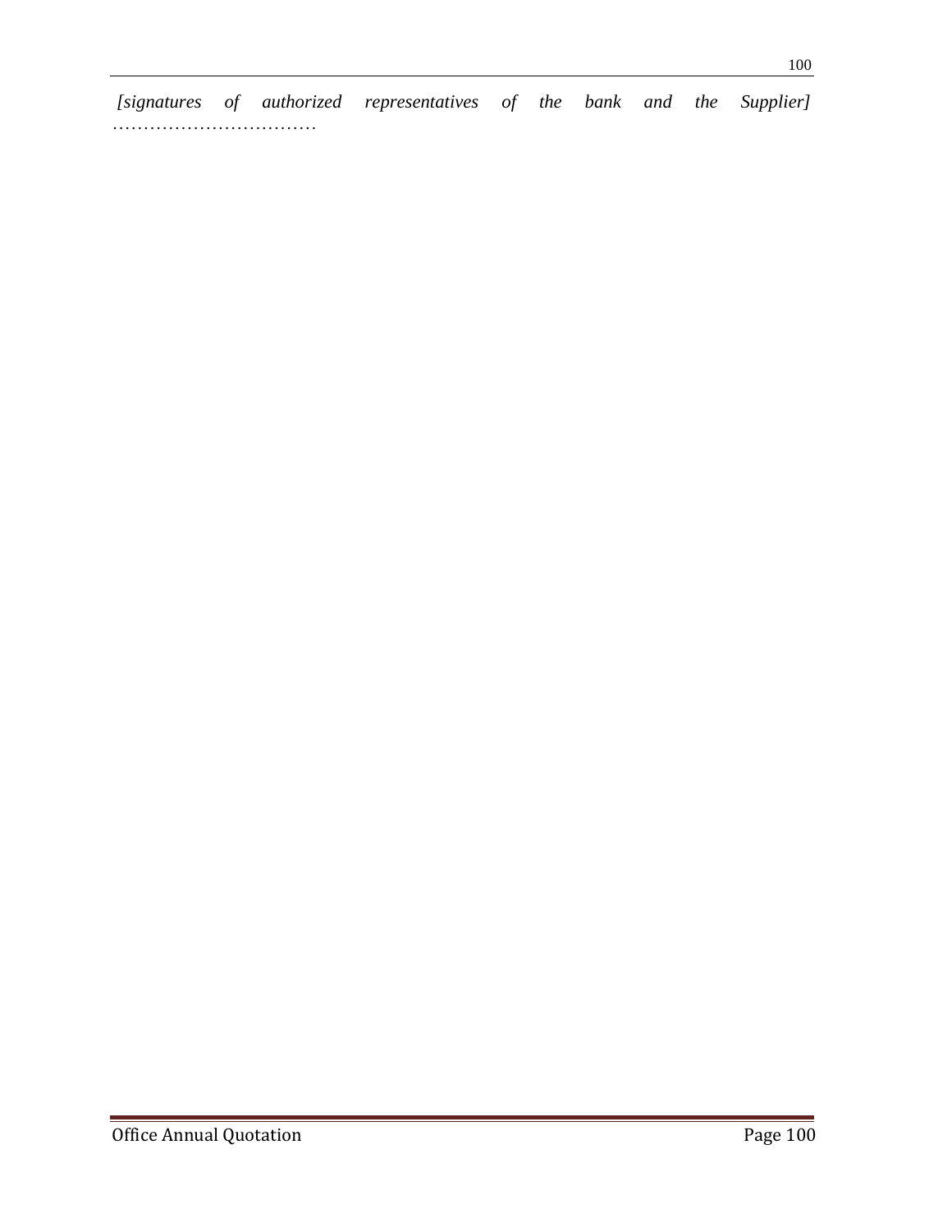*[signatures of authorized representatives of the bank and the Supplier]*
……………………………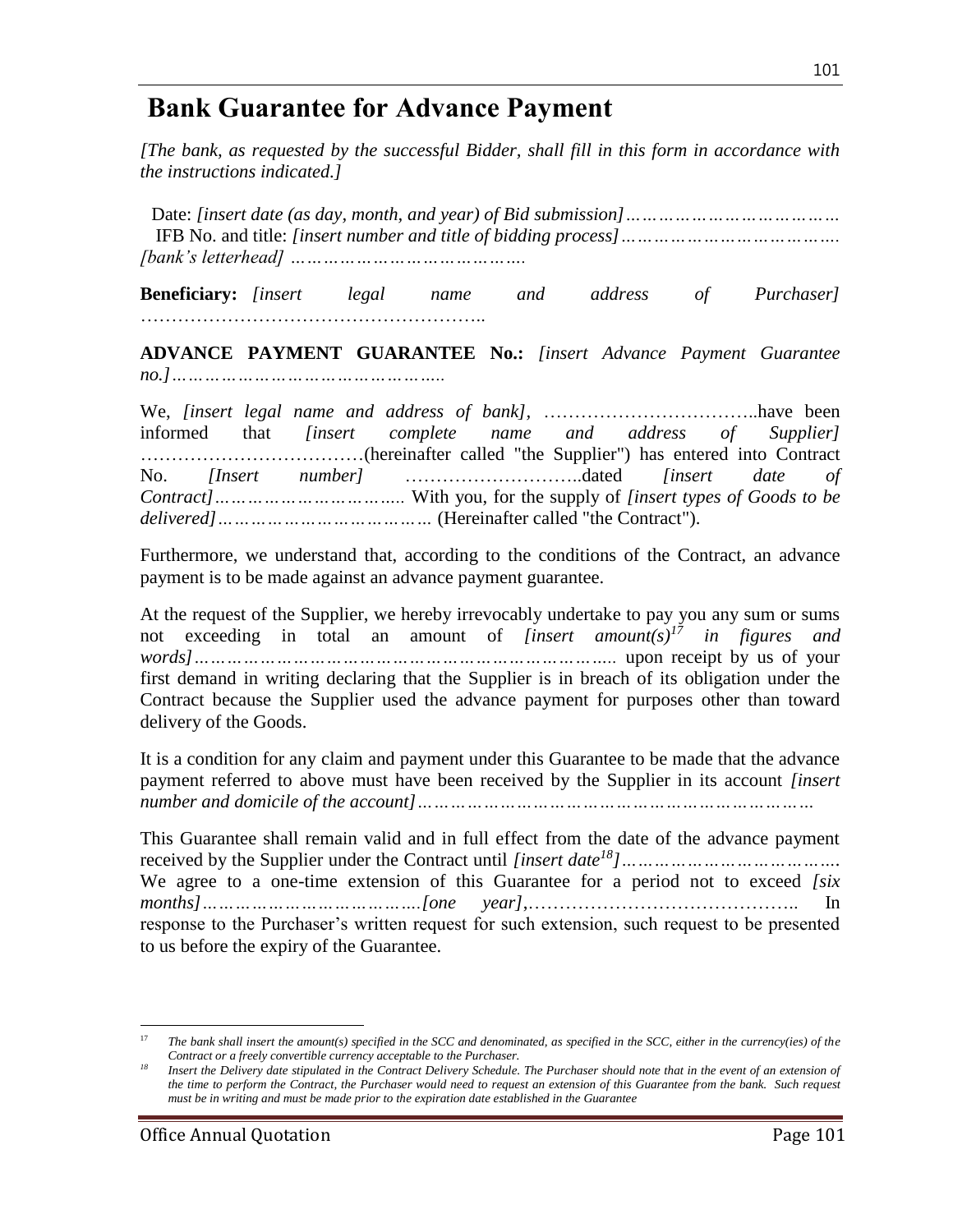# Bank Guarantee for Advance Payment

*[The bank, as requested by the successful Bidder, shall fill in this form in accordance with the instructions indicated.]*

Date: *[insert date (as day, month, and year) of Bid submission]…………………………………*
IFB No. and title: *[insert number and title of bidding process]……………………………….*
*[bank's letterhead] …………………………………….*

**Beneficiary:** *[insert legal name and address of Purchaser]* ………………………………………………..

**ADVANCE PAYMENT GUARANTEE No.:** *[insert Advance Payment Guarantee no.]…………………………………………..*

We, *[insert legal name and address of bank]*, ……………………………..have been informed that *[insert complete name and address of Supplier]* ………………………………(hereinafter called "the Supplier") has entered into Contract No. *[Insert number]* ………………………..dated *[insert date of Contract]……………………………* With you, for the supply of *[insert types of Goods to be delivered]…………………………………* (Hereinafter called "the Contract").

Furthermore, we understand that, according to the conditions of the Contract, an advance payment is to be made against an advance payment guarantee.

At the request of the Supplier, we hereby irrevocably undertake to pay you any sum or sums not exceeding in total an amount of *[insert amount(s)[17] in figures and words]…………………………………………………………………..* upon receipt by us of your first demand in writing declaring that the Supplier is in breach of its obligation under the Contract because the Supplier used the advance payment for purposes other than toward delivery of the Goods.

It is a condition for any claim and payment under this Guarantee to be made that the advance payment referred to above must have been received by the Supplier in its account *[insert number and domicile of the account]…………………………………………………………………*

This Guarantee shall remain valid and in full effect from the date of the advance payment received by the Supplier under the Contract until *[insert date[18]]………………………………….* We agree to a one-time extension of this Guarantee for a period not to exceed *[six months]………………………………….[one year]*,…………………………………….. In response to the Purchaser's written request for such extension, such request to be presented to us before the expiry of the Guarantee.

---

[17] *The bank shall insert the amount(s) specified in the SCC and denominated, as specified in the SCC, either in the currency(ies) of the Contract or a freely convertible currency acceptable to the Purchaser.*

[18] *Insert the Delivery date stipulated in the Contract Delivery Schedule. The Purchaser should note that in the event of an extension of the time to perform the Contract, the Purchaser would need to request an extension of this Guarantee from the bank. Such request must be in writing and must be made prior to the expiration date established in the Guarantee*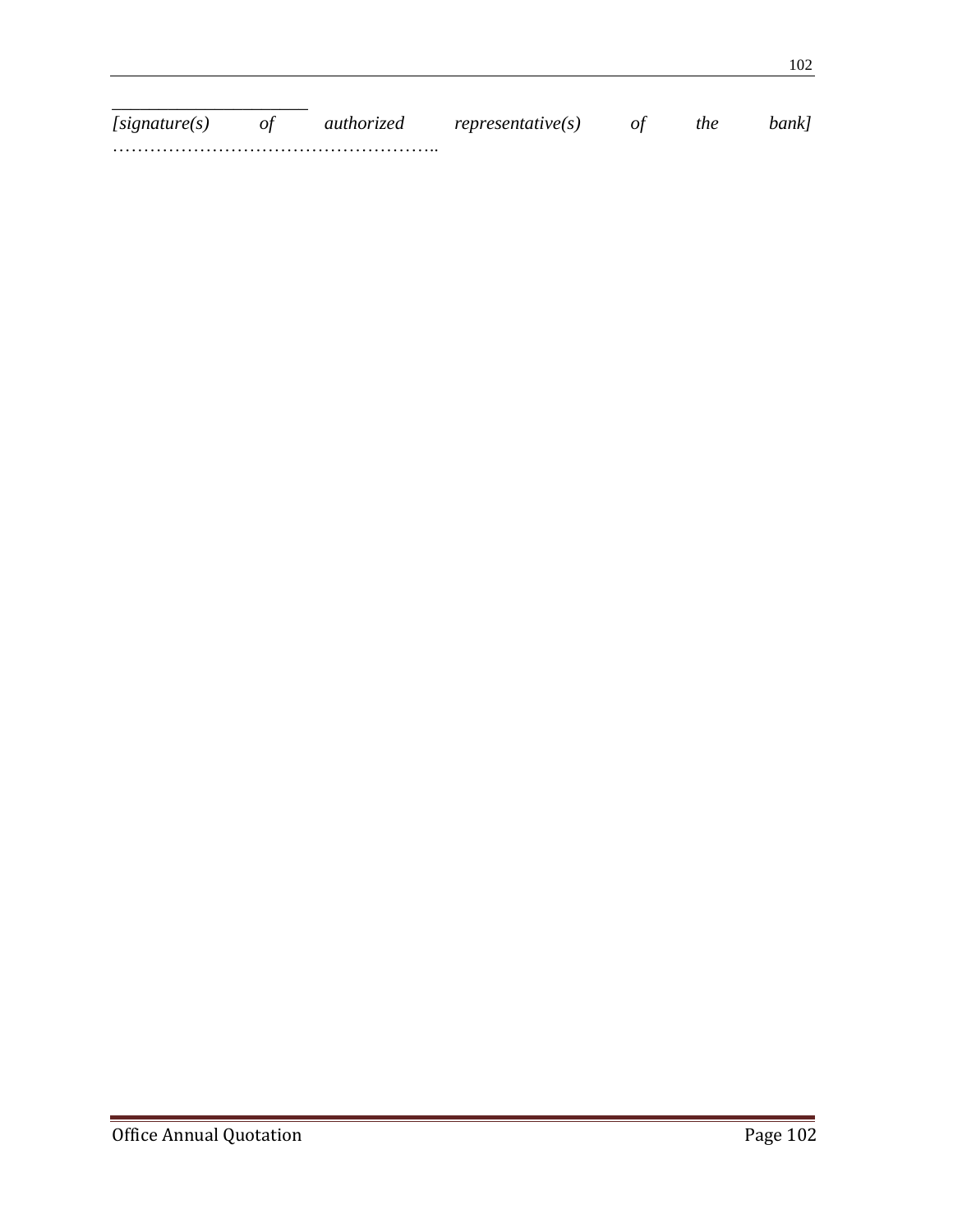_______________________

*[signature(s) of authorized representative(s) of the bank]*
……………………………………………..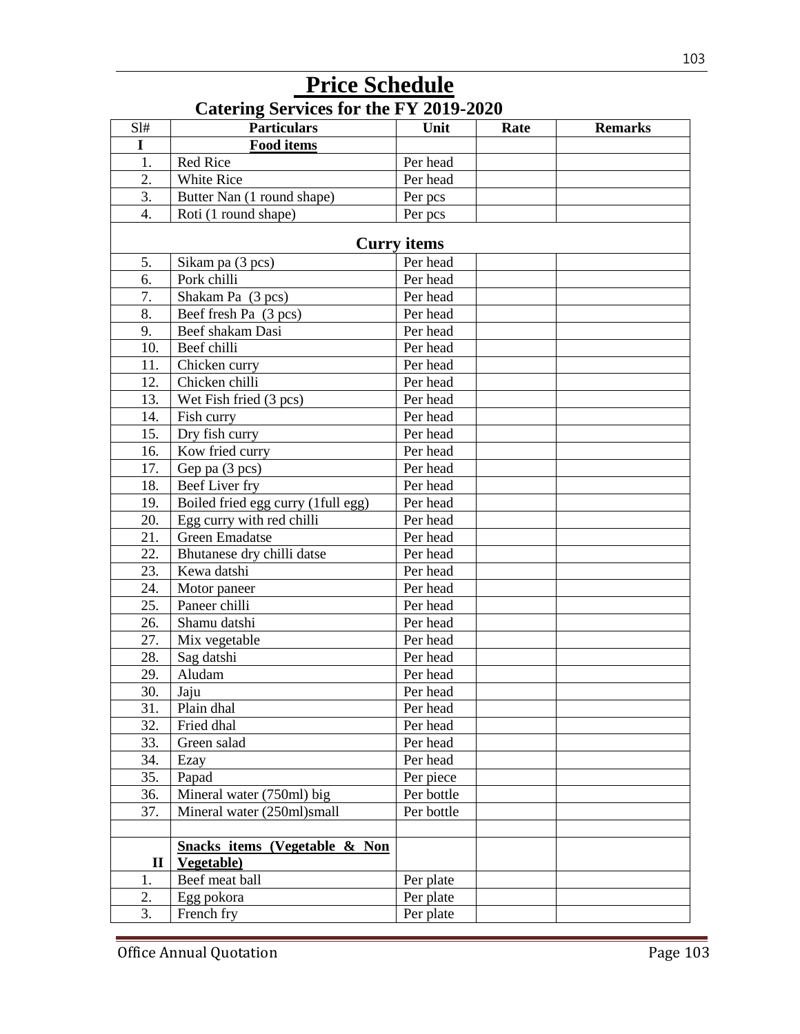# Price Schedule

## Catering Services for the FY 2019-2020

| Sl# | Particulars | Unit | Rate | Remarks |
|---|---|---|---|---|
| **I** | **Food items** | | | |
| 1. | Red Rice | Per head | | |
| 2. | White Rice | Per head | | |
| 3. | Butter Nan (1 round shape) | Per pcs | | |
| 4. | Roti (1 round shape) | Per pcs | | |
| | **Curry items** | | | |
| 5. | Sikam pa (3 pcs) | Per head | | |
| 6. | Pork chilli | Per head | | |
| 7. | Shakam Pa (3 pcs) | Per head | | |
| 8. | Beef fresh Pa (3 pcs) | Per head | | |
| 9. | Beef shakam Dasi | Per head | | |
| 10. | Beef chilli | Per head | | |
| 11. | Chicken curry | Per head | | |
| 12. | Chicken chilli | Per head | | |
| 13. | Wet Fish fried (3 pcs) | Per head | | |
| 14. | Fish curry | Per head | | |
| 15. | Dry fish curry | Per head | | |
| 16. | Kow fried curry | Per head | | |
| 17. | Gep pa (3 pcs) | Per head | | |
| 18. | Beef Liver fry | Per head | | |
| 19. | Boiled fried egg curry (1full egg) | Per head | | |
| 20. | Egg curry with red chilli | Per head | | |
| 21. | Green Emadatse | Per head | | |
| 22. | Bhutanese dry chilli datse | Per head | | |
| 23. | Kewa datshi | Per head | | |
| 24. | Motor paneer | Per head | | |
| 25. | Paneer chilli | Per head | | |
| 26. | Shamu datshi | Per head | | |
| 27. | Mix vegetable | Per head | | |
| 28. | Sag datshi | Per head | | |
| 29. | Aludam | Per head | | |
| 30. | Jaju | Per head | | |
| 31. | Plain dhal | Per head | | |
| 32. | Fried dhal | Per head | | |
| 33. | Green salad | Per head | | |
| 34. | Ezay | Per head | | |
| 35. | Papad | Per piece | | |
| 36. | Mineral water (750ml) big | Per bottle | | |
| 37. | Mineral water (250ml)small | Per bottle | | |
| | | | | |
| **II** | **Snacks items (Vegetable & Non Vegetable)** | | | |
| 1. | Beef meat ball | Per plate | | |
| 2. | Egg pokora | Per plate | | |
| 3. | French fry | Per plate | | |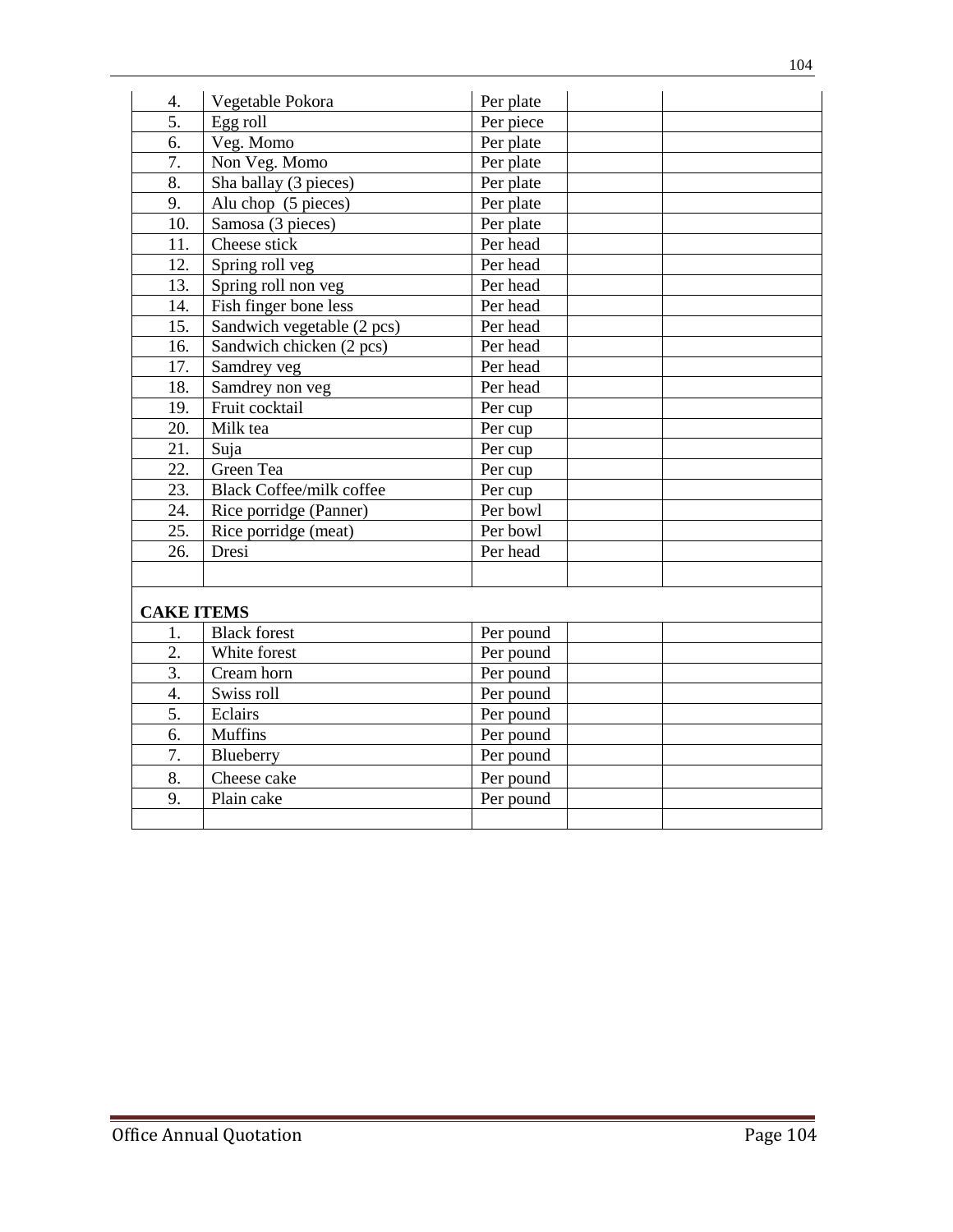| | | | | |
|---|---|---|---|---|
| 4. | Vegetable Pokora | Per plate | | |
| 5. | Egg roll | Per piece | | |
| 6. | Veg. Momo | Per plate | | |
| 7. | Non Veg. Momo | Per plate | | |
| 8. | Sha ballay (3 pieces) | Per plate | | |
| 9. | Alu chop (5 pieces) | Per plate | | |
| 10. | Samosa (3 pieces) | Per plate | | |
| 11. | Cheese stick | Per head | | |
| 12. | Spring roll veg | Per head | | |
| 13. | Spring roll non veg | Per head | | |
| 14. | Fish finger bone less | Per head | | |
| 15. | Sandwich vegetable (2 pcs) | Per head | | |
| 16. | Sandwich chicken (2 pcs) | Per head | | |
| 17. | Samdrey veg | Per head | | |
| 18. | Samdrey non veg | Per head | | |
| 19. | Fruit cocktail | Per cup | | |
| 20. | Milk tea | Per cup | | |
| 21. | Suja | Per cup | | |
| 22. | Green Tea | Per cup | | |
| 23. | Black Coffee/milk coffee | Per cup | | |
| 24. | Rice porridge (Panner) | Per bowl | | |
| 25. | Rice porridge (meat) | Per bowl | | |
| 26. | Dresi | Per head | | |
| | | | | |
| **CAKE ITEMS** | | | | |
| 1. | Black forest | Per pound | | |
| 2. | White forest | Per pound | | |
| 3. | Cream horn | Per pound | | |
| 4. | Swiss roll | Per pound | | |
| 5. | Eclairs | Per pound | | |
| 6. | Muffins | Per pound | | |
| 7. | Blueberry | Per pound | | |
| 8. | Cheese cake | Per pound | | |
| 9. | Plain cake | Per pound | | |
| | | | | |